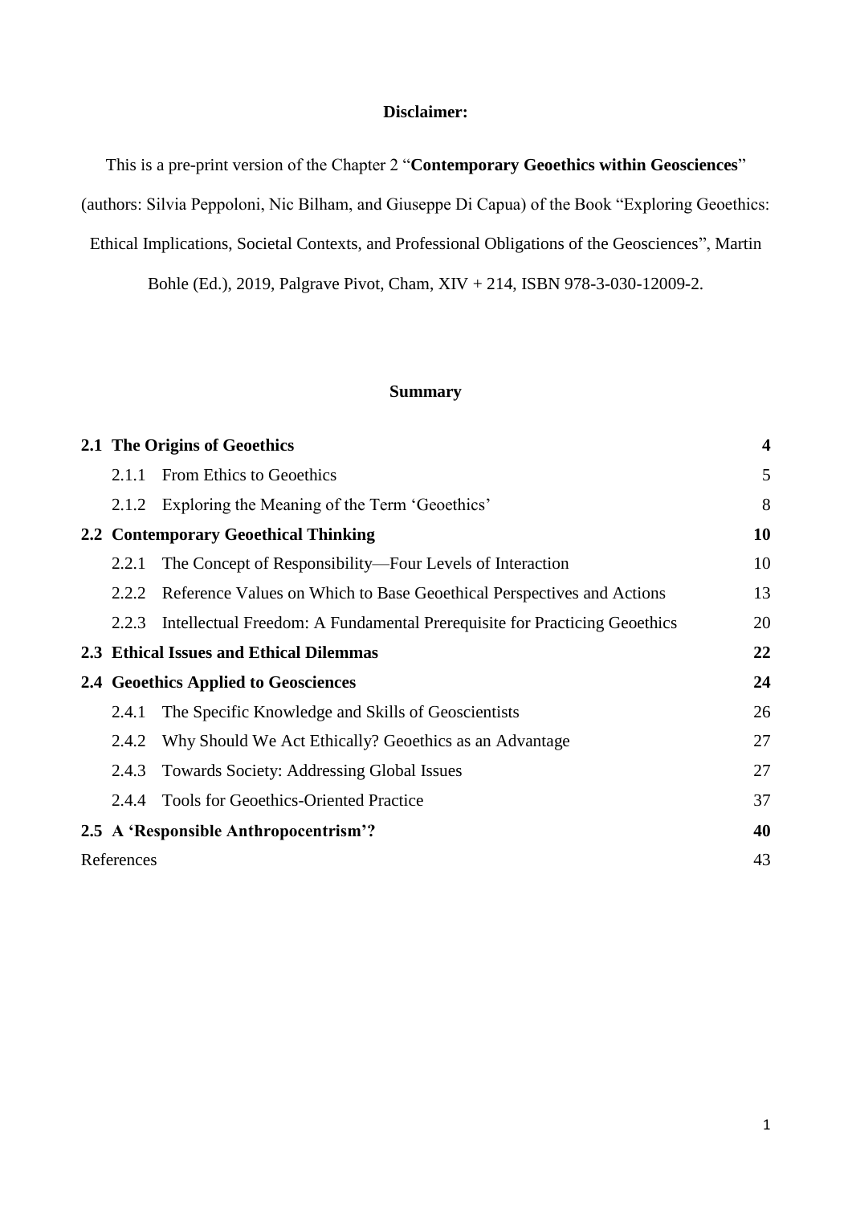**Disclaimer:**

This is a pre-print version of the Chapter 2 "**Contemporary Geoethics within Geosciences**" (authors: Silvia Peppoloni, Nic Bilham, and Giuseppe Di Capua) of the Book "Exploring Geoethics: Ethical Implications, Societal Contexts, and Professional Obligations of the Geosciences", Martin Bohle (Ed.), 2019, Palgrave Pivot, Cham, XIV + 214, ISBN 978-3-030-12009-2.

**Summary**

| | |
|---|---|
| **2.1 The Origins of Geoethics** | **4** |
| 2.1.1 From Ethics to Geoethics | 5 |
| 2.1.2 Exploring the Meaning of the Term 'Geoethics' | 8 |
| **2.2 Contemporary Geoethical Thinking** | **10** |
| 2.2.1 The Concept of Responsibility—Four Levels of Interaction | 10 |
| 2.2.2 Reference Values on Which to Base Geoethical Perspectives and Actions | 13 |
| 2.2.3 Intellectual Freedom: A Fundamental Prerequisite for Practicing Geoethics | 20 |
| **2.3 Ethical Issues and Ethical Dilemmas** | **22** |
| **2.4 Geoethics Applied to Geosciences** | **24** |
| 2.4.1 The Specific Knowledge and Skills of Geoscientists | 26 |
| 2.4.2 Why Should We Act Ethically? Geoethics as an Advantage | 27 |
| 2.4.3 Towards Society: Addressing Global Issues | 27 |
| 2.4.4 Tools for Geoethics-Oriented Practice | 37 |
| **2.5 A 'Responsible Anthropocentrism'?** | **40** |
| References | 43 |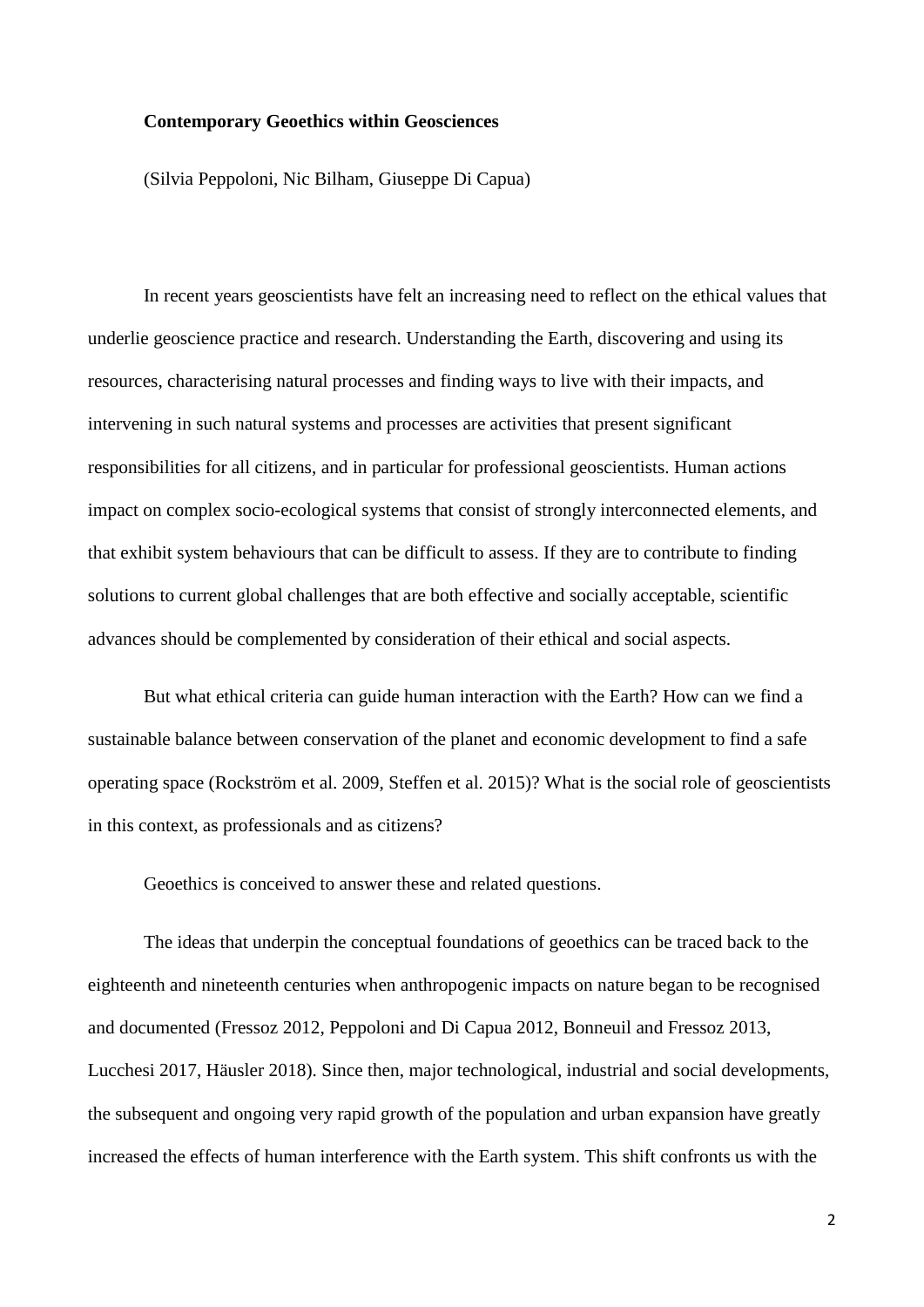**Contemporary Geoethics within Geosciences**

(Silvia Peppoloni, Nic Bilham, Giuseppe Di Capua)

In recent years geoscientists have felt an increasing need to reflect on the ethical values that underlie geoscience practice and research. Understanding the Earth, discovering and using its resources, characterising natural processes and finding ways to live with their impacts, and intervening in such natural systems and processes are activities that present significant responsibilities for all citizens, and in particular for professional geoscientists. Human actions impact on complex socio-ecological systems that consist of strongly interconnected elements, and that exhibit system behaviours that can be difficult to assess. If they are to contribute to finding solutions to current global challenges that are both effective and socially acceptable, scientific advances should be complemented by consideration of their ethical and social aspects.

But what ethical criteria can guide human interaction with the Earth? How can we find a sustainable balance between conservation of the planet and economic development to find a safe operating space (Rockström et al. 2009, Steffen et al. 2015)? What is the social role of geoscientists in this context, as professionals and as citizens?

Geoethics is conceived to answer these and related questions.

The ideas that underpin the conceptual foundations of geoethics can be traced back to the eighteenth and nineteenth centuries when anthropogenic impacts on nature began to be recognised and documented (Fressoz 2012, Peppoloni and Di Capua 2012, Bonneuil and Fressoz 2013, Lucchesi 2017, Häusler 2018). Since then, major technological, industrial and social developments, the subsequent and ongoing very rapid growth of the population and urban expansion have greatly increased the effects of human interference with the Earth system. This shift confronts us with the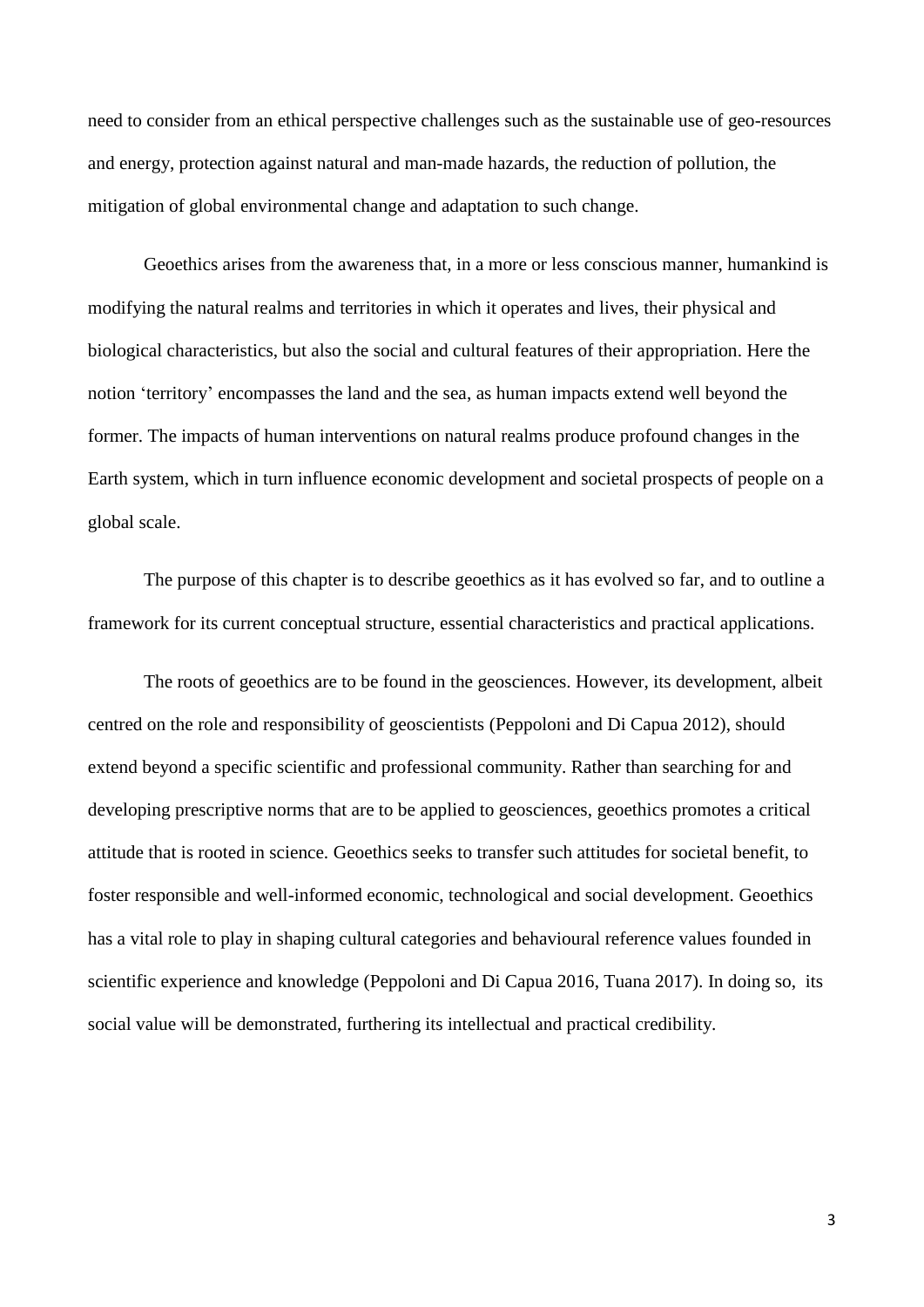need to consider from an ethical perspective challenges such as the sustainable use of geo-resources and energy, protection against natural and man-made hazards, the reduction of pollution, the mitigation of global environmental change and adaptation to such change.

Geoethics arises from the awareness that, in a more or less conscious manner, humankind is modifying the natural realms and territories in which it operates and lives, their physical and biological characteristics, but also the social and cultural features of their appropriation. Here the notion 'territory' encompasses the land and the sea, as human impacts extend well beyond the former. The impacts of human interventions on natural realms produce profound changes in the Earth system, which in turn influence economic development and societal prospects of people on a global scale.

The purpose of this chapter is to describe geoethics as it has evolved so far, and to outline a framework for its current conceptual structure, essential characteristics and practical applications.

The roots of geoethics are to be found in the geosciences. However, its development, albeit centred on the role and responsibility of geoscientists (Peppoloni and Di Capua 2012), should extend beyond a specific scientific and professional community. Rather than searching for and developing prescriptive norms that are to be applied to geosciences, geoethics promotes a critical attitude that is rooted in science. Geoethics seeks to transfer such attitudes for societal benefit, to foster responsible and well-informed economic, technological and social development. Geoethics has a vital role to play in shaping cultural categories and behavioural reference values founded in scientific experience and knowledge (Peppoloni and Di Capua 2016, Tuana 2017). In doing so, its social value will be demonstrated, furthering its intellectual and practical credibility.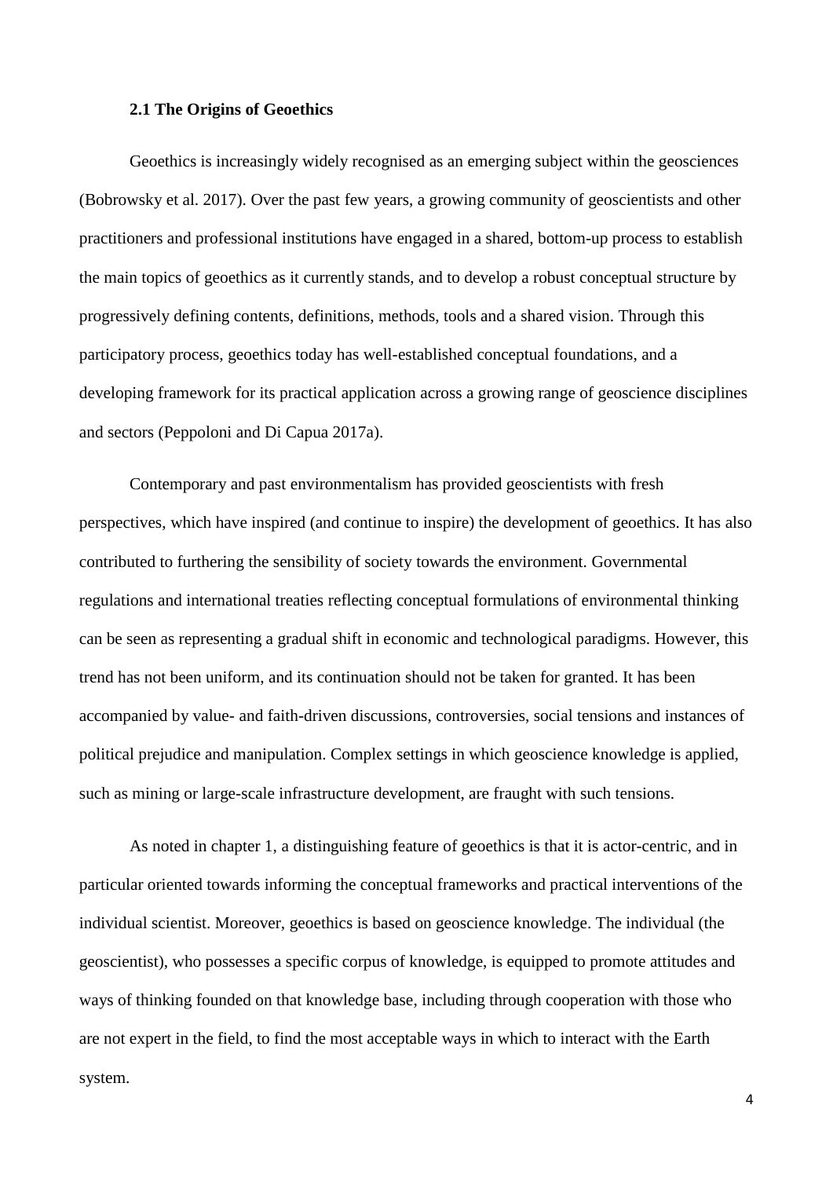### 2.1 The Origins of Geoethics

Geoethics is increasingly widely recognised as an emerging subject within the geosciences (Bobrowsky et al. 2017). Over the past few years, a growing community of geoscientists and other practitioners and professional institutions have engaged in a shared, bottom-up process to establish the main topics of geoethics as it currently stands, and to develop a robust conceptual structure by progressively defining contents, definitions, methods, tools and a shared vision. Through this participatory process, geoethics today has well-established conceptual foundations, and a developing framework for its practical application across a growing range of geoscience disciplines and sectors (Peppoloni and Di Capua 2017a).

Contemporary and past environmentalism has provided geoscientists with fresh perspectives, which have inspired (and continue to inspire) the development of geoethics. It has also contributed to furthering the sensibility of society towards the environment. Governmental regulations and international treaties reflecting conceptual formulations of environmental thinking can be seen as representing a gradual shift in economic and technological paradigms. However, this trend has not been uniform, and its continuation should not be taken for granted. It has been accompanied by value- and faith-driven discussions, controversies, social tensions and instances of political prejudice and manipulation. Complex settings in which geoscience knowledge is applied, such as mining or large-scale infrastructure development, are fraught with such tensions.

As noted in chapter 1, a distinguishing feature of geoethics is that it is actor-centric, and in particular oriented towards informing the conceptual frameworks and practical interventions of the individual scientist. Moreover, geoethics is based on geoscience knowledge. The individual (the geoscientist), who possesses a specific corpus of knowledge, is equipped to promote attitudes and ways of thinking founded on that knowledge base, including through cooperation with those who are not expert in the field, to find the most acceptable ways in which to interact with the Earth system.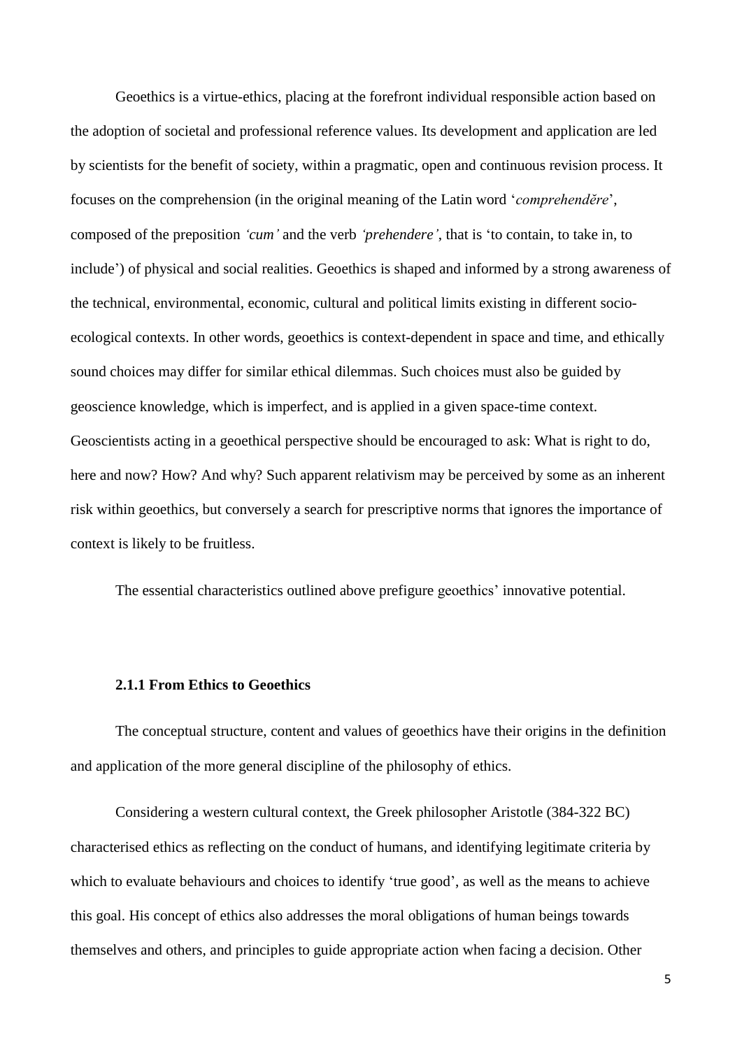Geoethics is a virtue-ethics, placing at the forefront individual responsible action based on the adoption of societal and professional reference values. Its development and application are led by scientists for the benefit of society, within a pragmatic, open and continuous revision process. It focuses on the comprehension (in the original meaning of the Latin word '*comprehenděre*', composed of the preposition *'cum'* and the verb *'prehendere'*, that is 'to contain, to take in, to include') of physical and social realities. Geoethics is shaped and informed by a strong awareness of the technical, environmental, economic, cultural and political limits existing in different socio-ecological contexts. In other words, geoethics is context-dependent in space and time, and ethically sound choices may differ for similar ethical dilemmas. Such choices must also be guided by geoscience knowledge, which is imperfect, and is applied in a given space-time context. Geoscientists acting in a geoethical perspective should be encouraged to ask: What is right to do, here and now? How? And why? Such apparent relativism may be perceived by some as an inherent risk within geoethics, but conversely a search for prescriptive norms that ignores the importance of context is likely to be fruitless.

The essential characteristics outlined above prefigure geoethics' innovative potential.

### 2.1.1 From Ethics to Geoethics

The conceptual structure, content and values of geoethics have their origins in the definition and application of the more general discipline of the philosophy of ethics.

Considering a western cultural context, the Greek philosopher Aristotle (384-322 BC) characterised ethics as reflecting on the conduct of humans, and identifying legitimate criteria by which to evaluate behaviours and choices to identify 'true good', as well as the means to achieve this goal. His concept of ethics also addresses the moral obligations of human beings towards themselves and others, and principles to guide appropriate action when facing a decision. Other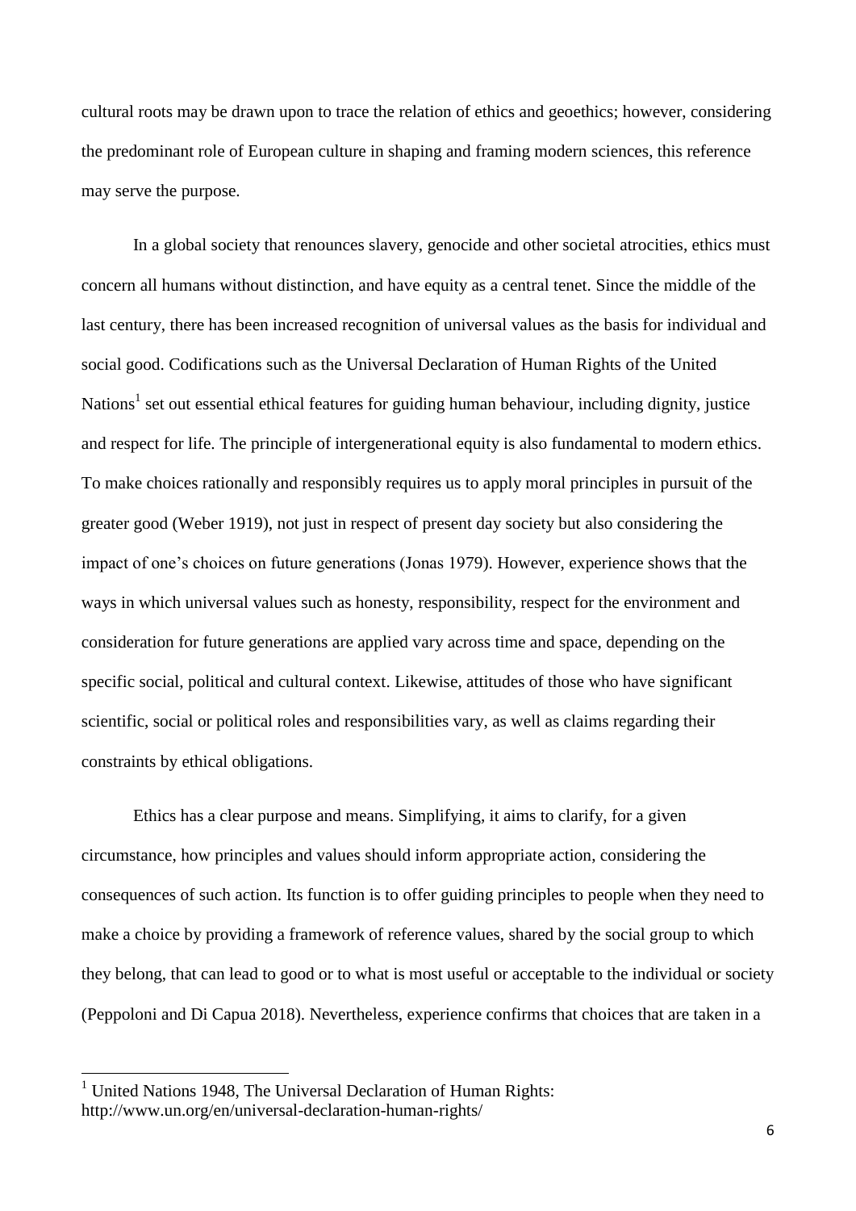cultural roots may be drawn upon to trace the relation of ethics and geoethics; however, considering the predominant role of European culture in shaping and framing modern sciences, this reference may serve the purpose.

In a global society that renounces slavery, genocide and other societal atrocities, ethics must concern all humans without distinction, and have equity as a central tenet. Since the middle of the last century, there has been increased recognition of universal values as the basis for individual and social good. Codifications such as the Universal Declaration of Human Rights of the United Nations[1] set out essential ethical features for guiding human behaviour, including dignity, justice and respect for life. The principle of intergenerational equity is also fundamental to modern ethics. To make choices rationally and responsibly requires us to apply moral principles in pursuit of the greater good (Weber 1919), not just in respect of present day society but also considering the impact of one's choices on future generations (Jonas 1979). However, experience shows that the ways in which universal values such as honesty, responsibility, respect for the environment and consideration for future generations are applied vary across time and space, depending on the specific social, political and cultural context. Likewise, attitudes of those who have significant scientific, social or political roles and responsibilities vary, as well as claims regarding their constraints by ethical obligations.

Ethics has a clear purpose and means. Simplifying, it aims to clarify, for a given circumstance, how principles and values should inform appropriate action, considering the consequences of such action. Its function is to offer guiding principles to people when they need to make a choice by providing a framework of reference values, shared by the social group to which they belong, that can lead to good or to what is most useful or acceptable to the individual or society (Peppoloni and Di Capua 2018). Nevertheless, experience confirms that choices that are taken in a

---

[1] United Nations 1948, The Universal Declaration of Human Rights: http://www.un.org/en/universal-declaration-human-rights/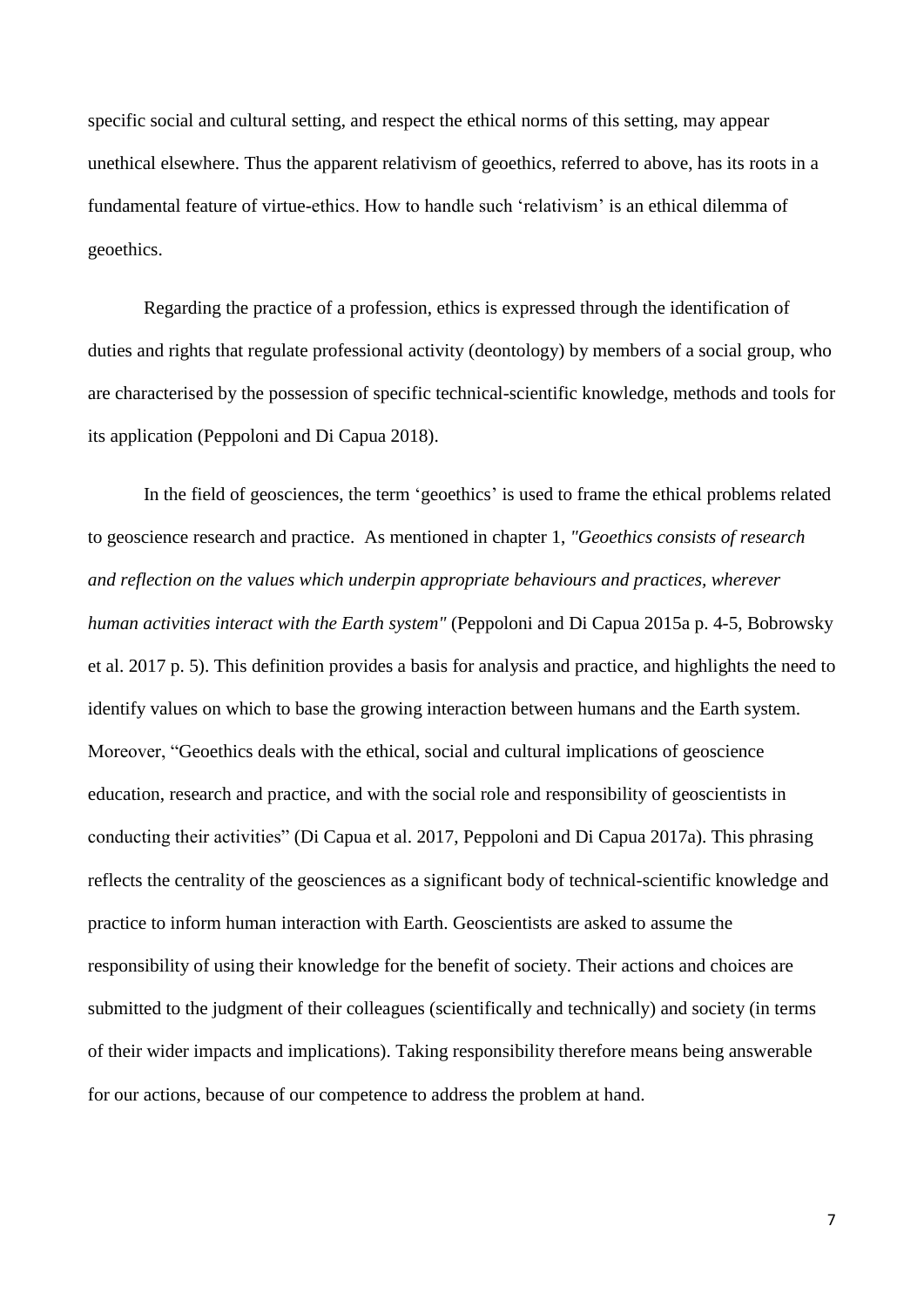specific social and cultural setting, and respect the ethical norms of this setting, may appear unethical elsewhere. Thus the apparent relativism of geoethics, referred to above, has its roots in a fundamental feature of virtue-ethics. How to handle such 'relativism' is an ethical dilemma of geoethics.

Regarding the practice of a profession, ethics is expressed through the identification of duties and rights that regulate professional activity (deontology) by members of a social group, who are characterised by the possession of specific technical-scientific knowledge, methods and tools for its application (Peppoloni and Di Capua 2018).

In the field of geosciences, the term 'geoethics' is used to frame the ethical problems related to geoscience research and practice. As mentioned in chapter 1, *"Geoethics consists of research and reflection on the values which underpin appropriate behaviours and practices, wherever human activities interact with the Earth system"* (Peppoloni and Di Capua 2015a p. 4-5, Bobrowsky et al. 2017 p. 5). This definition provides a basis for analysis and practice, and highlights the need to identify values on which to base the growing interaction between humans and the Earth system. Moreover, "Geoethics deals with the ethical, social and cultural implications of geoscience education, research and practice, and with the social role and responsibility of geoscientists in conducting their activities" (Di Capua et al. 2017, Peppoloni and Di Capua 2017a). This phrasing reflects the centrality of the geosciences as a significant body of technical-scientific knowledge and practice to inform human interaction with Earth. Geoscientists are asked to assume the responsibility of using their knowledge for the benefit of society. Their actions and choices are submitted to the judgment of their colleagues (scientifically and technically) and society (in terms of their wider impacts and implications). Taking responsibility therefore means being answerable for our actions, because of our competence to address the problem at hand.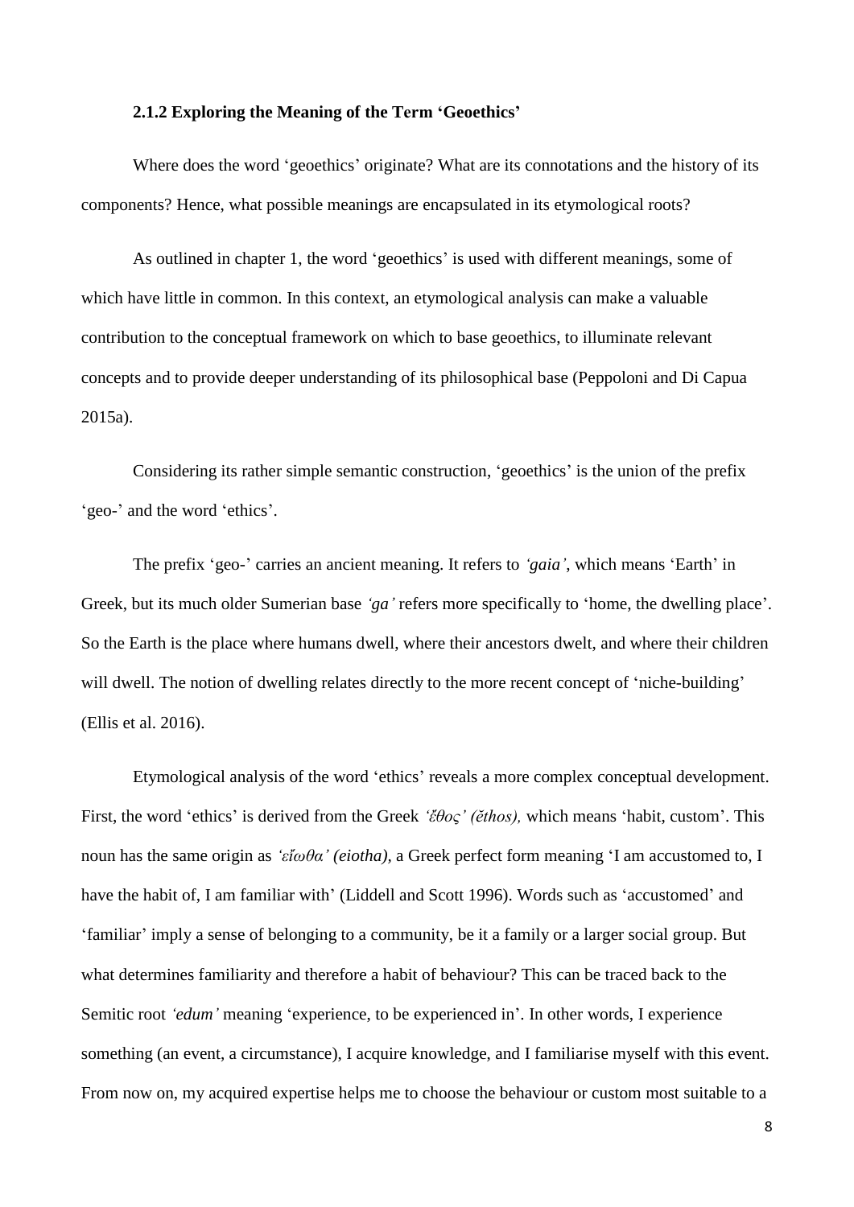### 2.1.2 Exploring the Meaning of the Term 'Geoethics'

Where does the word 'geoethics' originate? What are its connotations and the history of its components? Hence, what possible meanings are encapsulated in its etymological roots?

As outlined in chapter 1, the word 'geoethics' is used with different meanings, some of which have little in common. In this context, an etymological analysis can make a valuable contribution to the conceptual framework on which to base geoethics, to illuminate relevant concepts and to provide deeper understanding of its philosophical base (Peppoloni and Di Capua 2015a).

Considering its rather simple semantic construction, 'geoethics' is the union of the prefix 'geo-' and the word 'ethics'.

The prefix 'geo-' carries an ancient meaning. It refers to *'gaia'*, which means 'Earth' in Greek, but its much older Sumerian base *'ga'* refers more specifically to 'home, the dwelling place'. So the Earth is the place where humans dwell, where their ancestors dwelt, and where their children will dwell. The notion of dwelling relates directly to the more recent concept of 'niche-building' (Ellis et al. 2016).

Etymological analysis of the word 'ethics' reveals a more complex conceptual development. First, the word 'ethics' is derived from the Greek *'ἔθος' (ĕthos),* which means 'habit, custom'. This noun has the same origin as *'εἴωθα' (eiotha),* a Greek perfect form meaning 'I am accustomed to, I have the habit of, I am familiar with' (Liddell and Scott 1996). Words such as 'accustomed' and 'familiar' imply a sense of belonging to a community, be it a family or a larger social group. But what determines familiarity and therefore a habit of behaviour? This can be traced back to the Semitic root *'edum'* meaning 'experience, to be experienced in'. In other words, I experience something (an event, a circumstance), I acquire knowledge, and I familiarise myself with this event. From now on, my acquired expertise helps me to choose the behaviour or custom most suitable to a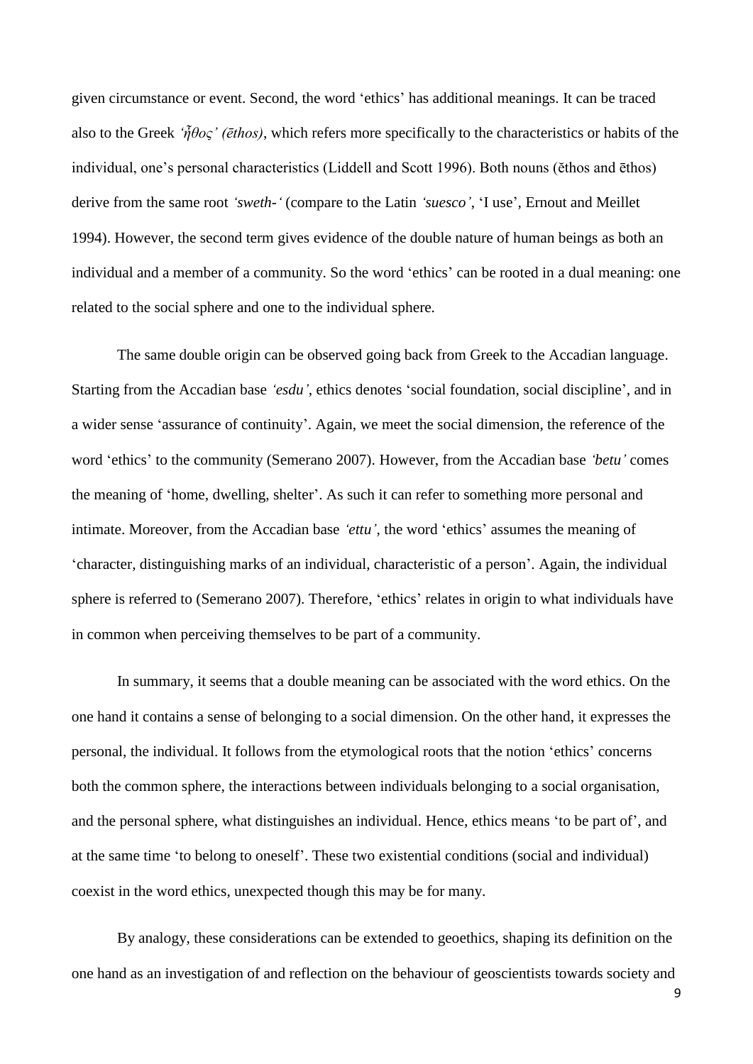given circumstance or event. Second, the word ‘ethics’ has additional meanings. It can be traced also to the Greek *‘ἦθος’ (ēthos)*, which refers more specifically to the characteristics or habits of the individual, one’s personal characteristics (Liddell and Scott 1996). Both nouns (ĕthos and ēthos) derive from the same root *‘sweth-‘* (compare to the Latin *‘suesco’*, ‘I use’, Ernout and Meillet 1994). However, the second term gives evidence of the double nature of human beings as both an individual and a member of a community. So the word ‘ethics’ can be rooted in a dual meaning: one related to the social sphere and one to the individual sphere.

The same double origin can be observed going back from Greek to the Accadian language. Starting from the Accadian base *‘esdu’*, ethics denotes ‘social foundation, social discipline’, and in a wider sense ‘assurance of continuity’. Again, we meet the social dimension, the reference of the word ‘ethics’ to the community (Semerano 2007). However, from the Accadian base *‘betu’* comes the meaning of ‘home, dwelling, shelter’. As such it can refer to something more personal and intimate. Moreover, from the Accadian base *‘ettu’*, the word ‘ethics’ assumes the meaning of ‘character, distinguishing marks of an individual, characteristic of a person’. Again, the individual sphere is referred to (Semerano 2007). Therefore, ‘ethics’ relates in origin to what individuals have in common when perceiving themselves to be part of a community.

In summary, it seems that a double meaning can be associated with the word ethics. On the one hand it contains a sense of belonging to a social dimension. On the other hand, it expresses the personal, the individual. It follows from the etymological roots that the notion ‘ethics’ concerns both the common sphere, the interactions between individuals belonging to a social organisation, and the personal sphere, what distinguishes an individual. Hence, ethics means ‘to be part of’, and at the same time ‘to belong to oneself’. These two existential conditions (social and individual) coexist in the word ethics, unexpected though this may be for many.

By analogy, these considerations can be extended to geoethics, shaping its definition on the one hand as an investigation of and reflection on the behaviour of geoscientists towards society and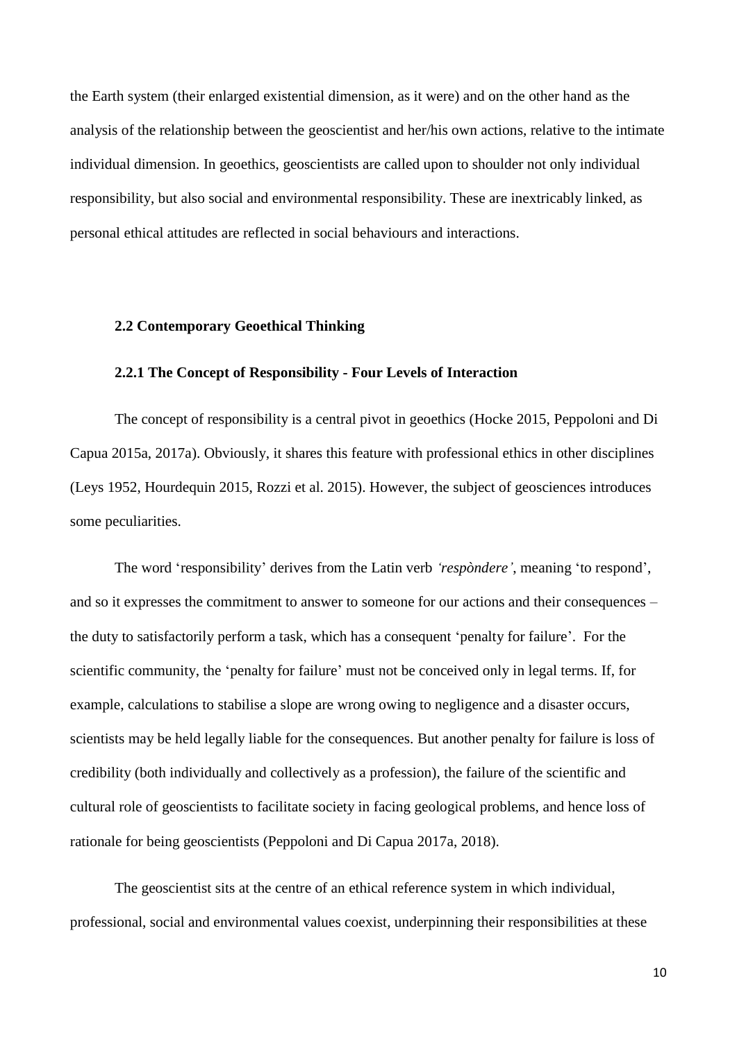the Earth system (their enlarged existential dimension, as it were) and on the other hand as the analysis of the relationship between the geoscientist and her/his own actions, relative to the intimate individual dimension. In geoethics, geoscientists are called upon to shoulder not only individual responsibility, but also social and environmental responsibility. These are inextricably linked, as personal ethical attitudes are reflected in social behaviours and interactions.

## 2.2 Contemporary Geoethical Thinking

### 2.2.1 The Concept of Responsibility - Four Levels of Interaction

The concept of responsibility is a central pivot in geoethics (Hocke 2015, Peppoloni and Di Capua 2015a, 2017a). Obviously, it shares this feature with professional ethics in other disciplines (Leys 1952, Hourdequin 2015, Rozzi et al. 2015). However, the subject of geosciences introduces some peculiarities.

The word 'responsibility' derives from the Latin verb *'respòndere'*, meaning 'to respond', and so it expresses the commitment to answer to someone for our actions and their consequences – the duty to satisfactorily perform a task, which has a consequent 'penalty for failure'. For the scientific community, the 'penalty for failure' must not be conceived only in legal terms. If, for example, calculations to stabilise a slope are wrong owing to negligence and a disaster occurs, scientists may be held legally liable for the consequences. But another penalty for failure is loss of credibility (both individually and collectively as a profession), the failure of the scientific and cultural role of geoscientists to facilitate society in facing geological problems, and hence loss of rationale for being geoscientists (Peppoloni and Di Capua 2017a, 2018).

The geoscientist sits at the centre of an ethical reference system in which individual, professional, social and environmental values coexist, underpinning their responsibilities at these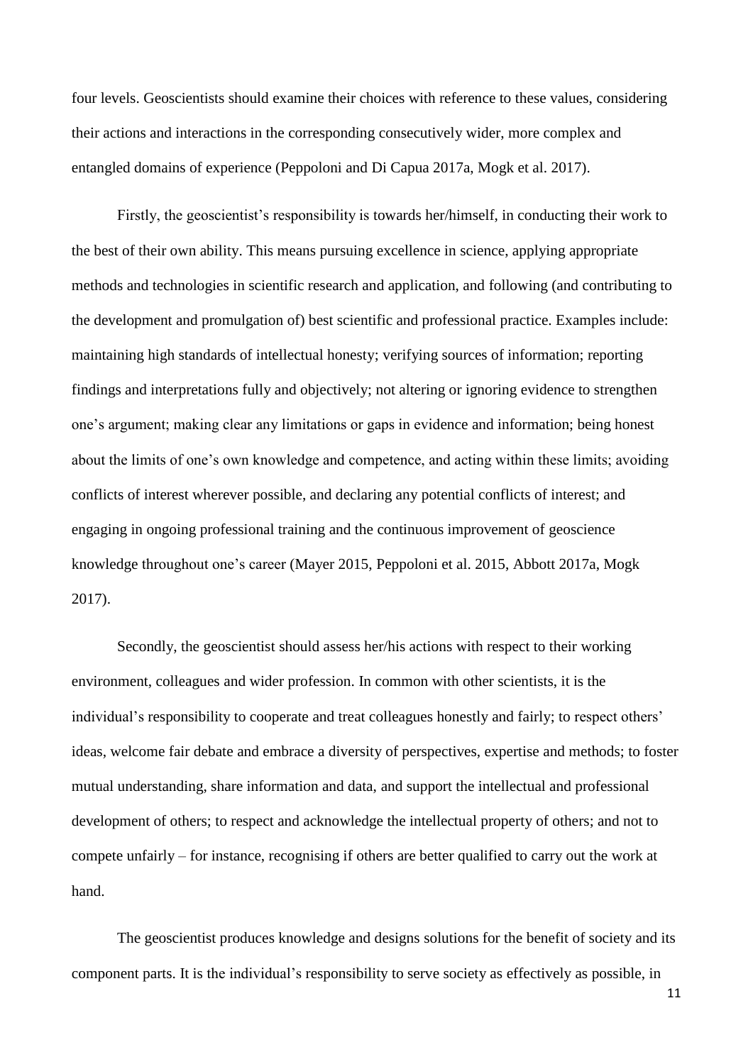four levels. Geoscientists should examine their choices with reference to these values, considering their actions and interactions in the corresponding consecutively wider, more complex and entangled domains of experience (Peppoloni and Di Capua 2017a, Mogk et al. 2017).

Firstly, the geoscientist's responsibility is towards her/himself, in conducting their work to the best of their own ability. This means pursuing excellence in science, applying appropriate methods and technologies in scientific research and application, and following (and contributing to the development and promulgation of) best scientific and professional practice. Examples include: maintaining high standards of intellectual honesty; verifying sources of information; reporting findings and interpretations fully and objectively; not altering or ignoring evidence to strengthen one's argument; making clear any limitations or gaps in evidence and information; being honest about the limits of one's own knowledge and competence, and acting within these limits; avoiding conflicts of interest wherever possible, and declaring any potential conflicts of interest; and engaging in ongoing professional training and the continuous improvement of geoscience knowledge throughout one's career (Mayer 2015, Peppoloni et al. 2015, Abbott 2017a, Mogk 2017).

Secondly, the geoscientist should assess her/his actions with respect to their working environment, colleagues and wider profession. In common with other scientists, it is the individual's responsibility to cooperate and treat colleagues honestly and fairly; to respect others' ideas, welcome fair debate and embrace a diversity of perspectives, expertise and methods; to foster mutual understanding, share information and data, and support the intellectual and professional development of others; to respect and acknowledge the intellectual property of others; and not to compete unfairly – for instance, recognising if others are better qualified to carry out the work at hand.

The geoscientist produces knowledge and designs solutions for the benefit of society and its component parts. It is the individual's responsibility to serve society as effectively as possible, in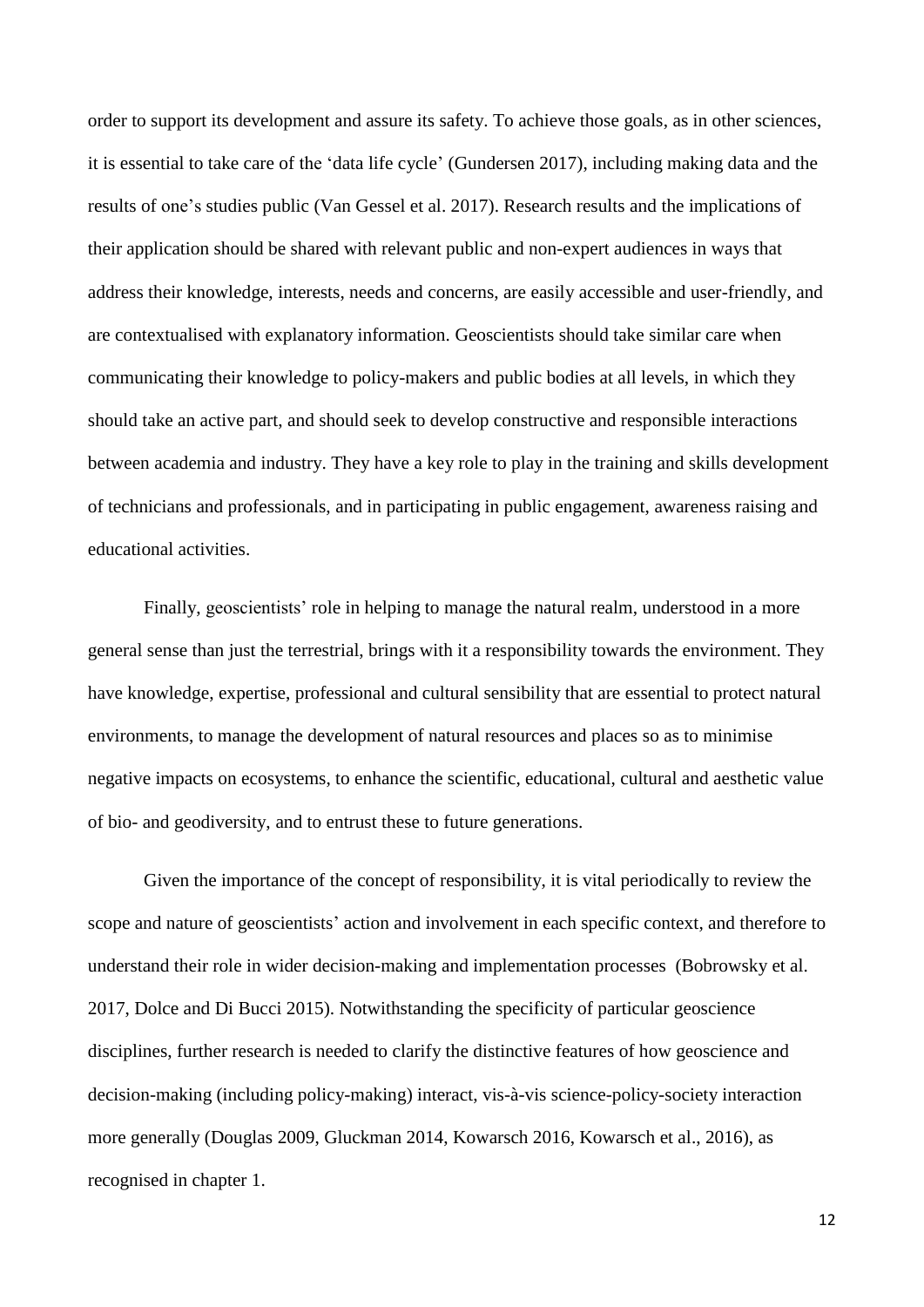order to support its development and assure its safety. To achieve those goals, as in other sciences, it is essential to take care of the 'data life cycle' (Gundersen 2017), including making data and the results of one's studies public (Van Gessel et al. 2017). Research results and the implications of their application should be shared with relevant public and non-expert audiences in ways that address their knowledge, interests, needs and concerns, are easily accessible and user-friendly, and are contextualised with explanatory information. Geoscientists should take similar care when communicating their knowledge to policy-makers and public bodies at all levels, in which they should take an active part, and should seek to develop constructive and responsible interactions between academia and industry. They have a key role to play in the training and skills development of technicians and professionals, and in participating in public engagement, awareness raising and educational activities.

Finally, geoscientists' role in helping to manage the natural realm, understood in a more general sense than just the terrestrial, brings with it a responsibility towards the environment. They have knowledge, expertise, professional and cultural sensibility that are essential to protect natural environments, to manage the development of natural resources and places so as to minimise negative impacts on ecosystems, to enhance the scientific, educational, cultural and aesthetic value of bio- and geodiversity, and to entrust these to future generations.

Given the importance of the concept of responsibility, it is vital periodically to review the scope and nature of geoscientists' action and involvement in each specific context, and therefore to understand their role in wider decision-making and implementation processes (Bobrowsky et al. 2017, Dolce and Di Bucci 2015). Notwithstanding the specificity of particular geoscience disciplines, further research is needed to clarify the distinctive features of how geoscience and decision-making (including policy-making) interact, vis-à-vis science-policy-society interaction more generally (Douglas 2009, Gluckman 2014, Kowarsch 2016, Kowarsch et al., 2016), as recognised in chapter 1.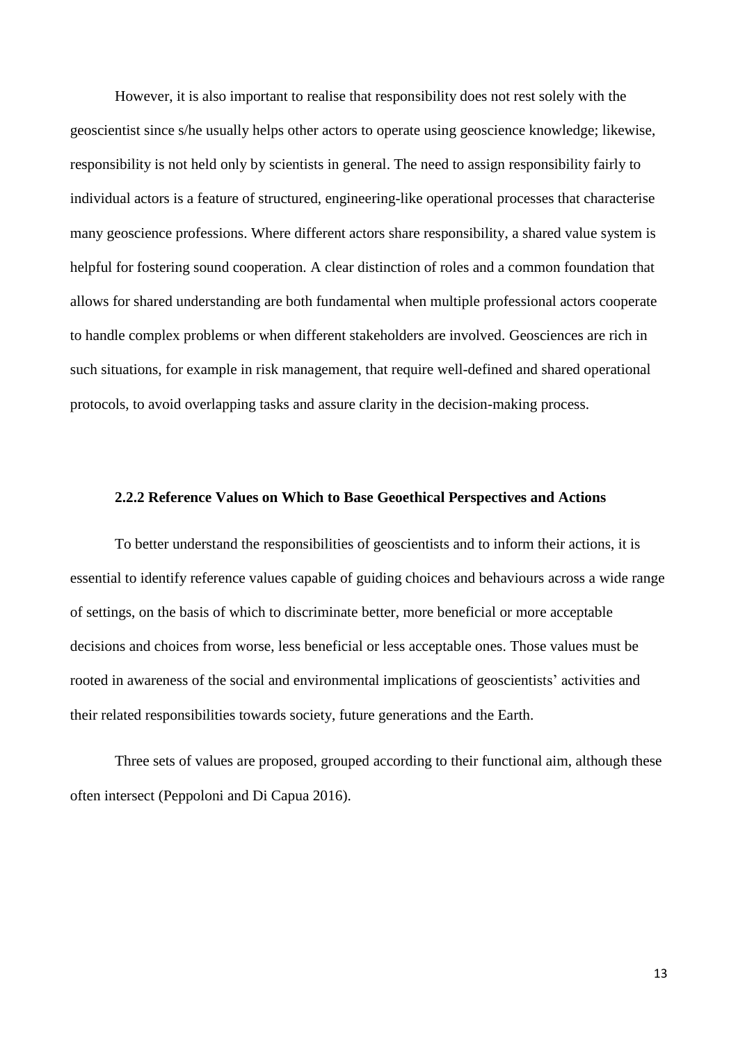However, it is also important to realise that responsibility does not rest solely with the geoscientist since s/he usually helps other actors to operate using geoscience knowledge; likewise, responsibility is not held only by scientists in general. The need to assign responsibility fairly to individual actors is a feature of structured, engineering-like operational processes that characterise many geoscience professions. Where different actors share responsibility, a shared value system is helpful for fostering sound cooperation. A clear distinction of roles and a common foundation that allows for shared understanding are both fundamental when multiple professional actors cooperate to handle complex problems or when different stakeholders are involved. Geosciences are rich in such situations, for example in risk management, that require well-defined and shared operational protocols, to avoid overlapping tasks and assure clarity in the decision-making process.

### 2.2.2 Reference Values on Which to Base Geoethical Perspectives and Actions

To better understand the responsibilities of geoscientists and to inform their actions, it is essential to identify reference values capable of guiding choices and behaviours across a wide range of settings, on the basis of which to discriminate better, more beneficial or more acceptable decisions and choices from worse, less beneficial or less acceptable ones. Those values must be rooted in awareness of the social and environmental implications of geoscientists' activities and their related responsibilities towards society, future generations and the Earth.

Three sets of values are proposed, grouped according to their functional aim, although these often intersect (Peppoloni and Di Capua 2016).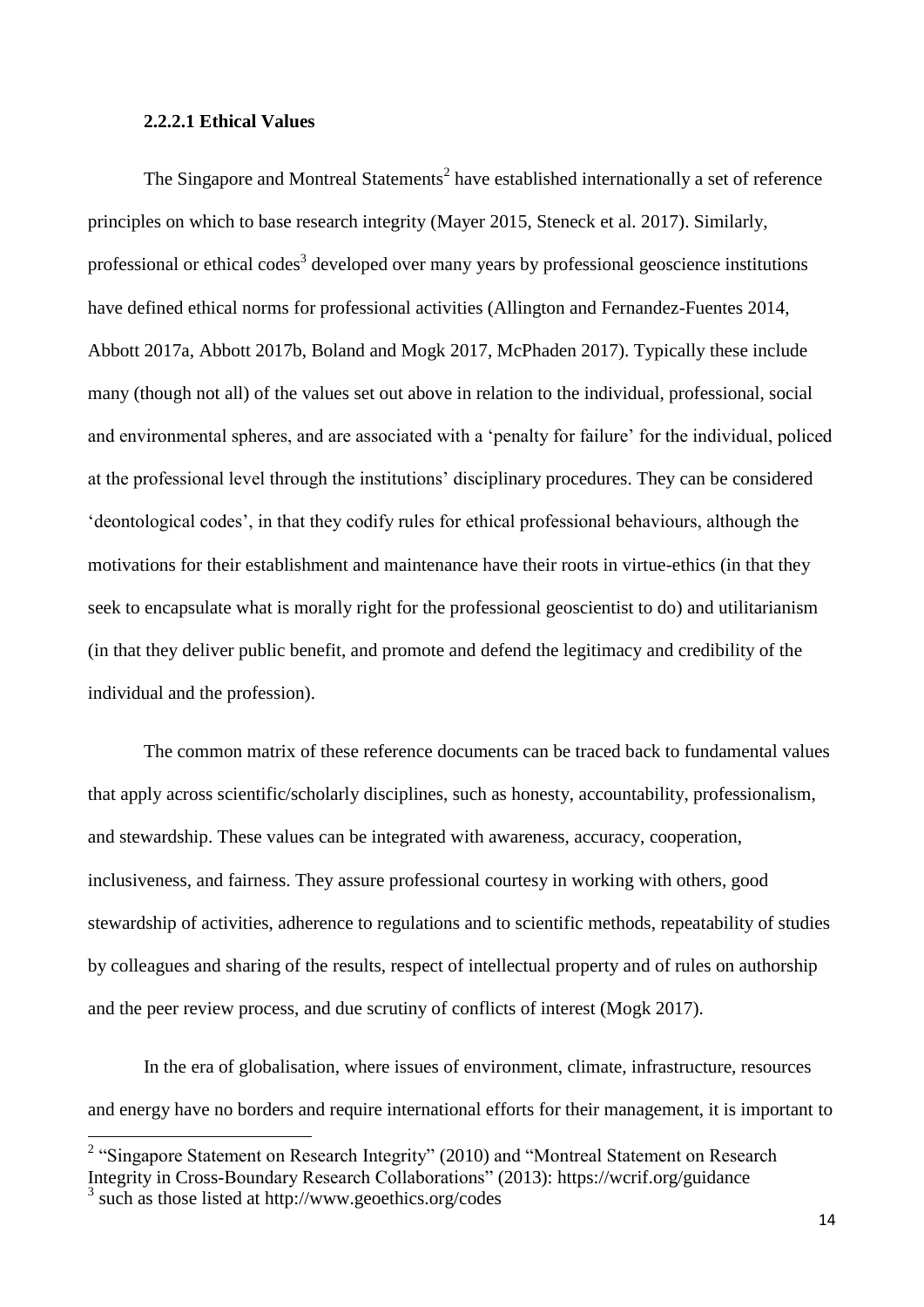#### 2.2.2.1 Ethical Values

The Singapore and Montreal Statements[2] have established internationally a set of reference principles on which to base research integrity (Mayer 2015, Steneck et al. 2017). Similarly, professional or ethical codes[3] developed over many years by professional geoscience institutions have defined ethical norms for professional activities (Allington and Fernandez-Fuentes 2014, Abbott 2017a, Abbott 2017b, Boland and Mogk 2017, McPhaden 2017). Typically these include many (though not all) of the values set out above in relation to the individual, professional, social and environmental spheres, and are associated with a 'penalty for failure' for the individual, policed at the professional level through the institutions' disciplinary procedures. They can be considered 'deontological codes', in that they codify rules for ethical professional behaviours, although the motivations for their establishment and maintenance have their roots in virtue-ethics (in that they seek to encapsulate what is morally right for the professional geoscientist to do) and utilitarianism (in that they deliver public benefit, and promote and defend the legitimacy and credibility of the individual and the profession).

The common matrix of these reference documents can be traced back to fundamental values that apply across scientific/scholarly disciplines, such as honesty, accountability, professionalism, and stewardship. These values can be integrated with awareness, accuracy, cooperation, inclusiveness, and fairness. They assure professional courtesy in working with others, good stewardship of activities, adherence to regulations and to scientific methods, repeatability of studies by colleagues and sharing of the results, respect of intellectual property and of rules on authorship and the peer review process, and due scrutiny of conflicts of interest (Mogk 2017).

In the era of globalisation, where issues of environment, climate, infrastructure, resources and energy have no borders and require international efforts for their management, it is important to

[2] "Singapore Statement on Research Integrity" (2010) and "Montreal Statement on Research Integrity in Cross-Boundary Research Collaborations" (2013): https://wcrif.org/guidance

[3] such as those listed at http://www.geoethics.org/codes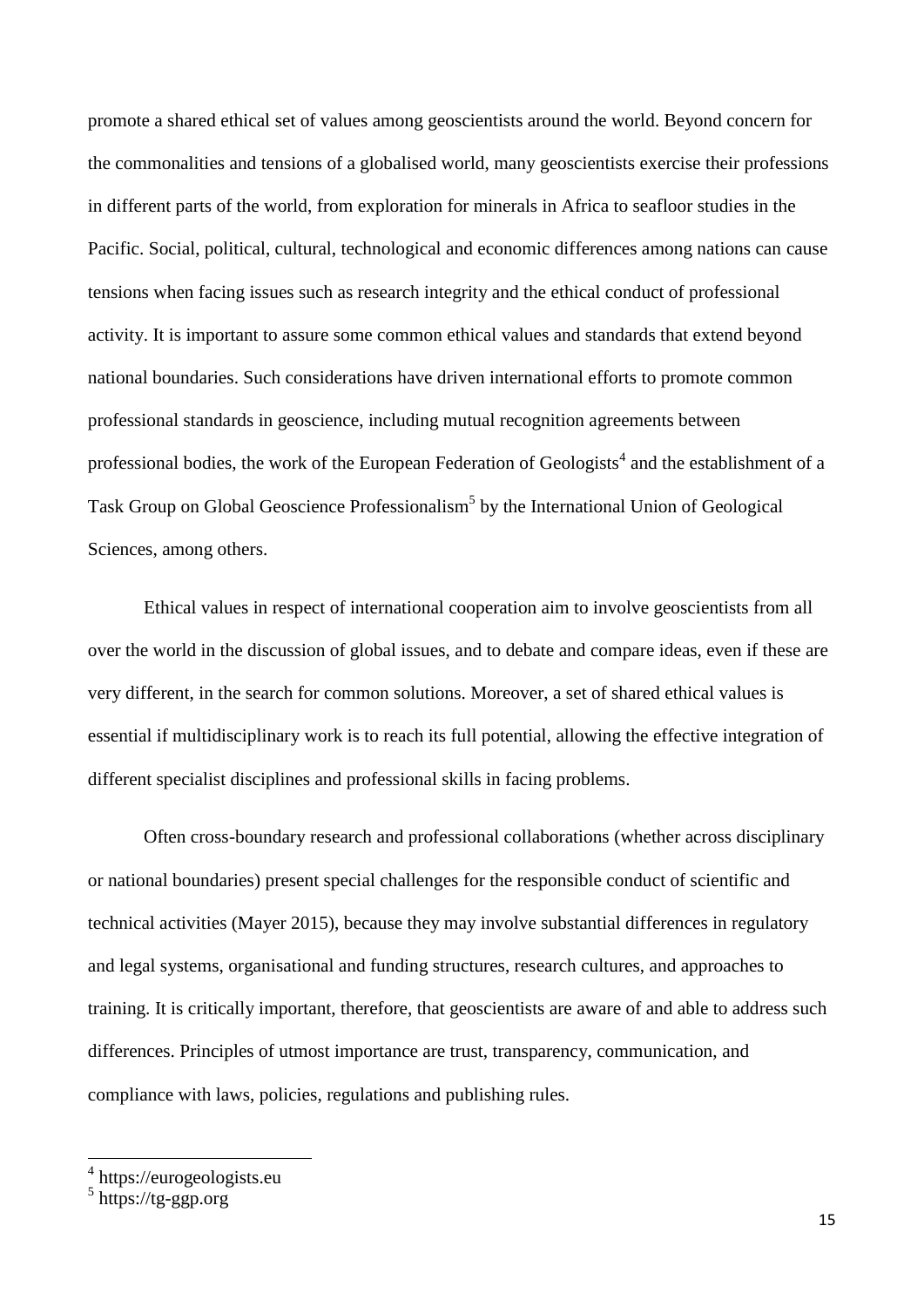promote a shared ethical set of values among geoscientists around the world. Beyond concern for the commonalities and tensions of a globalised world, many geoscientists exercise their professions in different parts of the world, from exploration for minerals in Africa to seafloor studies in the Pacific. Social, political, cultural, technological and economic differences among nations can cause tensions when facing issues such as research integrity and the ethical conduct of professional activity. It is important to assure some common ethical values and standards that extend beyond national boundaries. Such considerations have driven international efforts to promote common professional standards in geoscience, including mutual recognition agreements between professional bodies, the work of the European Federation of Geologists[4] and the establishment of a Task Group on Global Geoscience Professionalism[5] by the International Union of Geological Sciences, among others.

Ethical values in respect of international cooperation aim to involve geoscientists from all over the world in the discussion of global issues, and to debate and compare ideas, even if these are very different, in the search for common solutions. Moreover, a set of shared ethical values is essential if multidisciplinary work is to reach its full potential, allowing the effective integration of different specialist disciplines and professional skills in facing problems.

Often cross-boundary research and professional collaborations (whether across disciplinary or national boundaries) present special challenges for the responsible conduct of scientific and technical activities (Mayer 2015), because they may involve substantial differences in regulatory and legal systems, organisational and funding structures, research cultures, and approaches to training. It is critically important, therefore, that geoscientists are aware of and able to address such differences. Principles of utmost importance are trust, transparency, communication, and compliance with laws, policies, regulations and publishing rules.

[4] https://eurogeologists.eu
[5] https://tg-ggp.org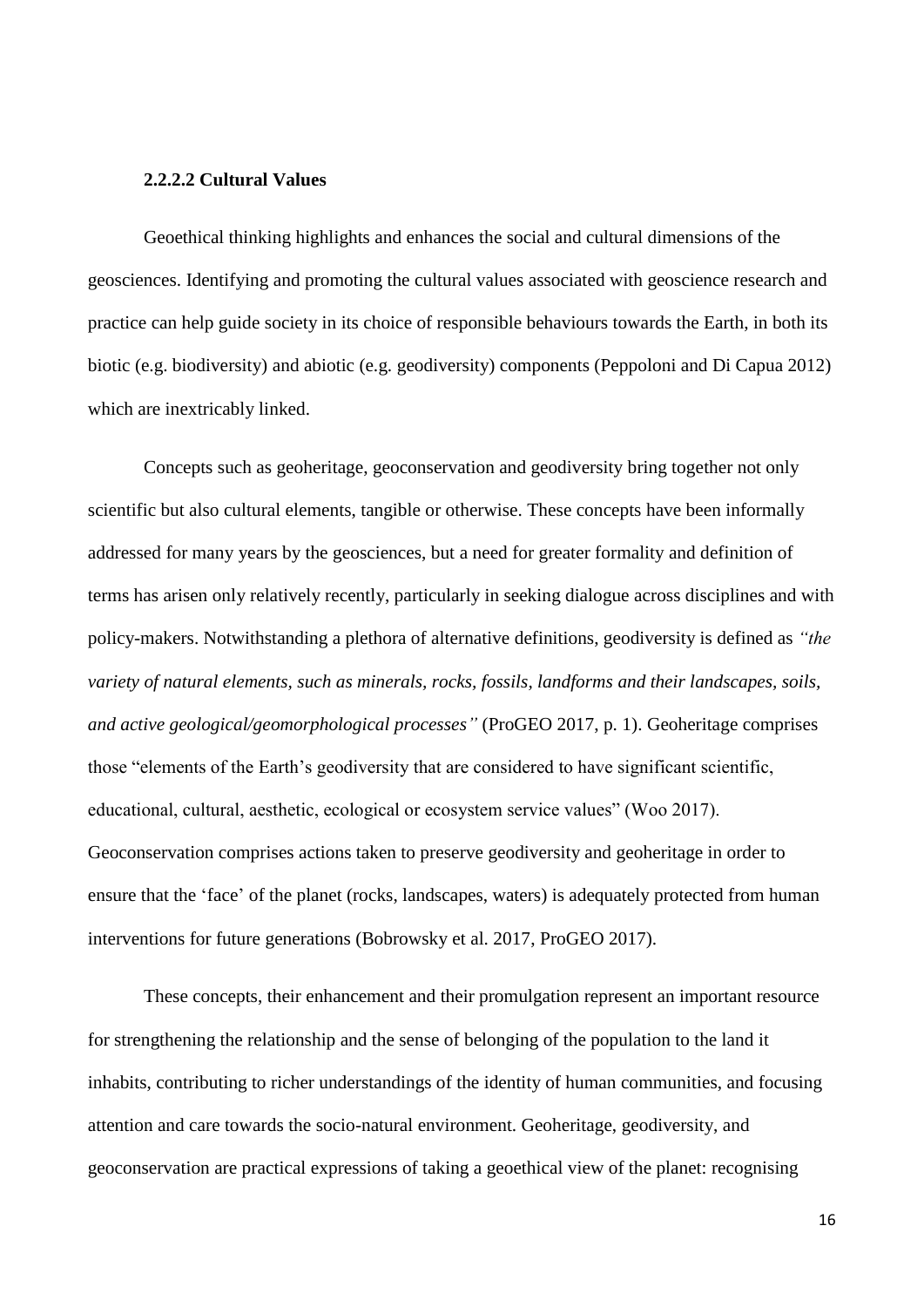#### 2.2.2.2 Cultural Values

Geoethical thinking highlights and enhances the social and cultural dimensions of the geosciences. Identifying and promoting the cultural values associated with geoscience research and practice can help guide society in its choice of responsible behaviours towards the Earth, in both its biotic (e.g. biodiversity) and abiotic (e.g. geodiversity) components (Peppoloni and Di Capua 2012) which are inextricably linked.

Concepts such as geoheritage, geoconservation and geodiversity bring together not only scientific but also cultural elements, tangible or otherwise. These concepts have been informally addressed for many years by the geosciences, but a need for greater formality and definition of terms has arisen only relatively recently, particularly in seeking dialogue across disciplines and with policy-makers. Notwithstanding a plethora of alternative definitions, geodiversity is defined as *"the variety of natural elements, such as minerals, rocks, fossils, landforms and their landscapes, soils, and active geological/geomorphological processes"* (ProGEO 2017, p. 1). Geoheritage comprises those "elements of the Earth's geodiversity that are considered to have significant scientific, educational, cultural, aesthetic, ecological or ecosystem service values" (Woo 2017). Geoconservation comprises actions taken to preserve geodiversity and geoheritage in order to ensure that the 'face' of the planet (rocks, landscapes, waters) is adequately protected from human interventions for future generations (Bobrowsky et al. 2017, ProGEO 2017).

These concepts, their enhancement and their promulgation represent an important resource for strengthening the relationship and the sense of belonging of the population to the land it inhabits, contributing to richer understandings of the identity of human communities, and focusing attention and care towards the socio-natural environment. Geoheritage, geodiversity, and geoconservation are practical expressions of taking a geoethical view of the planet: recognising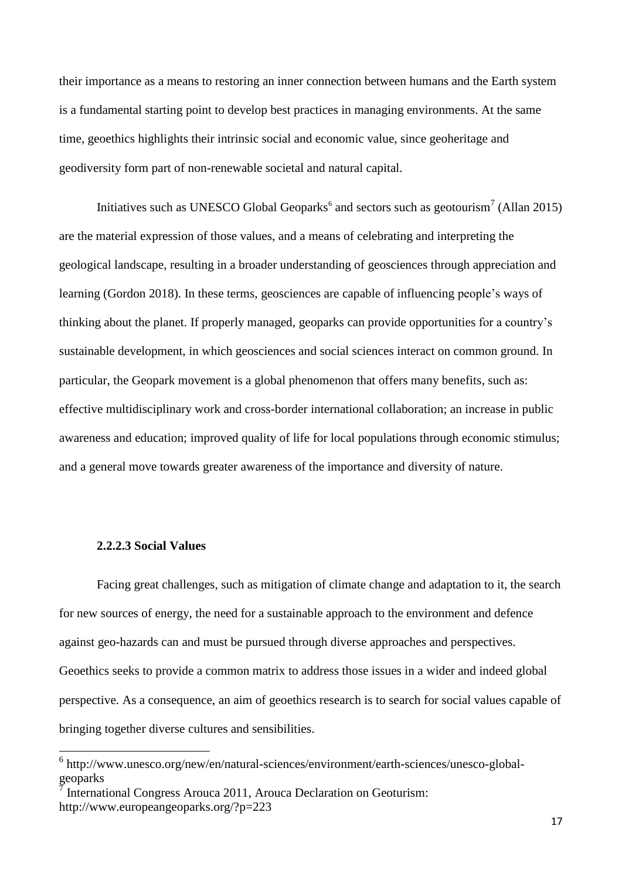their importance as a means to restoring an inner connection between humans and the Earth system is a fundamental starting point to develop best practices in managing environments. At the same time, geoethics highlights their intrinsic social and economic value, since geoheritage and geodiversity form part of non-renewable societal and natural capital.

Initiatives such as UNESCO Global Geoparks[6] and sectors such as geotourism[7] (Allan 2015) are the material expression of those values, and a means of celebrating and interpreting the geological landscape, resulting in a broader understanding of geosciences through appreciation and learning (Gordon 2018). In these terms, geosciences are capable of influencing people's ways of thinking about the planet. If properly managed, geoparks can provide opportunities for a country's sustainable development, in which geosciences and social sciences interact on common ground. In particular, the Geopark movement is a global phenomenon that offers many benefits, such as: effective multidisciplinary work and cross-border international collaboration; an increase in public awareness and education; improved quality of life for local populations through economic stimulus; and a general move towards greater awareness of the importance and diversity of nature.

#### 2.2.2.3 Social Values

Facing great challenges, such as mitigation of climate change and adaptation to it, the search for new sources of energy, the need for a sustainable approach to the environment and defence against geo-hazards can and must be pursued through diverse approaches and perspectives. Geoethics seeks to provide a common matrix to address those issues in a wider and indeed global perspective. As a consequence, an aim of geoethics research is to search for social values capable of bringing together diverse cultures and sensibilities.

---

[6] http://www.unesco.org/new/en/natural-sciences/environment/earth-sciences/unesco-global-geoparks

[7] International Congress Arouca 2011, Arouca Declaration on Geoturism: http://www.europeangeoparks.org/?p=223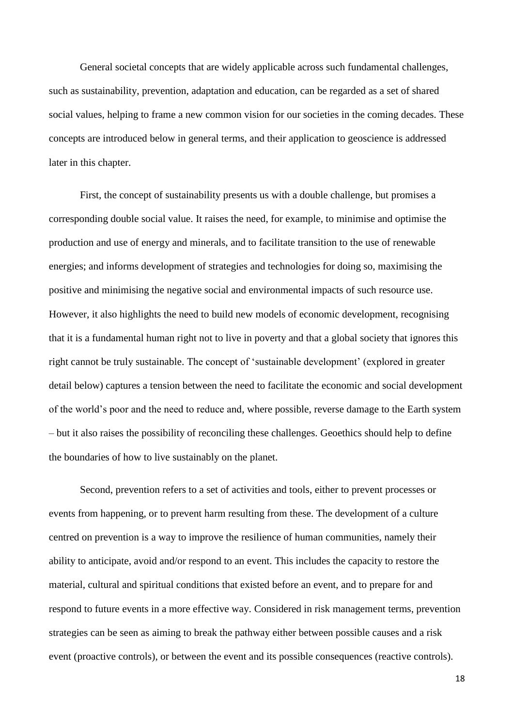General societal concepts that are widely applicable across such fundamental challenges, such as sustainability, prevention, adaptation and education, can be regarded as a set of shared social values, helping to frame a new common vision for our societies in the coming decades. These concepts are introduced below in general terms, and their application to geoscience is addressed later in this chapter.

First, the concept of sustainability presents us with a double challenge, but promises a corresponding double social value. It raises the need, for example, to minimise and optimise the production and use of energy and minerals, and to facilitate transition to the use of renewable energies; and informs development of strategies and technologies for doing so, maximising the positive and minimising the negative social and environmental impacts of such resource use. However, it also highlights the need to build new models of economic development, recognising that it is a fundamental human right not to live in poverty and that a global society that ignores this right cannot be truly sustainable. The concept of 'sustainable development' (explored in greater detail below) captures a tension between the need to facilitate the economic and social development of the world's poor and the need to reduce and, where possible, reverse damage to the Earth system – but it also raises the possibility of reconciling these challenges. Geoethics should help to define the boundaries of how to live sustainably on the planet.

Second, prevention refers to a set of activities and tools, either to prevent processes or events from happening, or to prevent harm resulting from these. The development of a culture centred on prevention is a way to improve the resilience of human communities, namely their ability to anticipate, avoid and/or respond to an event. This includes the capacity to restore the material, cultural and spiritual conditions that existed before an event, and to prepare for and respond to future events in a more effective way. Considered in risk management terms, prevention strategies can be seen as aiming to break the pathway either between possible causes and a risk event (proactive controls), or between the event and its possible consequences (reactive controls).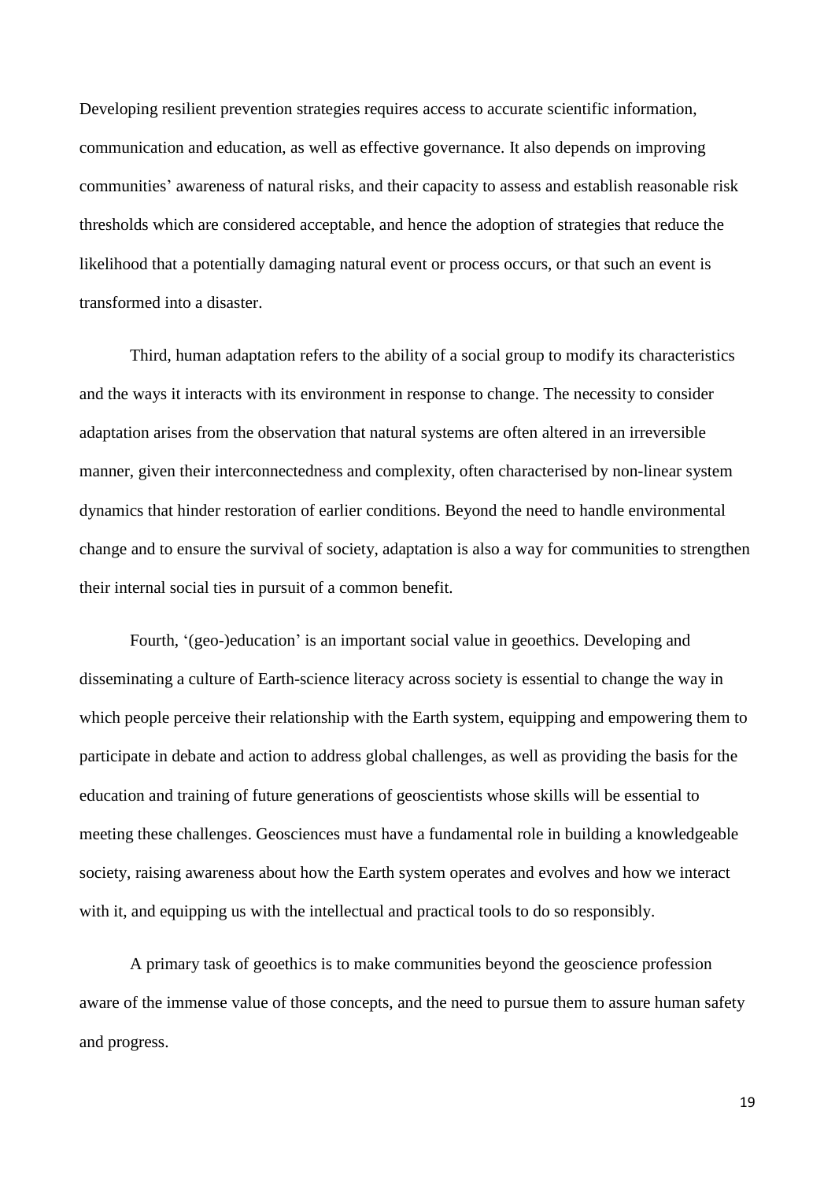Developing resilient prevention strategies requires access to accurate scientific information, communication and education, as well as effective governance. It also depends on improving communities' awareness of natural risks, and their capacity to assess and establish reasonable risk thresholds which are considered acceptable, and hence the adoption of strategies that reduce the likelihood that a potentially damaging natural event or process occurs, or that such an event is transformed into a disaster.

Third, human adaptation refers to the ability of a social group to modify its characteristics and the ways it interacts with its environment in response to change. The necessity to consider adaptation arises from the observation that natural systems are often altered in an irreversible manner, given their interconnectedness and complexity, often characterised by non-linear system dynamics that hinder restoration of earlier conditions. Beyond the need to handle environmental change and to ensure the survival of society, adaptation is also a way for communities to strengthen their internal social ties in pursuit of a common benefit.

Fourth, '(geo-)education' is an important social value in geoethics. Developing and disseminating a culture of Earth-science literacy across society is essential to change the way in which people perceive their relationship with the Earth system, equipping and empowering them to participate in debate and action to address global challenges, as well as providing the basis for the education and training of future generations of geoscientists whose skills will be essential to meeting these challenges. Geosciences must have a fundamental role in building a knowledgeable society, raising awareness about how the Earth system operates and evolves and how we interact with it, and equipping us with the intellectual and practical tools to do so responsibly.

A primary task of geoethics is to make communities beyond the geoscience profession aware of the immense value of those concepts, and the need to pursue them to assure human safety and progress.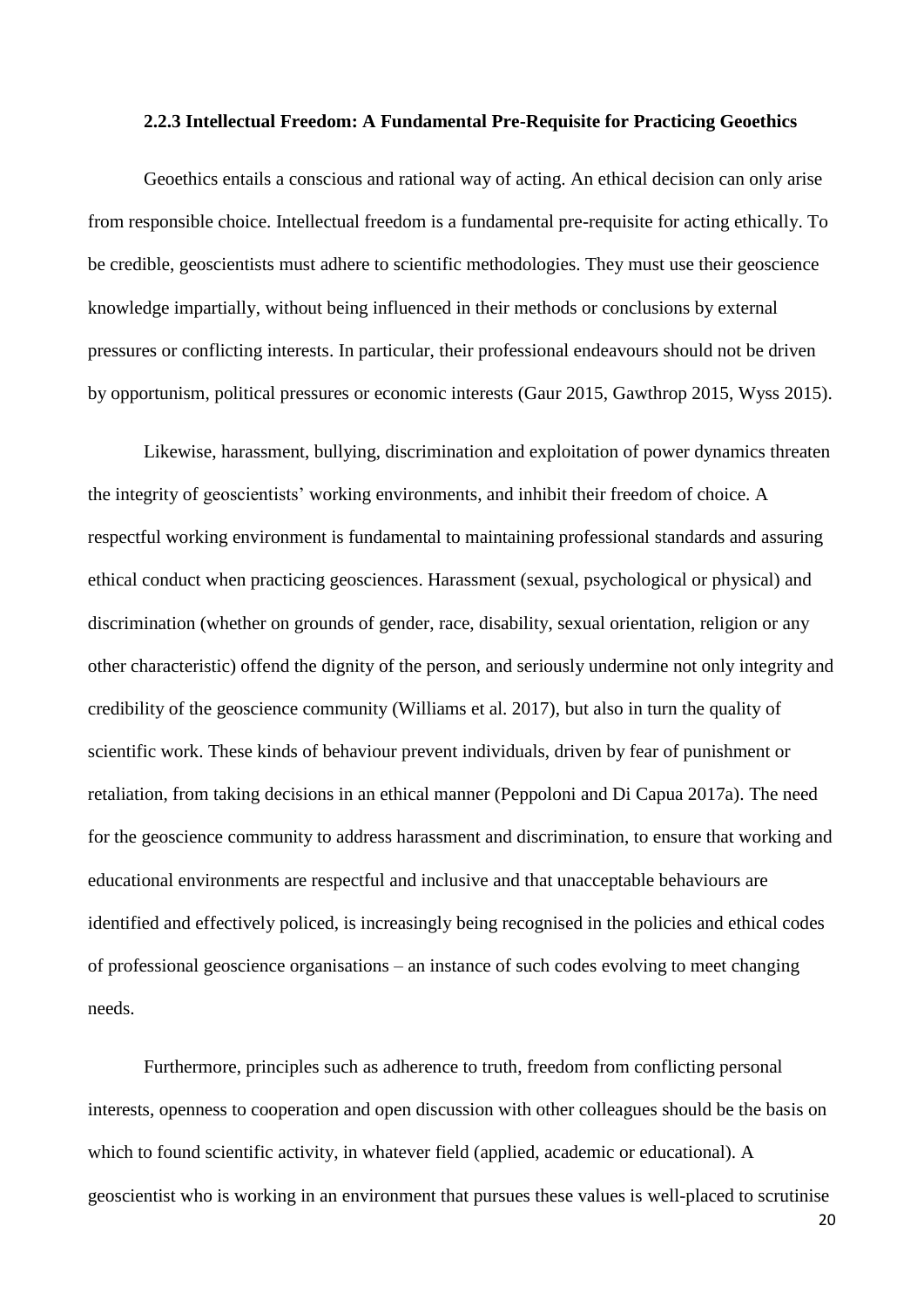### 2.2.3 Intellectual Freedom: A Fundamental Pre-Requisite for Practicing Geoethics

Geoethics entails a conscious and rational way of acting. An ethical decision can only arise from responsible choice. Intellectual freedom is a fundamental pre-requisite for acting ethically. To be credible, geoscientists must adhere to scientific methodologies. They must use their geoscience knowledge impartially, without being influenced in their methods or conclusions by external pressures or conflicting interests. In particular, their professional endeavours should not be driven by opportunism, political pressures or economic interests (Gaur 2015, Gawthrop 2015, Wyss 2015).

Likewise, harassment, bullying, discrimination and exploitation of power dynamics threaten the integrity of geoscientists' working environments, and inhibit their freedom of choice. A respectful working environment is fundamental to maintaining professional standards and assuring ethical conduct when practicing geosciences. Harassment (sexual, psychological or physical) and discrimination (whether on grounds of gender, race, disability, sexual orientation, religion or any other characteristic) offend the dignity of the person, and seriously undermine not only integrity and credibility of the geoscience community (Williams et al. 2017), but also in turn the quality of scientific work. These kinds of behaviour prevent individuals, driven by fear of punishment or retaliation, from taking decisions in an ethical manner (Peppoloni and Di Capua 2017a). The need for the geoscience community to address harassment and discrimination, to ensure that working and educational environments are respectful and inclusive and that unacceptable behaviours are identified and effectively policed, is increasingly being recognised in the policies and ethical codes of professional geoscience organisations – an instance of such codes evolving to meet changing needs.

Furthermore, principles such as adherence to truth, freedom from conflicting personal interests, openness to cooperation and open discussion with other colleagues should be the basis on which to found scientific activity, in whatever field (applied, academic or educational). A geoscientist who is working in an environment that pursues these values is well-placed to scrutinise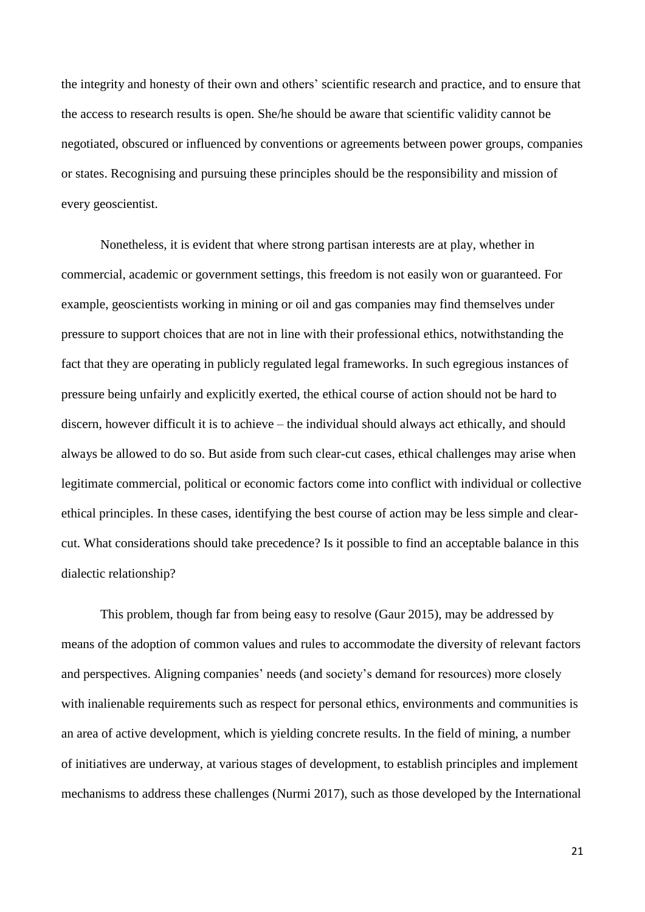the integrity and honesty of their own and others' scientific research and practice, and to ensure that the access to research results is open. She/he should be aware that scientific validity cannot be negotiated, obscured or influenced by conventions or agreements between power groups, companies or states. Recognising and pursuing these principles should be the responsibility and mission of every geoscientist.

Nonetheless, it is evident that where strong partisan interests are at play, whether in commercial, academic or government settings, this freedom is not easily won or guaranteed. For example, geoscientists working in mining or oil and gas companies may find themselves under pressure to support choices that are not in line with their professional ethics, notwithstanding the fact that they are operating in publicly regulated legal frameworks. In such egregious instances of pressure being unfairly and explicitly exerted, the ethical course of action should not be hard to discern, however difficult it is to achieve – the individual should always act ethically, and should always be allowed to do so. But aside from such clear-cut cases, ethical challenges may arise when legitimate commercial, political or economic factors come into conflict with individual or collective ethical principles. In these cases, identifying the best course of action may be less simple and clear-cut. What considerations should take precedence? Is it possible to find an acceptable balance in this dialectic relationship?

This problem, though far from being easy to resolve (Gaur 2015), may be addressed by means of the adoption of common values and rules to accommodate the diversity of relevant factors and perspectives. Aligning companies' needs (and society's demand for resources) more closely with inalienable requirements such as respect for personal ethics, environments and communities is an area of active development, which is yielding concrete results. In the field of mining, a number of initiatives are underway, at various stages of development, to establish principles and implement mechanisms to address these challenges (Nurmi 2017), such as those developed by the International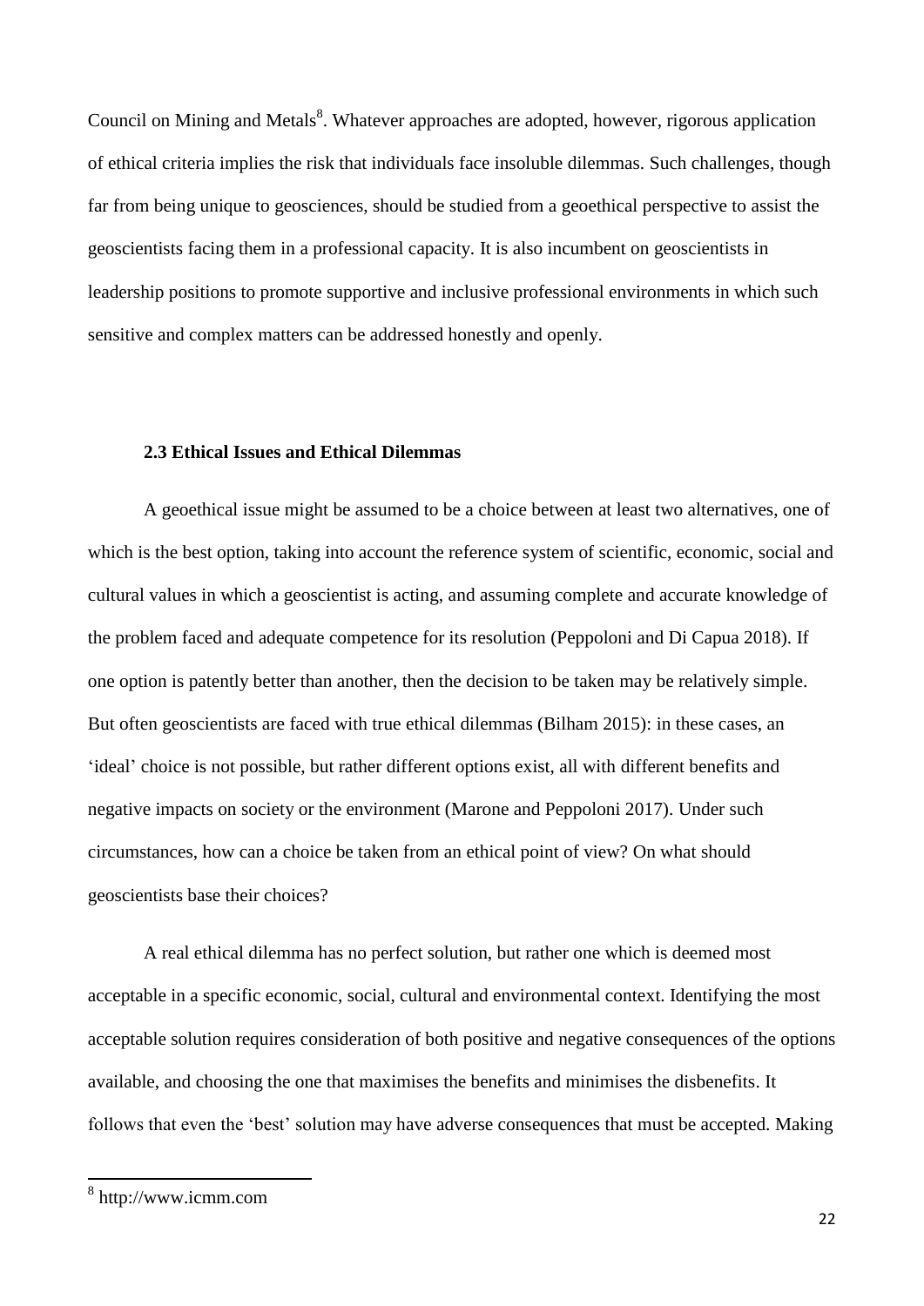Council on Mining and Metals[8]. Whatever approaches are adopted, however, rigorous application of ethical criteria implies the risk that individuals face insoluble dilemmas. Such challenges, though far from being unique to geosciences, should be studied from a geoethical perspective to assist the geoscientists facing them in a professional capacity. It is also incumbent on geoscientists in leadership positions to promote supportive and inclusive professional environments in which such sensitive and complex matters can be addressed honestly and openly.

### 2.3 Ethical Issues and Ethical Dilemmas

A geoethical issue might be assumed to be a choice between at least two alternatives, one of which is the best option, taking into account the reference system of scientific, economic, social and cultural values in which a geoscientist is acting, and assuming complete and accurate knowledge of the problem faced and adequate competence for its resolution (Peppoloni and Di Capua 2018). If one option is patently better than another, then the decision to be taken may be relatively simple. But often geoscientists are faced with true ethical dilemmas (Bilham 2015): in these cases, an 'ideal' choice is not possible, but rather different options exist, all with different benefits and negative impacts on society or the environment (Marone and Peppoloni 2017). Under such circumstances, how can a choice be taken from an ethical point of view? On what should geoscientists base their choices?

A real ethical dilemma has no perfect solution, but rather one which is deemed most acceptable in a specific economic, social, cultural and environmental context. Identifying the most acceptable solution requires consideration of both positive and negative consequences of the options available, and choosing the one that maximises the benefits and minimises the disbenefits. It follows that even the 'best' solution may have adverse consequences that must be accepted. Making

[8] http://www.icmm.com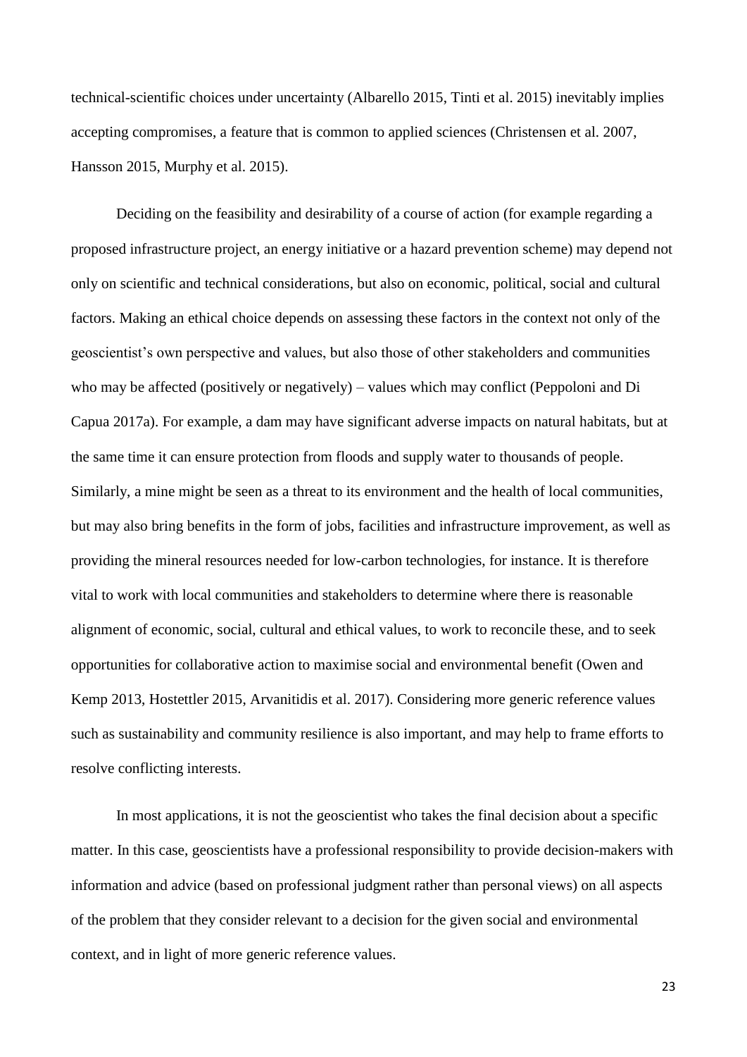technical-scientific choices under uncertainty (Albarello 2015, Tinti et al. 2015) inevitably implies accepting compromises, a feature that is common to applied sciences (Christensen et al. 2007, Hansson 2015, Murphy et al. 2015).

Deciding on the feasibility and desirability of a course of action (for example regarding a proposed infrastructure project, an energy initiative or a hazard prevention scheme) may depend not only on scientific and technical considerations, but also on economic, political, social and cultural factors. Making an ethical choice depends on assessing these factors in the context not only of the geoscientist's own perspective and values, but also those of other stakeholders and communities who may be affected (positively or negatively) – values which may conflict (Peppoloni and Di Capua 2017a). For example, a dam may have significant adverse impacts on natural habitats, but at the same time it can ensure protection from floods and supply water to thousands of people. Similarly, a mine might be seen as a threat to its environment and the health of local communities, but may also bring benefits in the form of jobs, facilities and infrastructure improvement, as well as providing the mineral resources needed for low-carbon technologies, for instance. It is therefore vital to work with local communities and stakeholders to determine where there is reasonable alignment of economic, social, cultural and ethical values, to work to reconcile these, and to seek opportunities for collaborative action to maximise social and environmental benefit (Owen and Kemp 2013, Hostettler 2015, Arvanitidis et al. 2017). Considering more generic reference values such as sustainability and community resilience is also important, and may help to frame efforts to resolve conflicting interests.

In most applications, it is not the geoscientist who takes the final decision about a specific matter. In this case, geoscientists have a professional responsibility to provide decision-makers with information and advice (based on professional judgment rather than personal views) on all aspects of the problem that they consider relevant to a decision for the given social and environmental context, and in light of more generic reference values.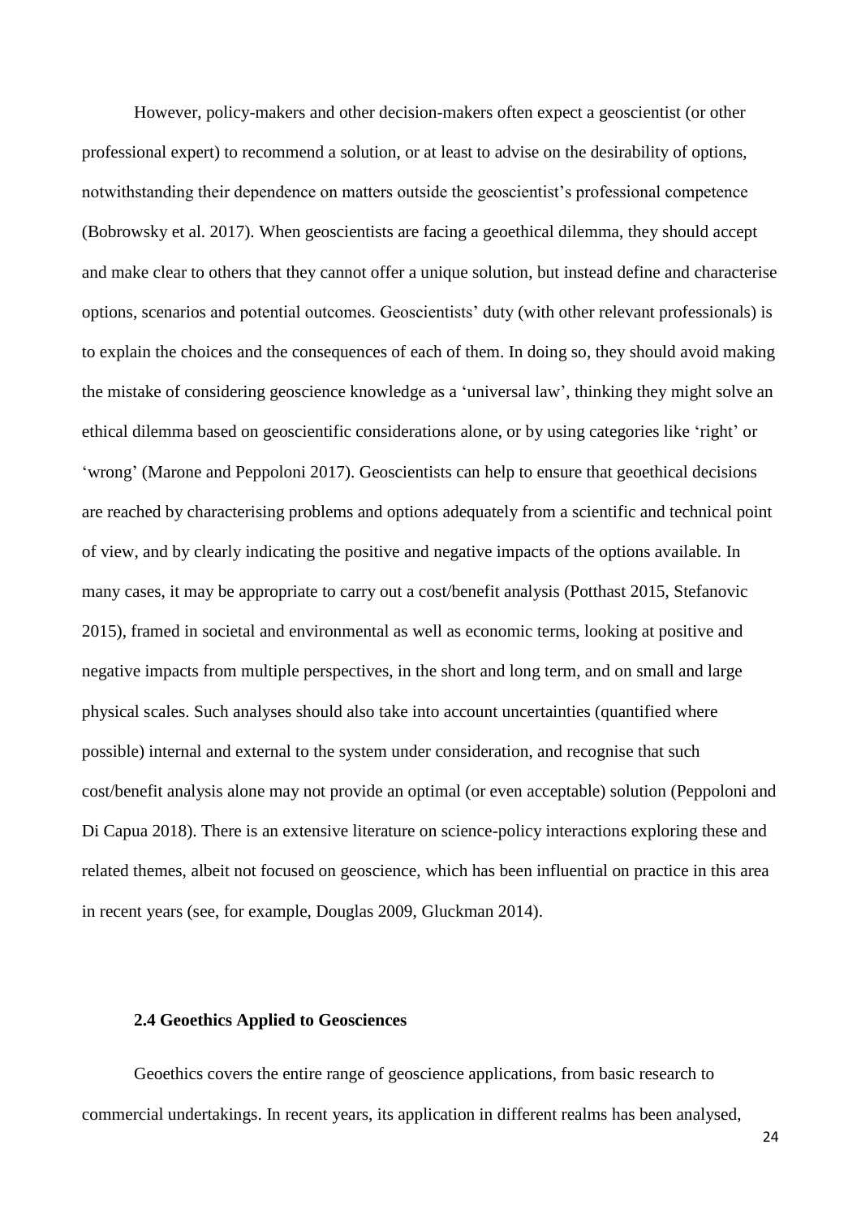However, policy-makers and other decision-makers often expect a geoscientist (or other professional expert) to recommend a solution, or at least to advise on the desirability of options, notwithstanding their dependence on matters outside the geoscientist's professional competence (Bobrowsky et al. 2017). When geoscientists are facing a geoethical dilemma, they should accept and make clear to others that they cannot offer a unique solution, but instead define and characterise options, scenarios and potential outcomes. Geoscientists' duty (with other relevant professionals) is to explain the choices and the consequences of each of them. In doing so, they should avoid making the mistake of considering geoscience knowledge as a 'universal law', thinking they might solve an ethical dilemma based on geoscientific considerations alone, or by using categories like 'right' or 'wrong' (Marone and Peppoloni 2017). Geoscientists can help to ensure that geoethical decisions are reached by characterising problems and options adequately from a scientific and technical point of view, and by clearly indicating the positive and negative impacts of the options available. In many cases, it may be appropriate to carry out a cost/benefit analysis (Potthast 2015, Stefanovic 2015), framed in societal and environmental as well as economic terms, looking at positive and negative impacts from multiple perspectives, in the short and long term, and on small and large physical scales. Such analyses should also take into account uncertainties (quantified where possible) internal and external to the system under consideration, and recognise that such cost/benefit analysis alone may not provide an optimal (or even acceptable) solution (Peppoloni and Di Capua 2018). There is an extensive literature on science-policy interactions exploring these and related themes, albeit not focused on geoscience, which has been influential on practice in this area in recent years (see, for example, Douglas 2009, Gluckman 2014).

### 2.4 Geoethics Applied to Geosciences

Geoethics covers the entire range of geoscience applications, from basic research to commercial undertakings. In recent years, its application in different realms has been analysed,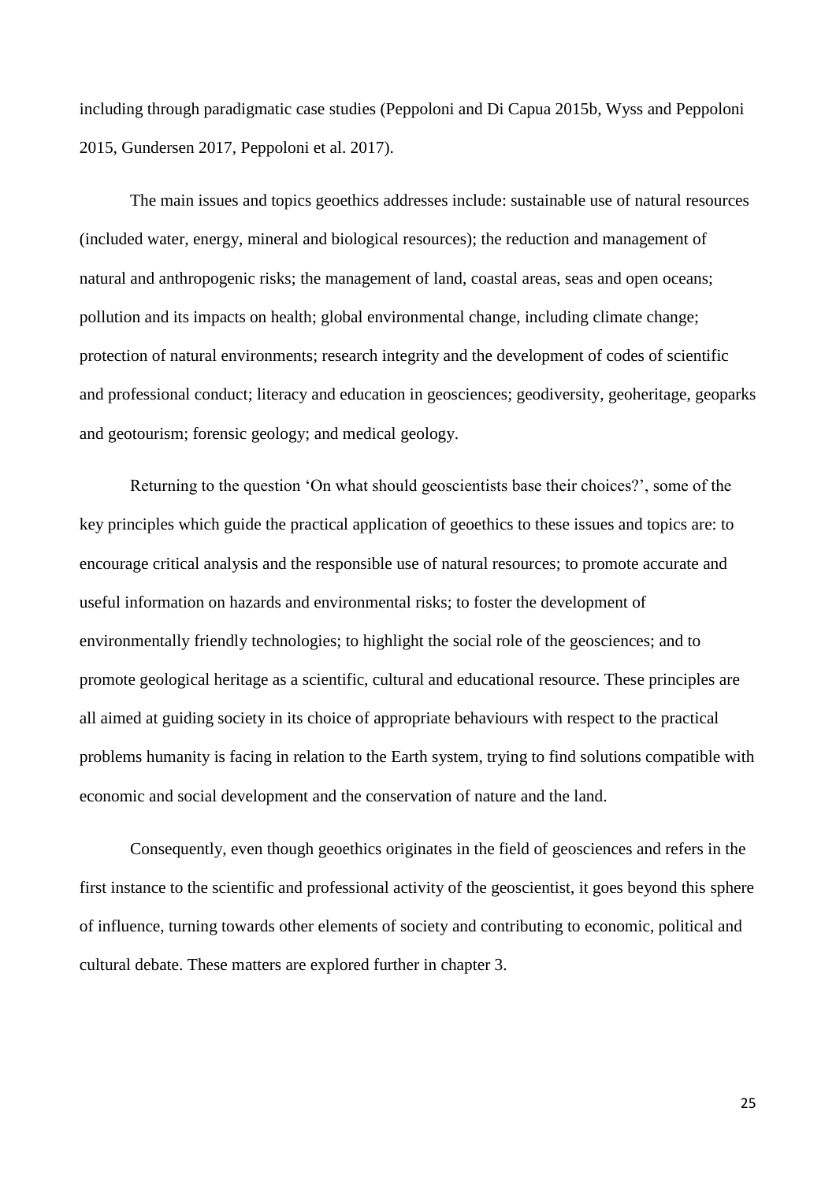including through paradigmatic case studies (Peppoloni and Di Capua 2015b, Wyss and Peppoloni 2015, Gundersen 2017, Peppoloni et al. 2017).

The main issues and topics geoethics addresses include: sustainable use of natural resources (included water, energy, mineral and biological resources); the reduction and management of natural and anthropogenic risks; the management of land, coastal areas, seas and open oceans; pollution and its impacts on health; global environmental change, including climate change; protection of natural environments; research integrity and the development of codes of scientific and professional conduct; literacy and education in geosciences; geodiversity, geoheritage, geoparks and geotourism; forensic geology; and medical geology.

Returning to the question 'On what should geoscientists base their choices?', some of the key principles which guide the practical application of geoethics to these issues and topics are: to encourage critical analysis and the responsible use of natural resources; to promote accurate and useful information on hazards and environmental risks; to foster the development of environmentally friendly technologies; to highlight the social role of the geosciences; and to promote geological heritage as a scientific, cultural and educational resource. These principles are all aimed at guiding society in its choice of appropriate behaviours with respect to the practical problems humanity is facing in relation to the Earth system, trying to find solutions compatible with economic and social development and the conservation of nature and the land.

Consequently, even though geoethics originates in the field of geosciences and refers in the first instance to the scientific and professional activity of the geoscientist, it goes beyond this sphere of influence, turning towards other elements of society and contributing to economic, political and cultural debate. These matters are explored further in chapter 3.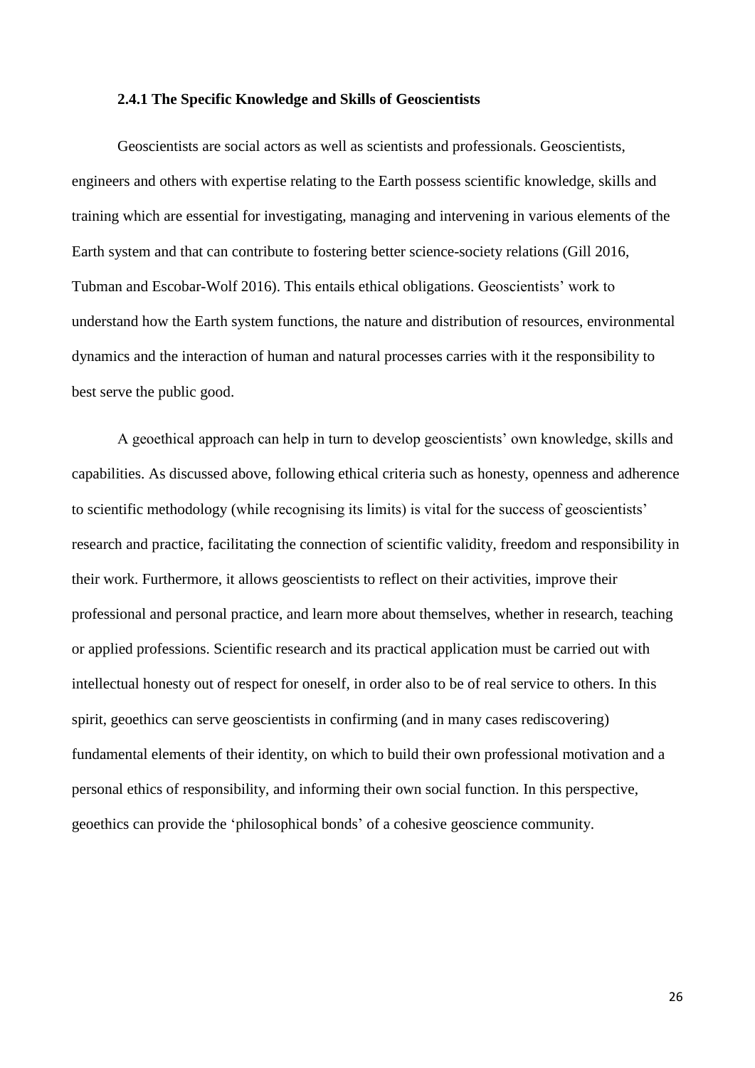### 2.4.1 The Specific Knowledge and Skills of Geoscientists

Geoscientists are social actors as well as scientists and professionals. Geoscientists, engineers and others with expertise relating to the Earth possess scientific knowledge, skills and training which are essential for investigating, managing and intervening in various elements of the Earth system and that can contribute to fostering better science-society relations (Gill 2016, Tubman and Escobar-Wolf 2016). This entails ethical obligations. Geoscientists' work to understand how the Earth system functions, the nature and distribution of resources, environmental dynamics and the interaction of human and natural processes carries with it the responsibility to best serve the public good.

A geoethical approach can help in turn to develop geoscientists' own knowledge, skills and capabilities. As discussed above, following ethical criteria such as honesty, openness and adherence to scientific methodology (while recognising its limits) is vital for the success of geoscientists' research and practice, facilitating the connection of scientific validity, freedom and responsibility in their work. Furthermore, it allows geoscientists to reflect on their activities, improve their professional and personal practice, and learn more about themselves, whether in research, teaching or applied professions. Scientific research and its practical application must be carried out with intellectual honesty out of respect for oneself, in order also to be of real service to others. In this spirit, geoethics can serve geoscientists in confirming (and in many cases rediscovering) fundamental elements of their identity, on which to build their own professional motivation and a personal ethics of responsibility, and informing their own social function. In this perspective, geoethics can provide the 'philosophical bonds' of a cohesive geoscience community.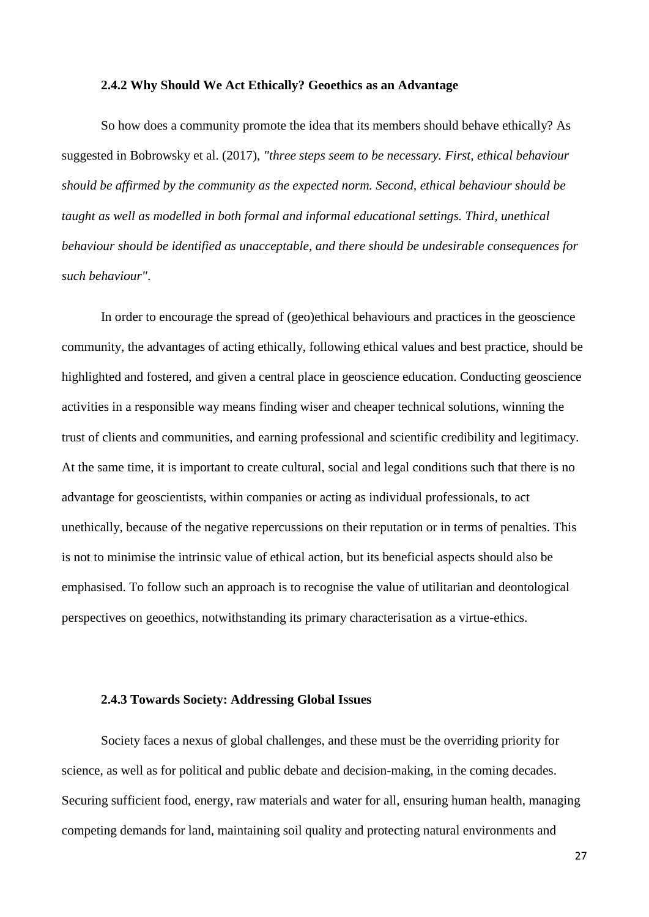#### 2.4.2 Why Should We Act Ethically? Geoethics as an Advantage

So how does a community promote the idea that its members should behave ethically? As suggested in Bobrowsky et al. (2017), *"three steps seem to be necessary. First, ethical behaviour should be affirmed by the community as the expected norm. Second, ethical behaviour should be taught as well as modelled in both formal and informal educational settings. Third, unethical behaviour should be identified as unacceptable, and there should be undesirable consequences for such behaviour"*.

In order to encourage the spread of (geo)ethical behaviours and practices in the geoscience community, the advantages of acting ethically, following ethical values and best practice, should be highlighted and fostered, and given a central place in geoscience education. Conducting geoscience activities in a responsible way means finding wiser and cheaper technical solutions, winning the trust of clients and communities, and earning professional and scientific credibility and legitimacy. At the same time, it is important to create cultural, social and legal conditions such that there is no advantage for geoscientists, within companies or acting as individual professionals, to act unethically, because of the negative repercussions on their reputation or in terms of penalties. This is not to minimise the intrinsic value of ethical action, but its beneficial aspects should also be emphasised. To follow such an approach is to recognise the value of utilitarian and deontological perspectives on geoethics, notwithstanding its primary characterisation as a virtue-ethics.

#### 2.4.3 Towards Society: Addressing Global Issues

Society faces a nexus of global challenges, and these must be the overriding priority for science, as well as for political and public debate and decision-making, in the coming decades. Securing sufficient food, energy, raw materials and water for all, ensuring human health, managing competing demands for land, maintaining soil quality and protecting natural environments and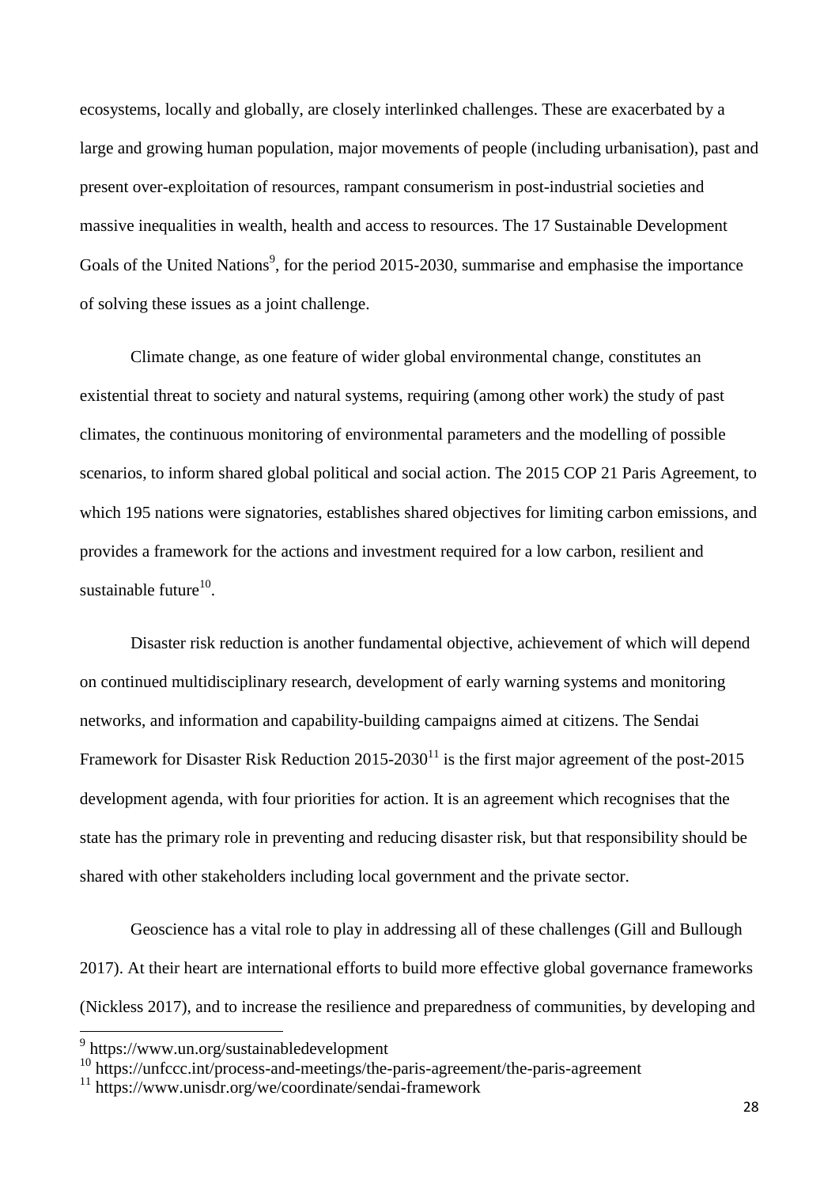ecosystems, locally and globally, are closely interlinked challenges. These are exacerbated by a large and growing human population, major movements of people (including urbanisation), past and present over-exploitation of resources, rampant consumerism in post-industrial societies and massive inequalities in wealth, health and access to resources. The 17 Sustainable Development Goals of the United Nations[9], for the period 2015-2030, summarise and emphasise the importance of solving these issues as a joint challenge.

Climate change, as one feature of wider global environmental change, constitutes an existential threat to society and natural systems, requiring (among other work) the study of past climates, the continuous monitoring of environmental parameters and the modelling of possible scenarios, to inform shared global political and social action. The 2015 COP 21 Paris Agreement, to which 195 nations were signatories, establishes shared objectives for limiting carbon emissions, and provides a framework for the actions and investment required for a low carbon, resilient and sustainable future[10].

Disaster risk reduction is another fundamental objective, achievement of which will depend on continued multidisciplinary research, development of early warning systems and monitoring networks, and information and capability-building campaigns aimed at citizens. The Sendai Framework for Disaster Risk Reduction 2015-2030[11] is the first major agreement of the post-2015 development agenda, with four priorities for action. It is an agreement which recognises that the state has the primary role in preventing and reducing disaster risk, but that responsibility should be shared with other stakeholders including local government and the private sector.

Geoscience has a vital role to play in addressing all of these challenges (Gill and Bullough 2017). At their heart are international efforts to build more effective global governance frameworks (Nickless 2017), and to increase the resilience and preparedness of communities, by developing and

[9] https://www.un.org/sustainabledevelopment

[10] https://unfccc.int/process-and-meetings/the-paris-agreement/the-paris-agreement

[11] https://www.unisdr.org/we/coordinate/sendai-framework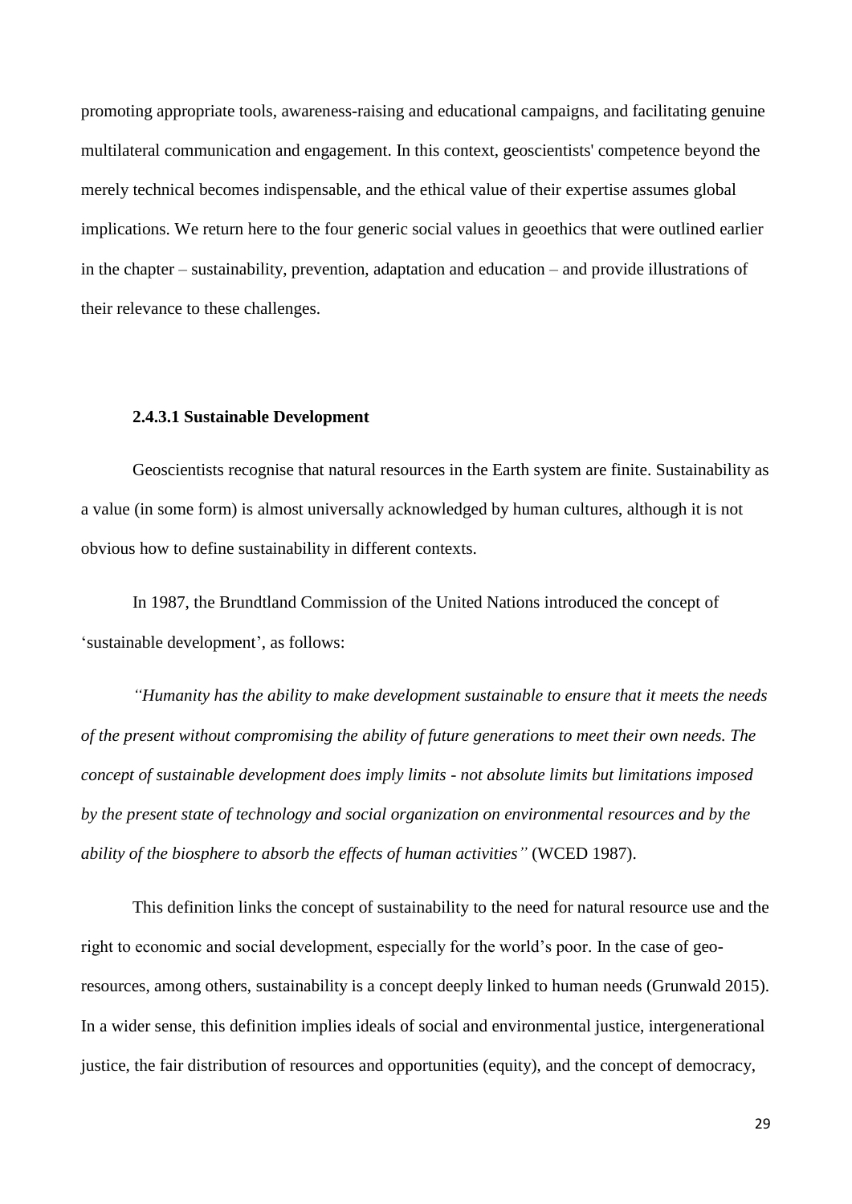promoting appropriate tools, awareness-raising and educational campaigns, and facilitating genuine multilateral communication and engagement. In this context, geoscientists' competence beyond the merely technical becomes indispensable, and the ethical value of their expertise assumes global implications. We return here to the four generic social values in geoethics that were outlined earlier in the chapter – sustainability, prevention, adaptation and education – and provide illustrations of their relevance to these challenges.

#### 2.4.3.1 Sustainable Development

Geoscientists recognise that natural resources in the Earth system are finite. Sustainability as a value (in some form) is almost universally acknowledged by human cultures, although it is not obvious how to define sustainability in different contexts.

In 1987, the Brundtland Commission of the United Nations introduced the concept of 'sustainable development', as follows:

*"Humanity has the ability to make development sustainable to ensure that it meets the needs of the present without compromising the ability of future generations to meet their own needs. The concept of sustainable development does imply limits - not absolute limits but limitations imposed by the present state of technology and social organization on environmental resources and by the ability of the biosphere to absorb the effects of human activities"* (WCED 1987).

This definition links the concept of sustainability to the need for natural resource use and the right to economic and social development, especially for the world's poor. In the case of geo-resources, among others, sustainability is a concept deeply linked to human needs (Grunwald 2015). In a wider sense, this definition implies ideals of social and environmental justice, intergenerational justice, the fair distribution of resources and opportunities (equity), and the concept of democracy,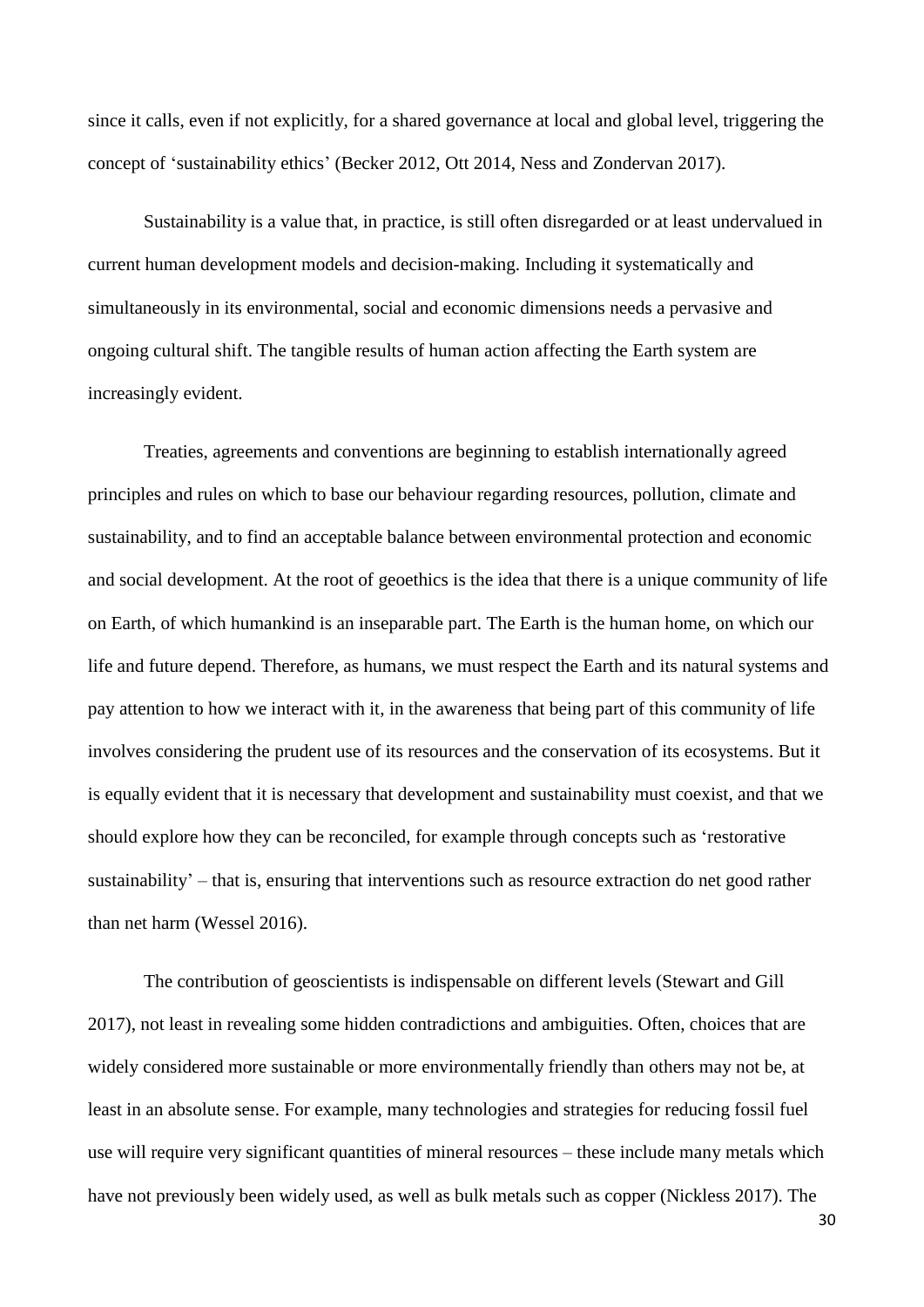since it calls, even if not explicitly, for a shared governance at local and global level, triggering the concept of 'sustainability ethics' (Becker 2012, Ott 2014, Ness and Zondervan 2017).

Sustainability is a value that, in practice, is still often disregarded or at least undervalued in current human development models and decision-making. Including it systematically and simultaneously in its environmental, social and economic dimensions needs a pervasive and ongoing cultural shift. The tangible results of human action affecting the Earth system are increasingly evident.

Treaties, agreements and conventions are beginning to establish internationally agreed principles and rules on which to base our behaviour regarding resources, pollution, climate and sustainability, and to find an acceptable balance between environmental protection and economic and social development. At the root of geoethics is the idea that there is a unique community of life on Earth, of which humankind is an inseparable part. The Earth is the human home, on which our life and future depend. Therefore, as humans, we must respect the Earth and its natural systems and pay attention to how we interact with it, in the awareness that being part of this community of life involves considering the prudent use of its resources and the conservation of its ecosystems. But it is equally evident that it is necessary that development and sustainability must coexist, and that we should explore how they can be reconciled, for example through concepts such as 'restorative sustainability' – that is, ensuring that interventions such as resource extraction do net good rather than net harm (Wessel 2016).

The contribution of geoscientists is indispensable on different levels (Stewart and Gill 2017), not least in revealing some hidden contradictions and ambiguities. Often, choices that are widely considered more sustainable or more environmentally friendly than others may not be, at least in an absolute sense. For example, many technologies and strategies for reducing fossil fuel use will require very significant quantities of mineral resources – these include many metals which have not previously been widely used, as well as bulk metals such as copper (Nickless 2017). The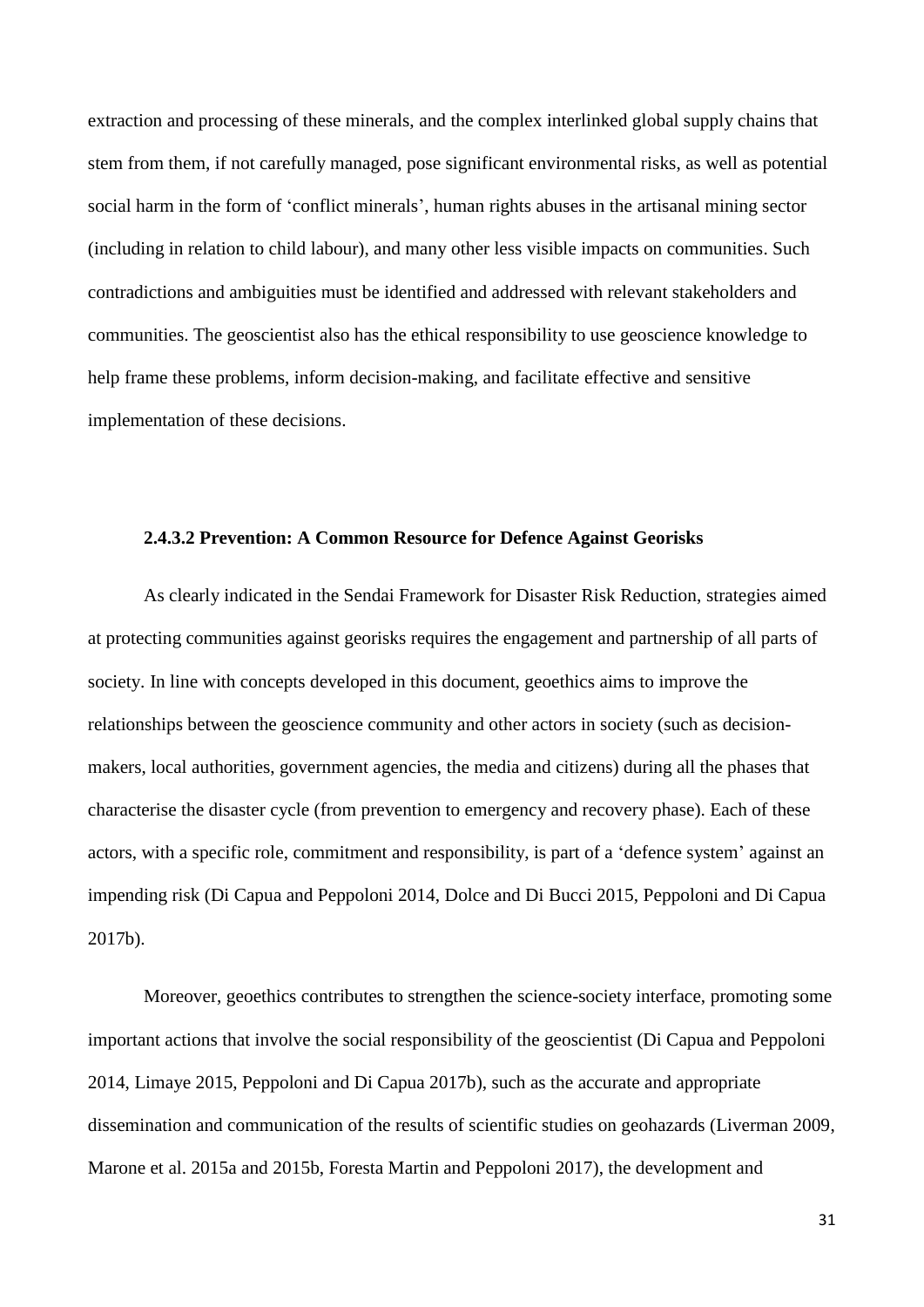extraction and processing of these minerals, and the complex interlinked global supply chains that stem from them, if not carefully managed, pose significant environmental risks, as well as potential social harm in the form of 'conflict minerals', human rights abuses in the artisanal mining sector (including in relation to child labour), and many other less visible impacts on communities. Such contradictions and ambiguities must be identified and addressed with relevant stakeholders and communities. The geoscientist also has the ethical responsibility to use geoscience knowledge to help frame these problems, inform decision-making, and facilitate effective and sensitive implementation of these decisions.

#### 2.4.3.2 Prevention: A Common Resource for Defence Against Georisks

As clearly indicated in the Sendai Framework for Disaster Risk Reduction, strategies aimed at protecting communities against georisks requires the engagement and partnership of all parts of society. In line with concepts developed in this document, geoethics aims to improve the relationships between the geoscience community and other actors in society (such as decision-makers, local authorities, government agencies, the media and citizens) during all the phases that characterise the disaster cycle (from prevention to emergency and recovery phase). Each of these actors, with a specific role, commitment and responsibility, is part of a 'defence system' against an impending risk (Di Capua and Peppoloni 2014, Dolce and Di Bucci 2015, Peppoloni and Di Capua 2017b).

Moreover, geoethics contributes to strengthen the science-society interface, promoting some important actions that involve the social responsibility of the geoscientist (Di Capua and Peppoloni 2014, Limaye 2015, Peppoloni and Di Capua 2017b), such as the accurate and appropriate dissemination and communication of the results of scientific studies on geohazards (Liverman 2009, Marone et al. 2015a and 2015b, Foresta Martin and Peppoloni 2017), the development and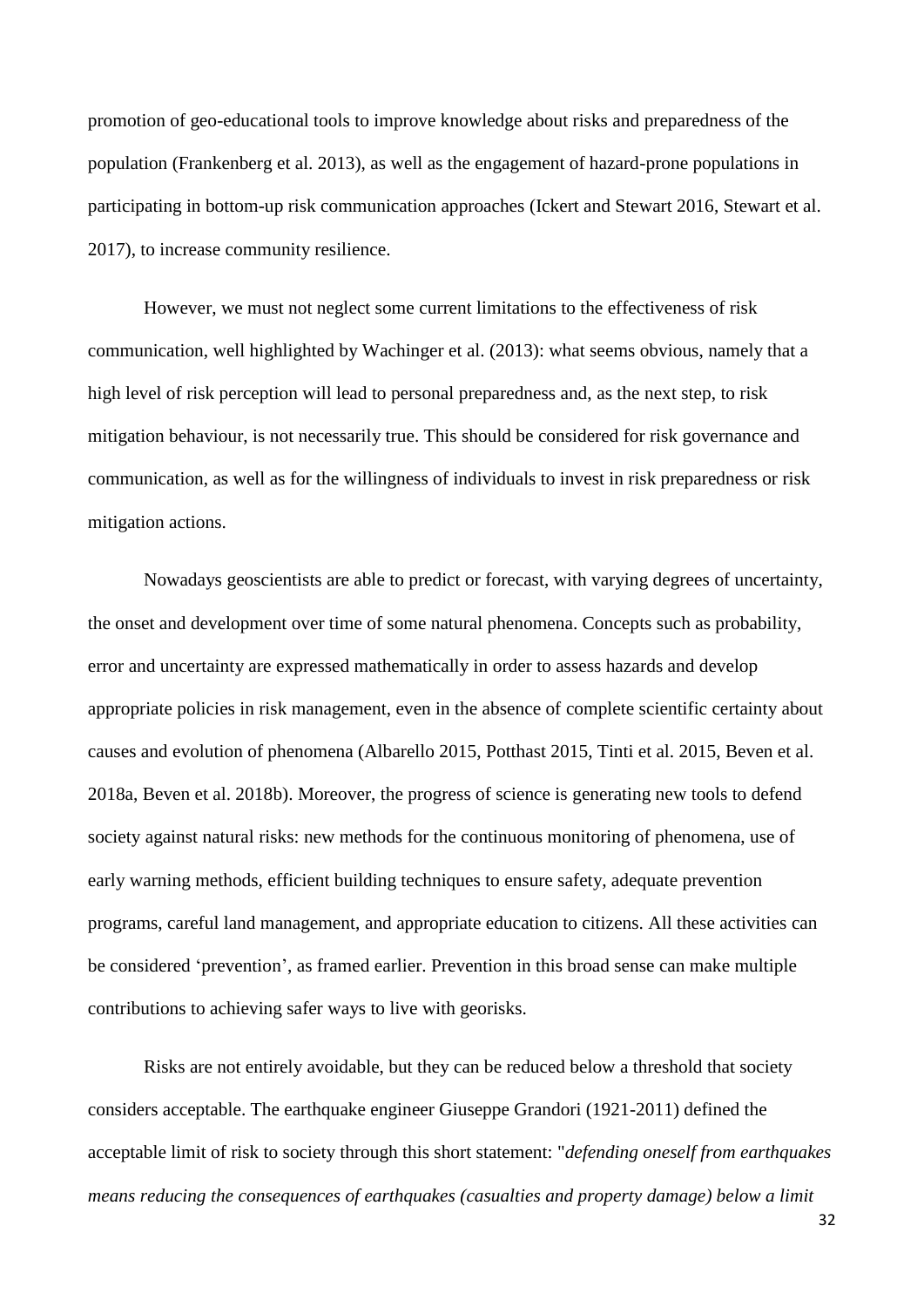promotion of geo-educational tools to improve knowledge about risks and preparedness of the population (Frankenberg et al. 2013), as well as the engagement of hazard-prone populations in participating in bottom-up risk communication approaches (Ickert and Stewart 2016, Stewart et al. 2017), to increase community resilience.

However, we must not neglect some current limitations to the effectiveness of risk communication, well highlighted by Wachinger et al. (2013): what seems obvious, namely that a high level of risk perception will lead to personal preparedness and, as the next step, to risk mitigation behaviour, is not necessarily true. This should be considered for risk governance and communication, as well as for the willingness of individuals to invest in risk preparedness or risk mitigation actions.

Nowadays geoscientists are able to predict or forecast, with varying degrees of uncertainty, the onset and development over time of some natural phenomena. Concepts such as probability, error and uncertainty are expressed mathematically in order to assess hazards and develop appropriate policies in risk management, even in the absence of complete scientific certainty about causes and evolution of phenomena (Albarello 2015, Potthast 2015, Tinti et al. 2015, Beven et al. 2018a, Beven et al. 2018b). Moreover, the progress of science is generating new tools to defend society against natural risks: new methods for the continuous monitoring of phenomena, use of early warning methods, efficient building techniques to ensure safety, adequate prevention programs, careful land management, and appropriate education to citizens. All these activities can be considered 'prevention', as framed earlier. Prevention in this broad sense can make multiple contributions to achieving safer ways to live with georisks.

Risks are not entirely avoidable, but they can be reduced below a threshold that society considers acceptable. The earthquake engineer Giuseppe Grandori (1921-2011) defined the acceptable limit of risk to society through this short statement: "*defending oneself from earthquakes means reducing the consequences of earthquakes (casualties and property damage) below a limit*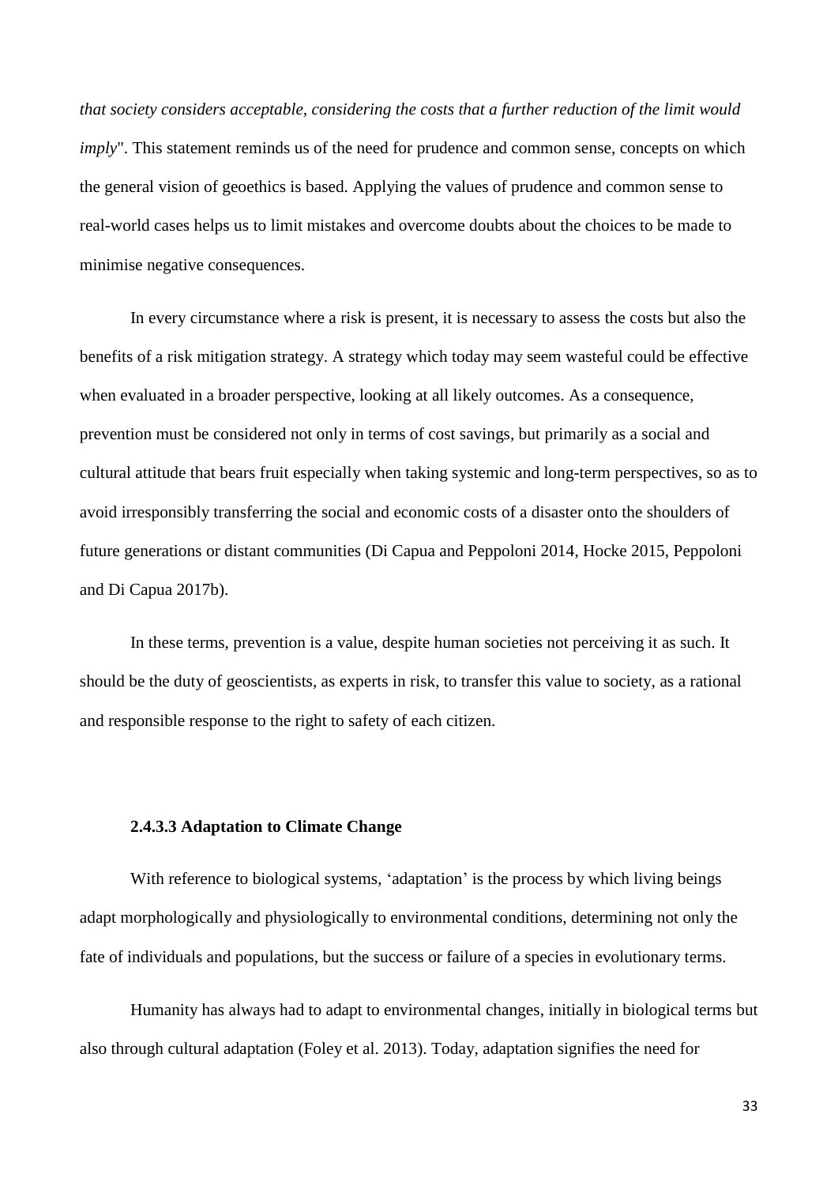*that society considers acceptable, considering the costs that a further reduction of the limit would imply*". This statement reminds us of the need for prudence and common sense, concepts on which the general vision of geoethics is based. Applying the values of prudence and common sense to real-world cases helps us to limit mistakes and overcome doubts about the choices to be made to minimise negative consequences.

In every circumstance where a risk is present, it is necessary to assess the costs but also the benefits of a risk mitigation strategy. A strategy which today may seem wasteful could be effective when evaluated in a broader perspective, looking at all likely outcomes. As a consequence, prevention must be considered not only in terms of cost savings, but primarily as a social and cultural attitude that bears fruit especially when taking systemic and long-term perspectives, so as to avoid irresponsibly transferring the social and economic costs of a disaster onto the shoulders of future generations or distant communities (Di Capua and Peppoloni 2014, Hocke 2015, Peppoloni and Di Capua 2017b).

In these terms, prevention is a value, despite human societies not perceiving it as such. It should be the duty of geoscientists, as experts in risk, to transfer this value to society, as a rational and responsible response to the right to safety of each citizen.

#### 2.4.3.3 Adaptation to Climate Change

With reference to biological systems, 'adaptation' is the process by which living beings adapt morphologically and physiologically to environmental conditions, determining not only the fate of individuals and populations, but the success or failure of a species in evolutionary terms.

Humanity has always had to adapt to environmental changes, initially in biological terms but also through cultural adaptation (Foley et al. 2013). Today, adaptation signifies the need for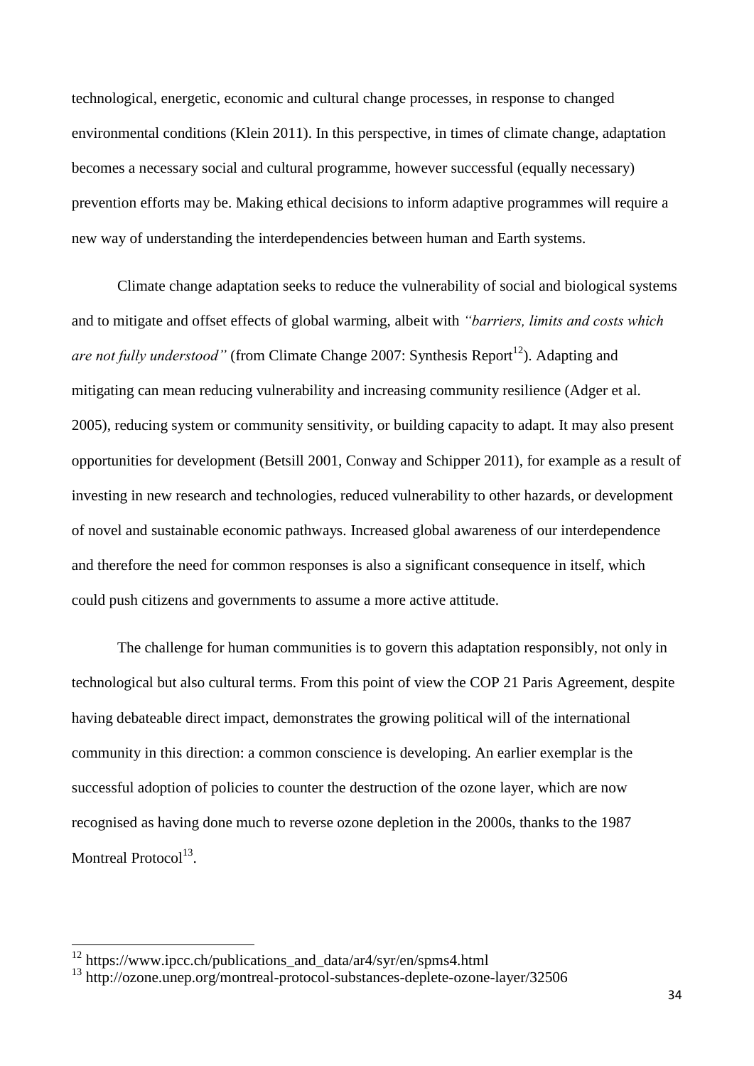technological, energetic, economic and cultural change processes, in response to changed environmental conditions (Klein 2011). In this perspective, in times of climate change, adaptation becomes a necessary social and cultural programme, however successful (equally necessary) prevention efforts may be. Making ethical decisions to inform adaptive programmes will require a new way of understanding the interdependencies between human and Earth systems.

Climate change adaptation seeks to reduce the vulnerability of social and biological systems and to mitigate and offset effects of global warming, albeit with *"barriers, limits and costs which are not fully understood"* (from Climate Change 2007: Synthesis Report[12]). Adapting and mitigating can mean reducing vulnerability and increasing community resilience (Adger et al. 2005), reducing system or community sensitivity, or building capacity to adapt. It may also present opportunities for development (Betsill 2001, Conway and Schipper 2011), for example as a result of investing in new research and technologies, reduced vulnerability to other hazards, or development of novel and sustainable economic pathways. Increased global awareness of our interdependence and therefore the need for common responses is also a significant consequence in itself, which could push citizens and governments to assume a more active attitude.

The challenge for human communities is to govern this adaptation responsibly, not only in technological but also cultural terms. From this point of view the COP 21 Paris Agreement, despite having debateable direct impact, demonstrates the growing political will of the international community in this direction: a common conscience is developing. An earlier exemplar is the successful adoption of policies to counter the destruction of the ozone layer, which are now recognised as having done much to reverse ozone depletion in the 2000s, thanks to the 1987 Montreal Protocol[13].

---

[12] https://www.ipcc.ch/publications_and_data/ar4/syr/en/spms4.html

[13] http://ozone.unep.org/montreal-protocol-substances-deplete-ozone-layer/32506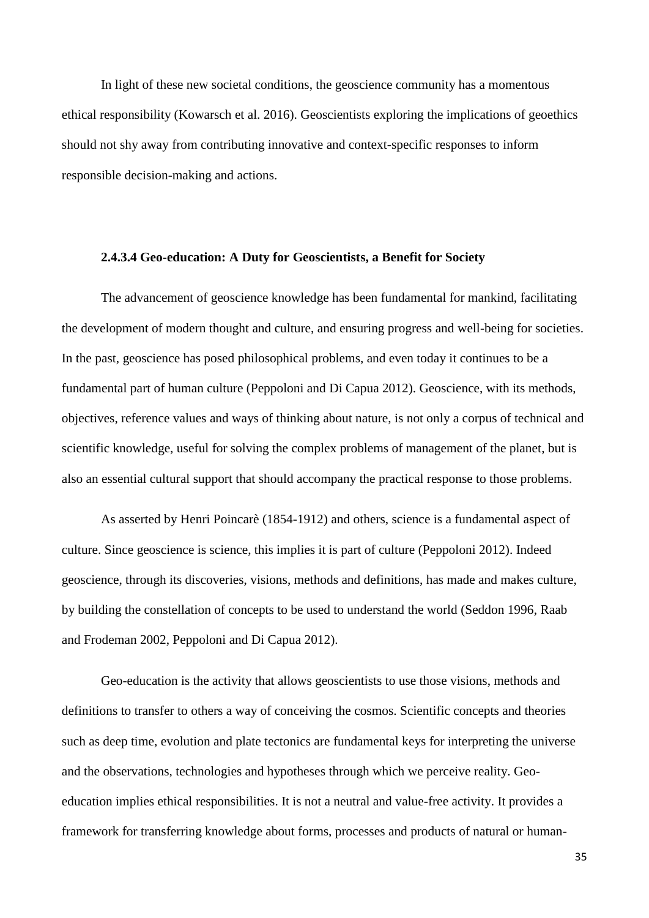In light of these new societal conditions, the geoscience community has a momentous ethical responsibility (Kowarsch et al. 2016). Geoscientists exploring the implications of geoethics should not shy away from contributing innovative and context-specific responses to inform responsible decision-making and actions.

#### 2.4.3.4 Geo-education: A Duty for Geoscientists, a Benefit for Society

The advancement of geoscience knowledge has been fundamental for mankind, facilitating the development of modern thought and culture, and ensuring progress and well-being for societies. In the past, geoscience has posed philosophical problems, and even today it continues to be a fundamental part of human culture (Peppoloni and Di Capua 2012). Geoscience, with its methods, objectives, reference values and ways of thinking about nature, is not only a corpus of technical and scientific knowledge, useful for solving the complex problems of management of the planet, but is also an essential cultural support that should accompany the practical response to those problems.

As asserted by Henri Poincarè (1854-1912) and others, science is a fundamental aspect of culture. Since geoscience is science, this implies it is part of culture (Peppoloni 2012). Indeed geoscience, through its discoveries, visions, methods and definitions, has made and makes culture, by building the constellation of concepts to be used to understand the world (Seddon 1996, Raab and Frodeman 2002, Peppoloni and Di Capua 2012).

Geo-education is the activity that allows geoscientists to use those visions, methods and definitions to transfer to others a way of conceiving the cosmos. Scientific concepts and theories such as deep time, evolution and plate tectonics are fundamental keys for interpreting the universe and the observations, technologies and hypotheses through which we perceive reality. Geo-education implies ethical responsibilities. It is not a neutral and value-free activity. It provides a framework for transferring knowledge about forms, processes and products of natural or human-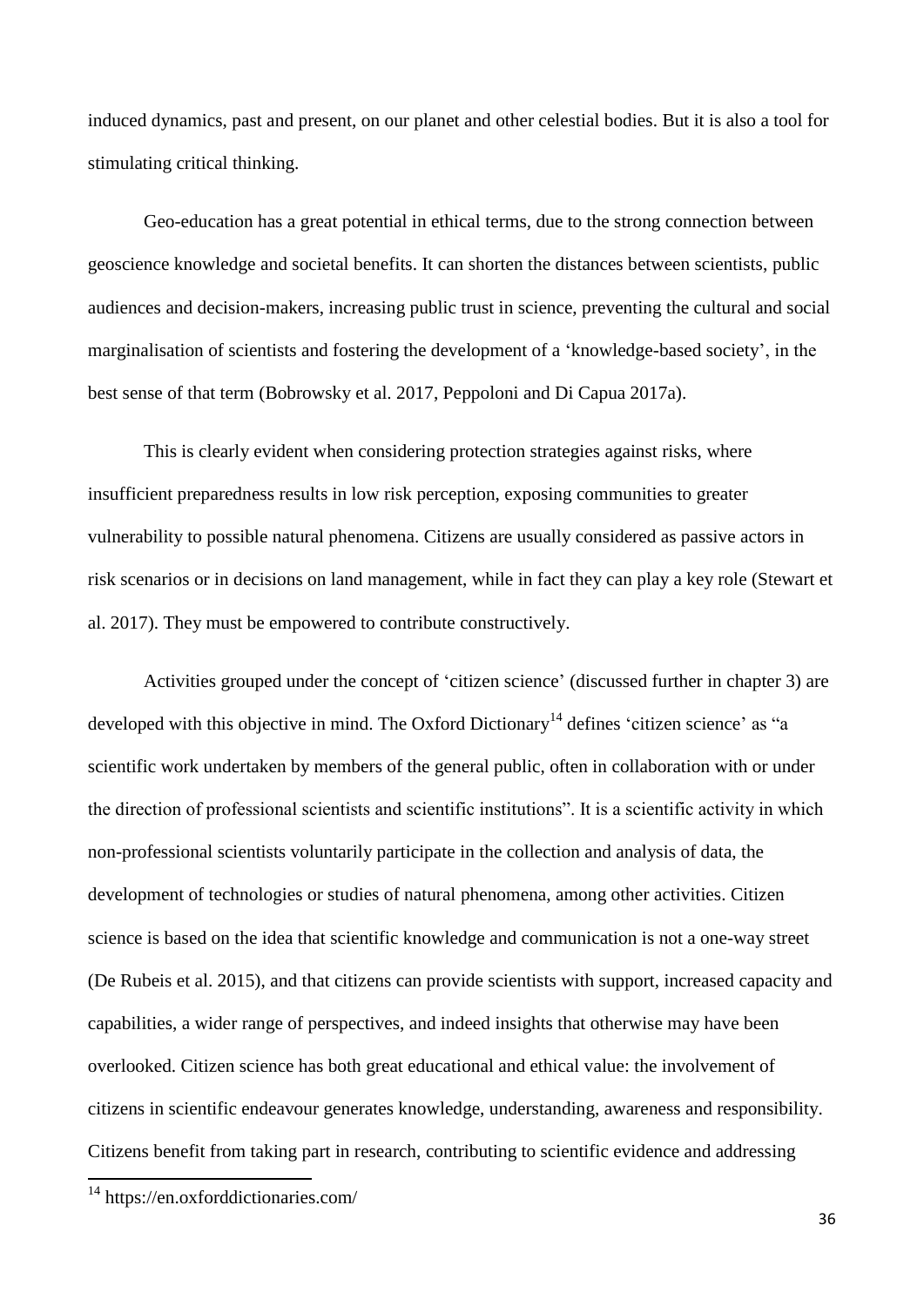induced dynamics, past and present, on our planet and other celestial bodies. But it is also a tool for stimulating critical thinking.

Geo-education has a great potential in ethical terms, due to the strong connection between geoscience knowledge and societal benefits. It can shorten the distances between scientists, public audiences and decision-makers, increasing public trust in science, preventing the cultural and social marginalisation of scientists and fostering the development of a 'knowledge-based society', in the best sense of that term (Bobrowsky et al. 2017, Peppoloni and Di Capua 2017a).

This is clearly evident when considering protection strategies against risks, where insufficient preparedness results in low risk perception, exposing communities to greater vulnerability to possible natural phenomena. Citizens are usually considered as passive actors in risk scenarios or in decisions on land management, while in fact they can play a key role (Stewart et al. 2017). They must be empowered to contribute constructively.

Activities grouped under the concept of 'citizen science' (discussed further in chapter 3) are developed with this objective in mind. The Oxford Dictionary[14] defines 'citizen science' as "a scientific work undertaken by members of the general public, often in collaboration with or under the direction of professional scientists and scientific institutions". It is a scientific activity in which non-professional scientists voluntarily participate in the collection and analysis of data, the development of technologies or studies of natural phenomena, among other activities. Citizen science is based on the idea that scientific knowledge and communication is not a one-way street (De Rubeis et al. 2015), and that citizens can provide scientists with support, increased capacity and capabilities, a wider range of perspectives, and indeed insights that otherwise may have been overlooked. Citizen science has both great educational and ethical value: the involvement of citizens in scientific endeavour generates knowledge, understanding, awareness and responsibility. Citizens benefit from taking part in research, contributing to scientific evidence and addressing

[14] https://en.oxforddictionaries.com/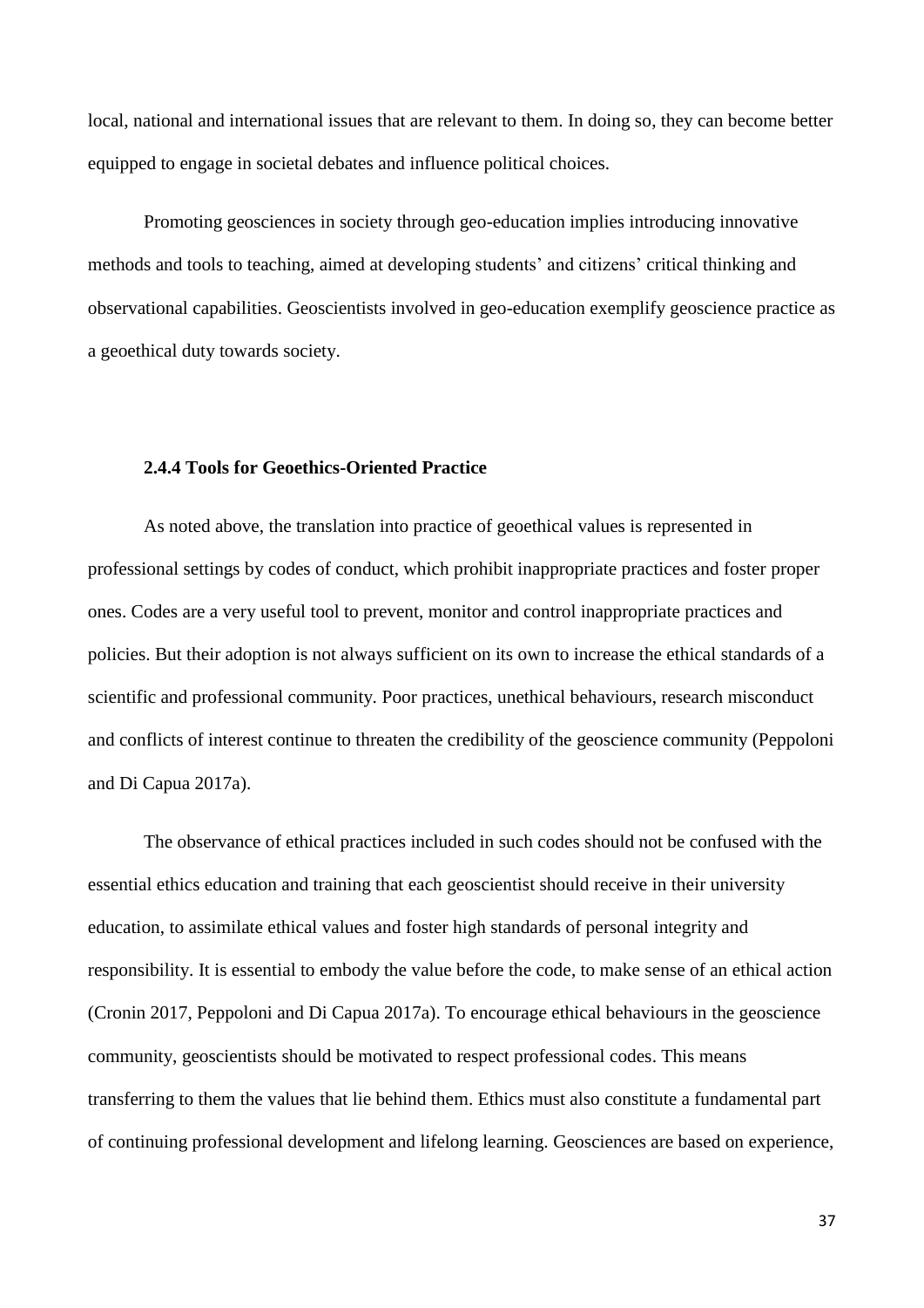local, national and international issues that are relevant to them. In doing so, they can become better equipped to engage in societal debates and influence political choices.

Promoting geosciences in society through geo-education implies introducing innovative methods and tools to teaching, aimed at developing students' and citizens' critical thinking and observational capabilities. Geoscientists involved in geo-education exemplify geoscience practice as a geoethical duty towards society.

#### 2.4.4 Tools for Geoethics-Oriented Practice

As noted above, the translation into practice of geoethical values is represented in professional settings by codes of conduct, which prohibit inappropriate practices and foster proper ones. Codes are a very useful tool to prevent, monitor and control inappropriate practices and policies. But their adoption is not always sufficient on its own to increase the ethical standards of a scientific and professional community. Poor practices, unethical behaviours, research misconduct and conflicts of interest continue to threaten the credibility of the geoscience community (Peppoloni and Di Capua 2017a).

The observance of ethical practices included in such codes should not be confused with the essential ethics education and training that each geoscientist should receive in their university education, to assimilate ethical values and foster high standards of personal integrity and responsibility. It is essential to embody the value before the code, to make sense of an ethical action (Cronin 2017, Peppoloni and Di Capua 2017a). To encourage ethical behaviours in the geoscience community, geoscientists should be motivated to respect professional codes. This means transferring to them the values that lie behind them. Ethics must also constitute a fundamental part of continuing professional development and lifelong learning. Geosciences are based on experience,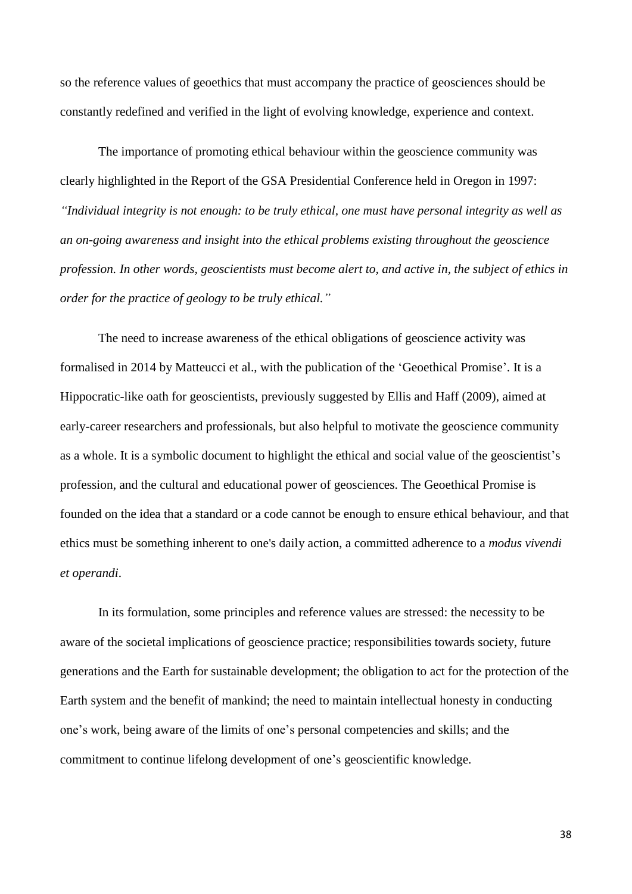so the reference values of geoethics that must accompany the practice of geosciences should be constantly redefined and verified in the light of evolving knowledge, experience and context.

The importance of promoting ethical behaviour within the geoscience community was clearly highlighted in the Report of the GSA Presidential Conference held in Oregon in 1997: *"Individual integrity is not enough: to be truly ethical, one must have personal integrity as well as an on-going awareness and insight into the ethical problems existing throughout the geoscience profession. In other words, geoscientists must become alert to, and active in, the subject of ethics in order for the practice of geology to be truly ethical."*

The need to increase awareness of the ethical obligations of geoscience activity was formalised in 2014 by Matteucci et al., with the publication of the 'Geoethical Promise'. It is a Hippocratic-like oath for geoscientists, previously suggested by Ellis and Haff (2009), aimed at early-career researchers and professionals, but also helpful to motivate the geoscience community as a whole. It is a symbolic document to highlight the ethical and social value of the geoscientist's profession, and the cultural and educational power of geosciences. The Geoethical Promise is founded on the idea that a standard or a code cannot be enough to ensure ethical behaviour, and that ethics must be something inherent to one's daily action, a committed adherence to a *modus vivendi et operandi*.

In its formulation, some principles and reference values are stressed: the necessity to be aware of the societal implications of geoscience practice; responsibilities towards society, future generations and the Earth for sustainable development; the obligation to act for the protection of the Earth system and the benefit of mankind; the need to maintain intellectual honesty in conducting one's work, being aware of the limits of one's personal competencies and skills; and the commitment to continue lifelong development of one's geoscientific knowledge.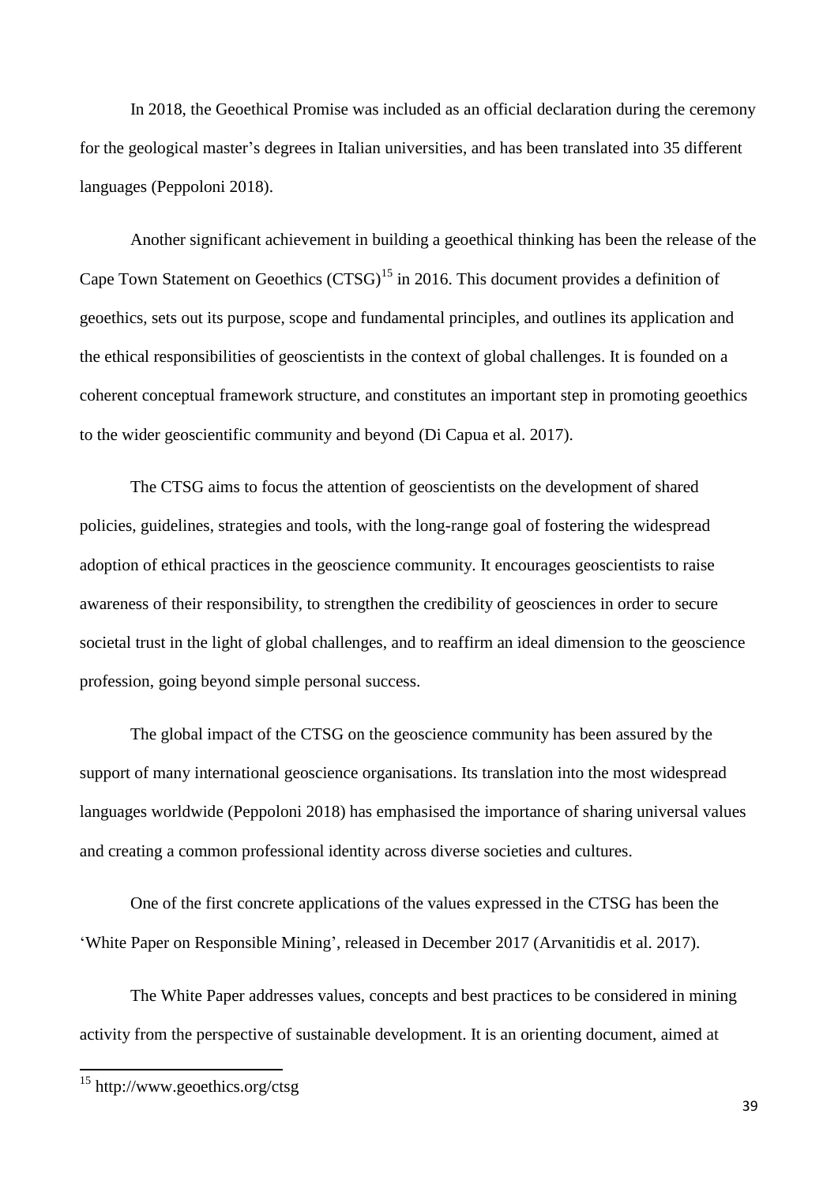In 2018, the Geoethical Promise was included as an official declaration during the ceremony for the geological master's degrees in Italian universities, and has been translated into 35 different languages (Peppoloni 2018).

Another significant achievement in building a geoethical thinking has been the release of the Cape Town Statement on Geoethics (CTSG)[15] in 2016. This document provides a definition of geoethics, sets out its purpose, scope and fundamental principles, and outlines its application and the ethical responsibilities of geoscientists in the context of global challenges. It is founded on a coherent conceptual framework structure, and constitutes an important step in promoting geoethics to the wider geoscientific community and beyond (Di Capua et al. 2017).

The CTSG aims to focus the attention of geoscientists on the development of shared policies, guidelines, strategies and tools, with the long-range goal of fostering the widespread adoption of ethical practices in the geoscience community. It encourages geoscientists to raise awareness of their responsibility, to strengthen the credibility of geosciences in order to secure societal trust in the light of global challenges, and to reaffirm an ideal dimension to the geoscience profession, going beyond simple personal success.

The global impact of the CTSG on the geoscience community has been assured by the support of many international geoscience organisations. Its translation into the most widespread languages worldwide (Peppoloni 2018) has emphasised the importance of sharing universal values and creating a common professional identity across diverse societies and cultures.

One of the first concrete applications of the values expressed in the CTSG has been the 'White Paper on Responsible Mining', released in December 2017 (Arvanitidis et al. 2017).

The White Paper addresses values, concepts and best practices to be considered in mining activity from the perspective of sustainable development. It is an orienting document, aimed at

[15] http://www.geoethics.org/ctsg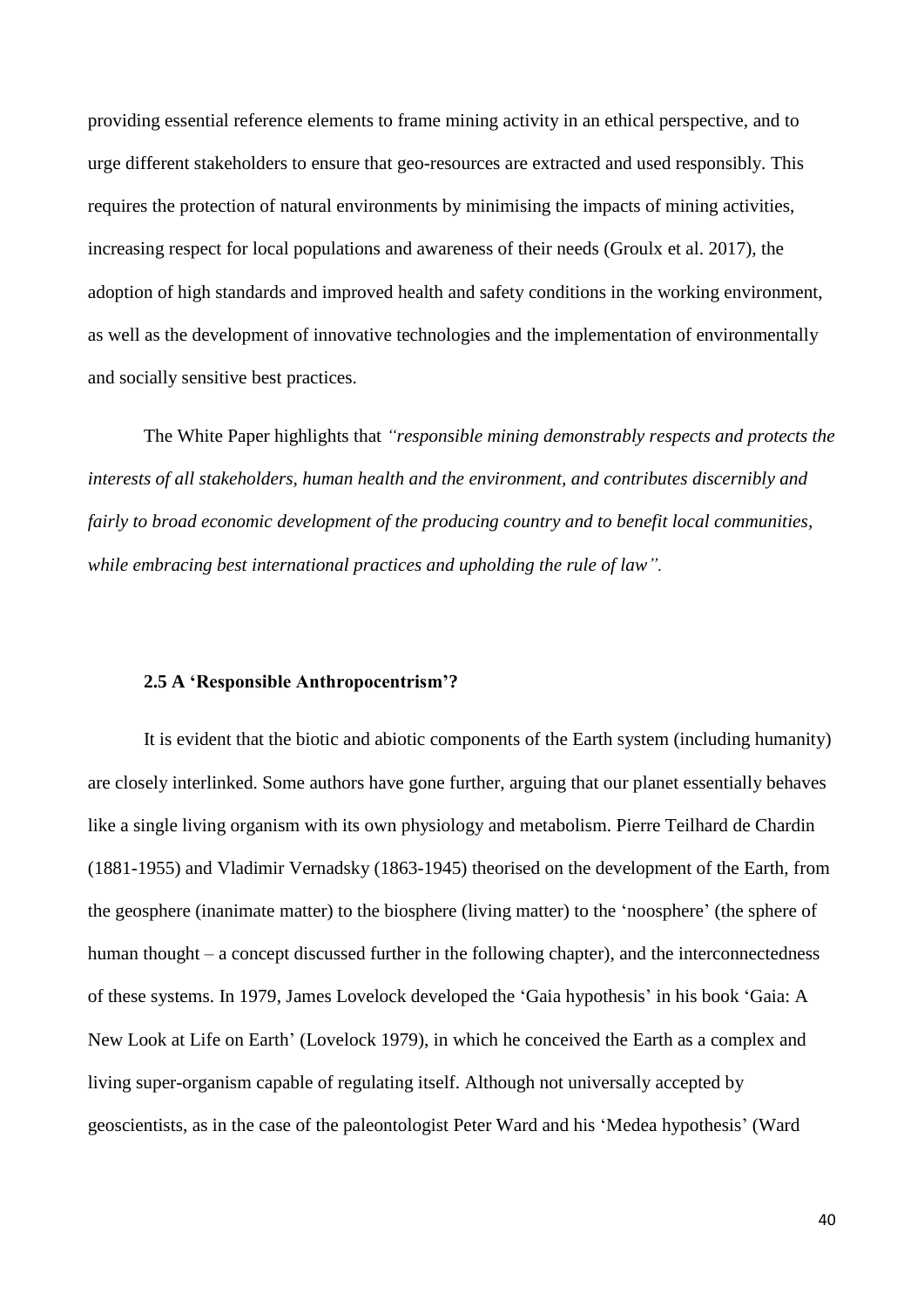providing essential reference elements to frame mining activity in an ethical perspective, and to urge different stakeholders to ensure that geo-resources are extracted and used responsibly. This requires the protection of natural environments by minimising the impacts of mining activities, increasing respect for local populations and awareness of their needs (Groulx et al. 2017), the adoption of high standards and improved health and safety conditions in the working environment, as well as the development of innovative technologies and the implementation of environmentally and socially sensitive best practices.

The White Paper highlights that *"responsible mining demonstrably respects and protects the interests of all stakeholders, human health and the environment, and contributes discernibly and fairly to broad economic development of the producing country and to benefit local communities, while embracing best international practices and upholding the rule of law".*

### 2.5 A 'Responsible Anthropocentrism'?

It is evident that the biotic and abiotic components of the Earth system (including humanity) are closely interlinked. Some authors have gone further, arguing that our planet essentially behaves like a single living organism with its own physiology and metabolism. Pierre Teilhard de Chardin (1881-1955) and Vladimir Vernadsky (1863-1945) theorised on the development of the Earth, from the geosphere (inanimate matter) to the biosphere (living matter) to the 'noosphere' (the sphere of human thought – a concept discussed further in the following chapter), and the interconnectedness of these systems. In 1979, James Lovelock developed the 'Gaia hypothesis' in his book 'Gaia: A New Look at Life on Earth' (Lovelock 1979), in which he conceived the Earth as a complex and living super-organism capable of regulating itself. Although not universally accepted by geoscientists, as in the case of the paleontologist Peter Ward and his 'Medea hypothesis' (Ward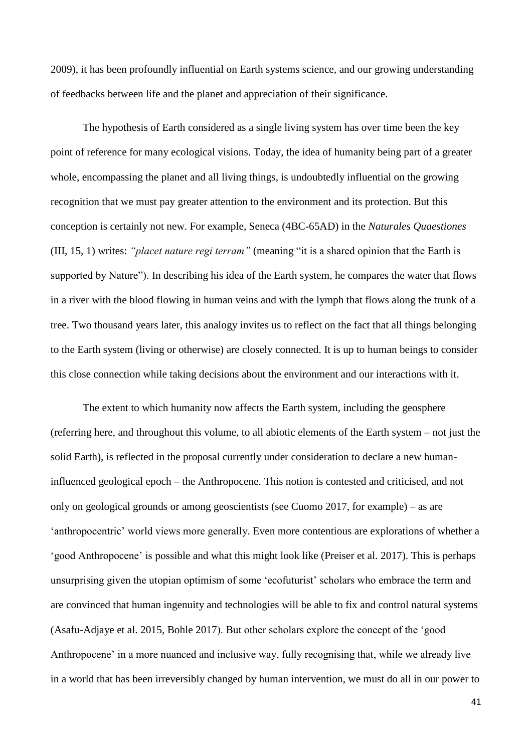2009), it has been profoundly influential on Earth systems science, and our growing understanding of feedbacks between life and the planet and appreciation of their significance.

The hypothesis of Earth considered as a single living system has over time been the key point of reference for many ecological visions. Today, the idea of humanity being part of a greater whole, encompassing the planet and all living things, is undoubtedly influential on the growing recognition that we must pay greater attention to the environment and its protection. But this conception is certainly not new. For example, Seneca (4BC-65AD) in the *Naturales Quaestiones* (III, 15, 1) writes: *"placet nature regi terram"* (meaning "it is a shared opinion that the Earth is supported by Nature"). In describing his idea of the Earth system, he compares the water that flows in a river with the blood flowing in human veins and with the lymph that flows along the trunk of a tree. Two thousand years later, this analogy invites us to reflect on the fact that all things belonging to the Earth system (living or otherwise) are closely connected. It is up to human beings to consider this close connection while taking decisions about the environment and our interactions with it.

The extent to which humanity now affects the Earth system, including the geosphere (referring here, and throughout this volume, to all abiotic elements of the Earth system – not just the solid Earth), is reflected in the proposal currently under consideration to declare a new human-influenced geological epoch – the Anthropocene. This notion is contested and criticised, and not only on geological grounds or among geoscientists (see Cuomo 2017, for example) – as are 'anthropocentric' world views more generally. Even more contentious are explorations of whether a 'good Anthropocene' is possible and what this might look like (Preiser et al. 2017). This is perhaps unsurprising given the utopian optimism of some 'ecofuturist' scholars who embrace the term and are convinced that human ingenuity and technologies will be able to fix and control natural systems (Asafu-Adjaye et al. 2015, Bohle 2017). But other scholars explore the concept of the 'good Anthropocene' in a more nuanced and inclusive way, fully recognising that, while we already live in a world that has been irreversibly changed by human intervention, we must do all in our power to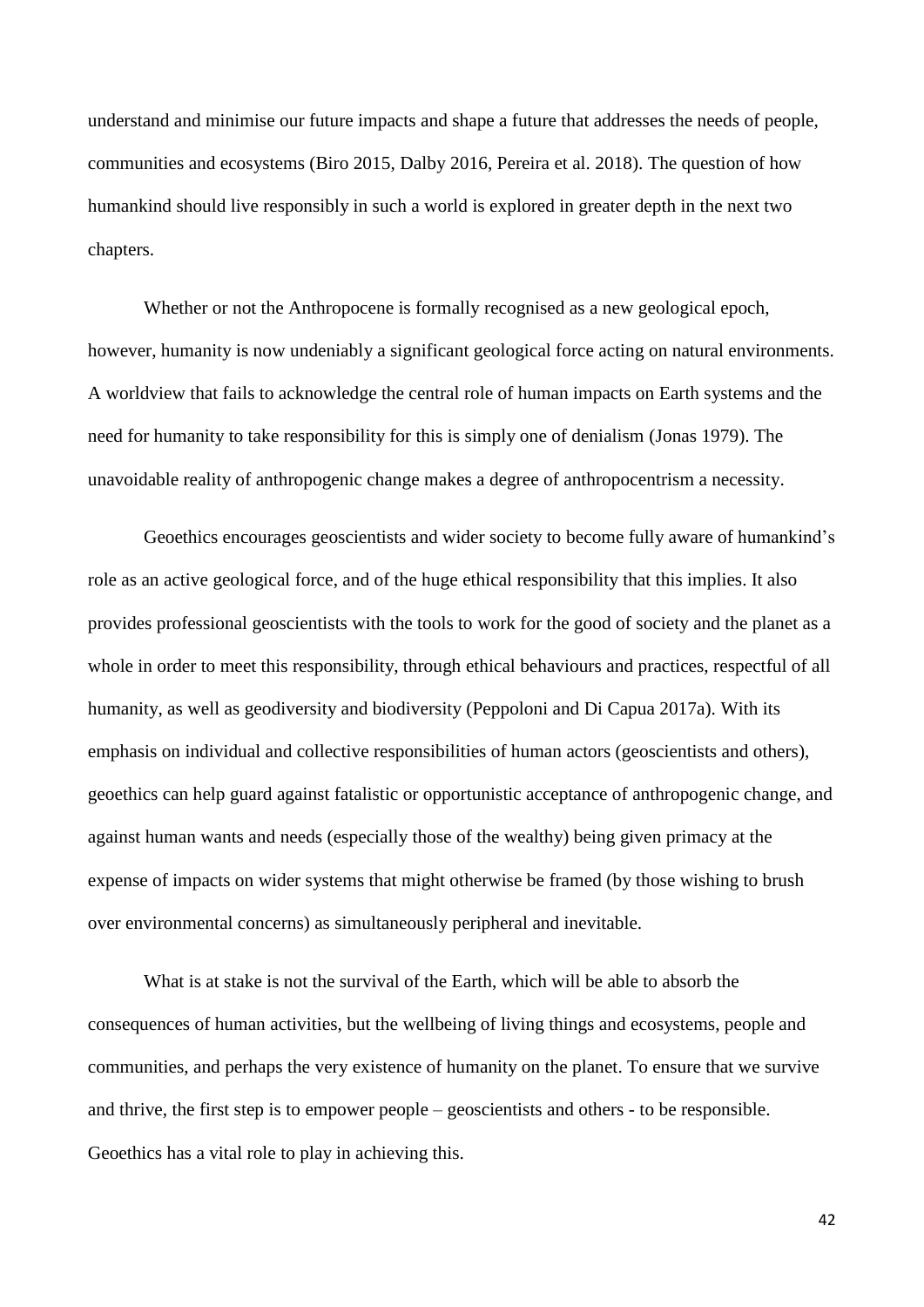understand and minimise our future impacts and shape a future that addresses the needs of people, communities and ecosystems (Biro 2015, Dalby 2016, Pereira et al. 2018). The question of how humankind should live responsibly in such a world is explored in greater depth in the next two chapters.

Whether or not the Anthropocene is formally recognised as a new geological epoch, however, humanity is now undeniably a significant geological force acting on natural environments. A worldview that fails to acknowledge the central role of human impacts on Earth systems and the need for humanity to take responsibility for this is simply one of denialism (Jonas 1979). The unavoidable reality of anthropogenic change makes a degree of anthropocentrism a necessity.

Geoethics encourages geoscientists and wider society to become fully aware of humankind's role as an active geological force, and of the huge ethical responsibility that this implies. It also provides professional geoscientists with the tools to work for the good of society and the planet as a whole in order to meet this responsibility, through ethical behaviours and practices, respectful of all humanity, as well as geodiversity and biodiversity (Peppoloni and Di Capua 2017a). With its emphasis on individual and collective responsibilities of human actors (geoscientists and others), geoethics can help guard against fatalistic or opportunistic acceptance of anthropogenic change, and against human wants and needs (especially those of the wealthy) being given primacy at the expense of impacts on wider systems that might otherwise be framed (by those wishing to brush over environmental concerns) as simultaneously peripheral and inevitable.

What is at stake is not the survival of the Earth, which will be able to absorb the consequences of human activities, but the wellbeing of living things and ecosystems, people and communities, and perhaps the very existence of humanity on the planet. To ensure that we survive and thrive, the first step is to empower people – geoscientists and others - to be responsible. Geoethics has a vital role to play in achieving this.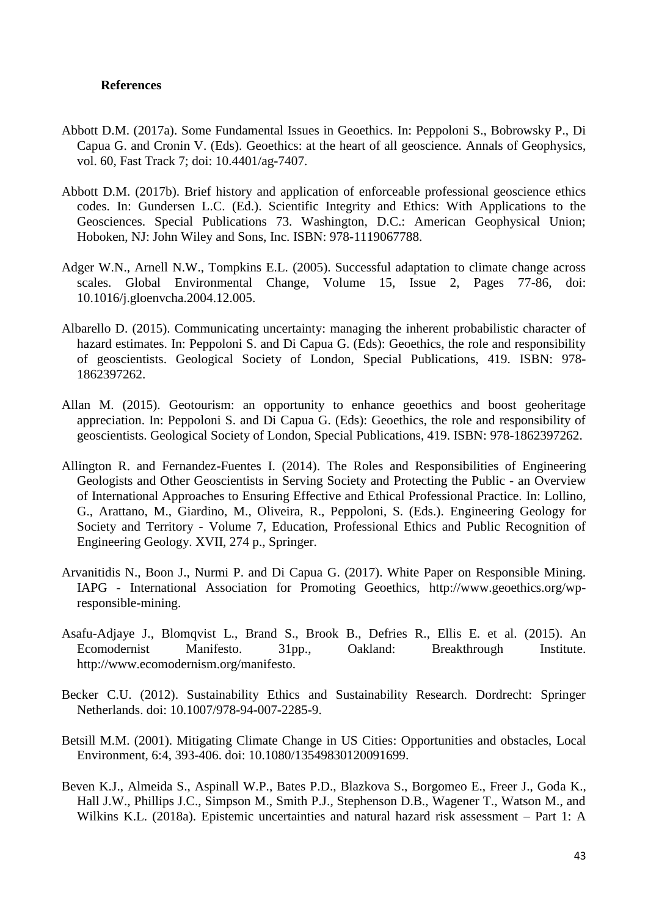**References**

Abbott D.M. (2017a). Some Fundamental Issues in Geoethics. In: Peppoloni S., Bobrowsky P., Di Capua G. and Cronin V. (Eds). Geoethics: at the heart of all geoscience. Annals of Geophysics, vol. 60, Fast Track 7; doi: 10.4401/ag-7407.

Abbott D.M. (2017b). Brief history and application of enforceable professional geoscience ethics codes. In: Gundersen L.C. (Ed.). Scientific Integrity and Ethics: With Applications to the Geosciences. Special Publications 73. Washington, D.C.: American Geophysical Union; Hoboken, NJ: John Wiley and Sons, Inc. ISBN: 978-1119067788.

Adger W.N., Arnell N.W., Tompkins E.L. (2005). Successful adaptation to climate change across scales. Global Environmental Change, Volume 15, Issue 2, Pages 77-86, doi: 10.1016/j.gloenvcha.2004.12.005.

Albarello D. (2015). Communicating uncertainty: managing the inherent probabilistic character of hazard estimates. In: Peppoloni S. and Di Capua G. (Eds): Geoethics, the role and responsibility of geoscientists. Geological Society of London, Special Publications, 419. ISBN: 978-1862397262.

Allan M. (2015). Geotourism: an opportunity to enhance geoethics and boost geoheritage appreciation. In: Peppoloni S. and Di Capua G. (Eds): Geoethics, the role and responsibility of geoscientists. Geological Society of London, Special Publications, 419. ISBN: 978-1862397262.

Allington R. and Fernandez-Fuentes I. (2014). The Roles and Responsibilities of Engineering Geologists and Other Geoscientists in Serving Society and Protecting the Public - an Overview of International Approaches to Ensuring Effective and Ethical Professional Practice. In: Lollino, G., Arattano, M., Giardino, M., Oliveira, R., Peppoloni, S. (Eds.). Engineering Geology for Society and Territory - Volume 7, Education, Professional Ethics and Public Recognition of Engineering Geology. XVII, 274 p., Springer.

Arvanitidis N., Boon J., Nurmi P. and Di Capua G. (2017). White Paper on Responsible Mining. IAPG - International Association for Promoting Geoethics, http://www.geoethics.org/wp-responsible-mining.

Asafu-Adjaye J., Blomqvist L., Brand S., Brook B., Defries R., Ellis E. et al. (2015). An Ecomodernist Manifesto. 31pp., Oakland: Breakthrough Institute. http://www.ecomodernism.org/manifesto.

Becker C.U. (2012). Sustainability Ethics and Sustainability Research. Dordrecht: Springer Netherlands. doi: 10.1007/978-94-007-2285-9.

Betsill M.M. (2001). Mitigating Climate Change in US Cities: Opportunities and obstacles, Local Environment, 6:4, 393-406. doi: 10.1080/13549830120091699.

Beven K.J., Almeida S., Aspinall W.P., Bates P.D., Blazkova S., Borgomeo E., Freer J., Goda K., Hall J.W., Phillips J.C., Simpson M., Smith P.J., Stephenson D.B., Wagener T., Watson M., and Wilkins K.L. (2018a). Epistemic uncertainties and natural hazard risk assessment – Part 1: A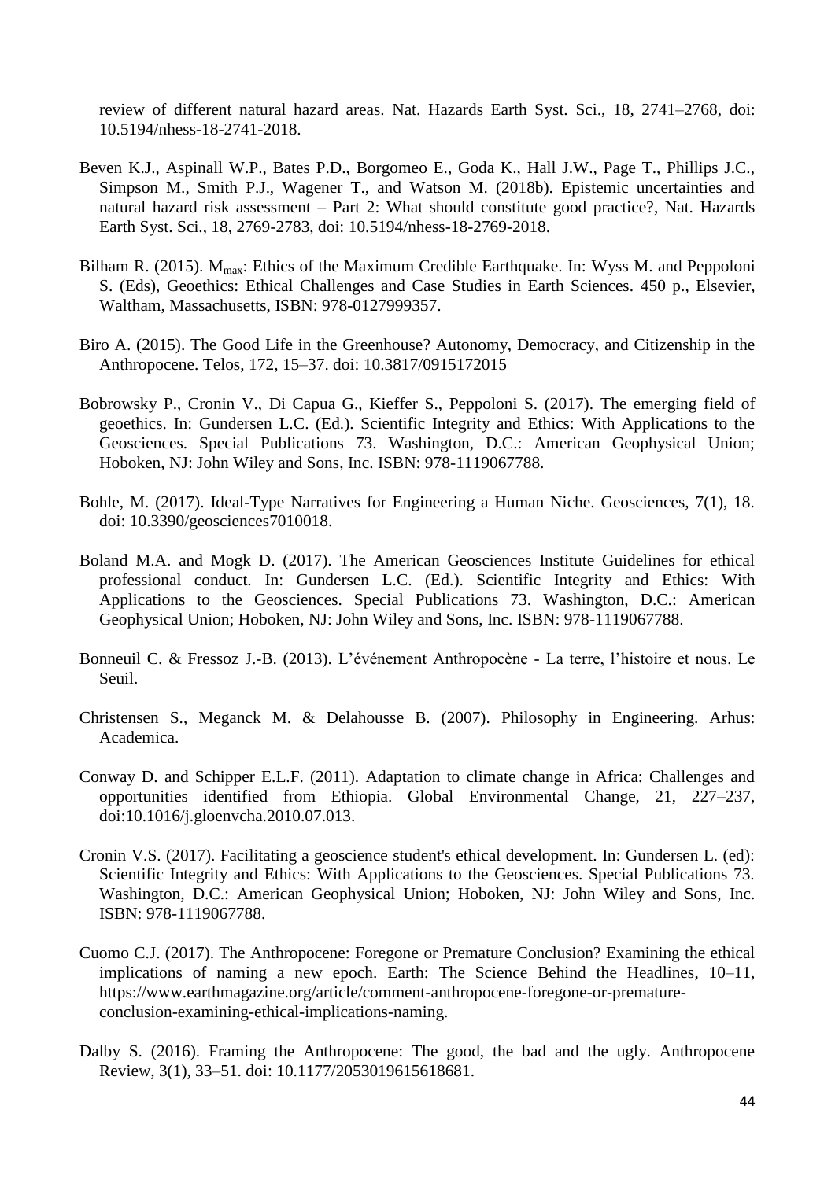review of different natural hazard areas. Nat. Hazards Earth Syst. Sci., 18, 2741–2768, doi: 10.5194/nhess-18-2741-2018.

Beven K.J., Aspinall W.P., Bates P.D., Borgomeo E., Goda K., Hall J.W., Page T., Phillips J.C., Simpson M., Smith P.J., Wagener T., and Watson M. (2018b). Epistemic uncertainties and natural hazard risk assessment – Part 2: What should constitute good practice?, Nat. Hazards Earth Syst. Sci., 18, 2769-2783, doi: 10.5194/nhess-18-2769-2018.

Bilham R. (2015). $M_{max}$: Ethics of the Maximum Credible Earthquake. In: Wyss M. and Peppoloni S. (Eds), Geoethics: Ethical Challenges and Case Studies in Earth Sciences. 450 p., Elsevier, Waltham, Massachusetts, ISBN: 978-0127999357.

Biro A. (2015). The Good Life in the Greenhouse? Autonomy, Democracy, and Citizenship in the Anthropocene. Telos, 172, 15–37. doi: 10.3817/0915172015

Bobrowsky P., Cronin V., Di Capua G., Kieffer S., Peppoloni S. (2017). The emerging field of geoethics. In: Gundersen L.C. (Ed.). Scientific Integrity and Ethics: With Applications to the Geosciences. Special Publications 73. Washington, D.C.: American Geophysical Union; Hoboken, NJ: John Wiley and Sons, Inc. ISBN: 978-1119067788.

Bohle, M. (2017). Ideal-Type Narratives for Engineering a Human Niche. Geosciences, 7(1), 18. doi: 10.3390/geosciences7010018.

Boland M.A. and Mogk D. (2017). The American Geosciences Institute Guidelines for ethical professional conduct. In: Gundersen L.C. (Ed.). Scientific Integrity and Ethics: With Applications to the Geosciences. Special Publications 73. Washington, D.C.: American Geophysical Union; Hoboken, NJ: John Wiley and Sons, Inc. ISBN: 978-1119067788.

Bonneuil C. & Fressoz J.-B. (2013). L'événement Anthropocène - La terre, l'histoire et nous. Le Seuil.

Christensen S., Meganck M. & Delahousse B. (2007). Philosophy in Engineering. Arhus: Academica.

Conway D. and Schipper E.L.F. (2011). Adaptation to climate change in Africa: Challenges and opportunities identified from Ethiopia. Global Environmental Change, 21, 227–237, doi:10.1016/j.gloenvcha.2010.07.013.

Cronin V.S. (2017). Facilitating a geoscience student's ethical development. In: Gundersen L. (ed): Scientific Integrity and Ethics: With Applications to the Geosciences. Special Publications 73. Washington, D.C.: American Geophysical Union; Hoboken, NJ: John Wiley and Sons, Inc. ISBN: 978-1119067788.

Cuomo C.J. (2017). The Anthropocene: Foregone or Premature Conclusion? Examining the ethical implications of naming a new epoch. Earth: The Science Behind the Headlines, 10–11, https://www.earthmagazine.org/article/comment-anthropocene-foregone-or-premature-conclusion-examining-ethical-implications-naming.

Dalby S. (2016). Framing the Anthropocene: The good, the bad and the ugly. Anthropocene Review, 3(1), 33–51. doi: 10.1177/2053019615618681.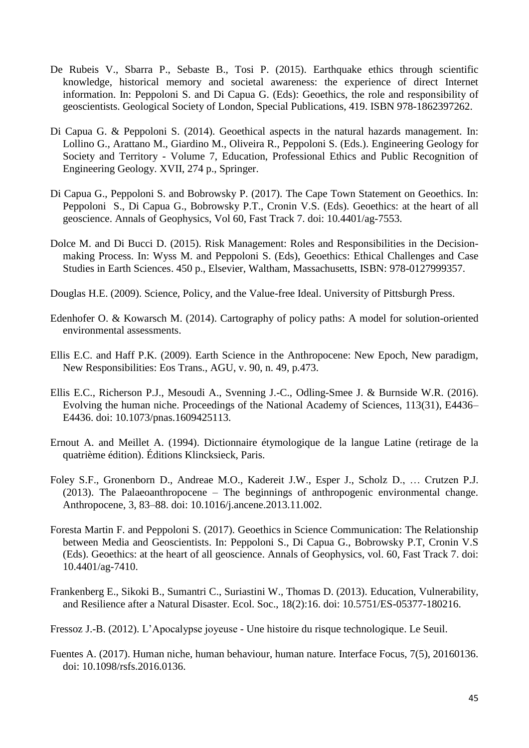De Rubeis V., Sbarra P., Sebaste B., Tosi P. (2015). Earthquake ethics through scientific knowledge, historical memory and societal awareness: the experience of direct Internet information. In: Peppoloni S. and Di Capua G. (Eds): Geoethics, the role and responsibility of geoscientists. Geological Society of London, Special Publications, 419. ISBN 978-1862397262.

Di Capua G. & Peppoloni S. (2014). Geoethical aspects in the natural hazards management. In: Lollino G., Arattano M., Giardino M., Oliveira R., Peppoloni S. (Eds.). Engineering Geology for Society and Territory - Volume 7, Education, Professional Ethics and Public Recognition of Engineering Geology. XVII, 274 p., Springer.

Di Capua G., Peppoloni S. and Bobrowsky P. (2017). The Cape Town Statement on Geoethics. In: Peppoloni S., Di Capua G., Bobrowsky P.T., Cronin V.S. (Eds). Geoethics: at the heart of all geoscience. Annals of Geophysics, Vol 60, Fast Track 7. doi: 10.4401/ag-7553.

Dolce M. and Di Bucci D. (2015). Risk Management: Roles and Responsibilities in the Decision-making Process. In: Wyss M. and Peppoloni S. (Eds), Geoethics: Ethical Challenges and Case Studies in Earth Sciences. 450 p., Elsevier, Waltham, Massachusetts, ISBN: 978-0127999357.

Douglas H.E. (2009). Science, Policy, and the Value-free Ideal. University of Pittsburgh Press.

Edenhofer O. & Kowarsch M. (2014). Cartography of policy paths: A model for solution-oriented environmental assessments.

Ellis E.C. and Haff P.K. (2009). Earth Science in the Anthropocene: New Epoch, New paradigm, New Responsibilities: Eos Trans., AGU, v. 90, n. 49, p.473.

Ellis E.C., Richerson P.J., Mesoudi A., Svenning J.-C., Odling-Smee J. & Burnside W.R. (2016). Evolving the human niche. Proceedings of the National Academy of Sciences, 113(31), E4436–E4436. doi: 10.1073/pnas.1609425113.

Ernout A. and Meillet A. (1994). Dictionnaire étymologique de la langue Latine (retirage de la quatrième édition). Éditions Klincksieck, Paris.

Foley S.F., Gronenborn D., Andreae M.O., Kadereit J.W., Esper J., Scholz D., … Crutzen P.J. (2013). The Palaeoanthropocene – The beginnings of anthropogenic environmental change. Anthropocene, 3, 83–88. doi: 10.1016/j.ancene.2013.11.002.

Foresta Martin F. and Peppoloni S. (2017). Geoethics in Science Communication: The Relationship between Media and Geoscientists. In: Peppoloni S., Di Capua G., Bobrowsky P.T, Cronin V.S (Eds). Geoethics: at the heart of all geoscience. Annals of Geophysics, vol. 60, Fast Track 7. doi: 10.4401/ag-7410.

Frankenberg E., Sikoki B., Sumantri C., Suriastini W., Thomas D. (2013). Education, Vulnerability, and Resilience after a Natural Disaster. Ecol. Soc., 18(2):16. doi: 10.5751/ES-05377-180216.

Fressoz J.-B. (2012). L'Apocalypse joyeuse - Une histoire du risque technologique. Le Seuil.

Fuentes A. (2017). Human niche, human behaviour, human nature. Interface Focus, 7(5), 20160136. doi: 10.1098/rsfs.2016.0136.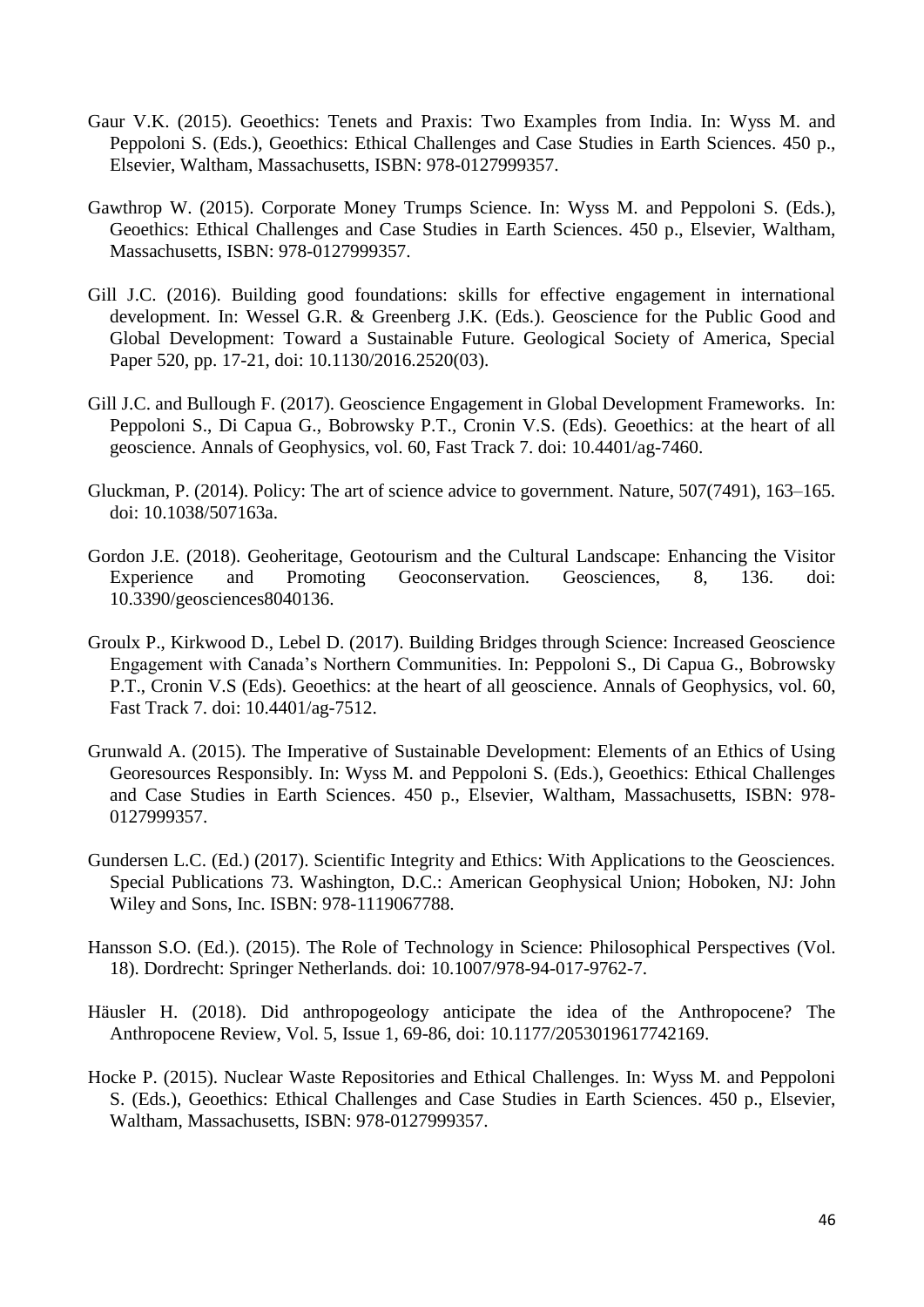Gaur V.K. (2015). Geoethics: Tenets and Praxis: Two Examples from India. In: Wyss M. and Peppoloni S. (Eds.), Geoethics: Ethical Challenges and Case Studies in Earth Sciences. 450 p., Elsevier, Waltham, Massachusetts, ISBN: 978-0127999357.

Gawthrop W. (2015). Corporate Money Trumps Science. In: Wyss M. and Peppoloni S. (Eds.), Geoethics: Ethical Challenges and Case Studies in Earth Sciences. 450 p., Elsevier, Waltham, Massachusetts, ISBN: 978-0127999357.

Gill J.C. (2016). Building good foundations: skills for effective engagement in international development. In: Wessel G.R. & Greenberg J.K. (Eds.). Geoscience for the Public Good and Global Development: Toward a Sustainable Future. Geological Society of America, Special Paper 520, pp. 17-21, doi: 10.1130/2016.2520(03).

Gill J.C. and Bullough F. (2017). Geoscience Engagement in Global Development Frameworks. In: Peppoloni S., Di Capua G., Bobrowsky P.T., Cronin V.S. (Eds). Geoethics: at the heart of all geoscience. Annals of Geophysics, vol. 60, Fast Track 7. doi: 10.4401/ag-7460.

Gluckman, P. (2014). Policy: The art of science advice to government. Nature, 507(7491), 163–165. doi: 10.1038/507163a.

Gordon J.E. (2018). Geoheritage, Geotourism and the Cultural Landscape: Enhancing the Visitor Experience and Promoting Geoconservation. Geosciences, 8, 136. doi: 10.3390/geosciences8040136.

Groulx P., Kirkwood D., Lebel D. (2017). Building Bridges through Science: Increased Geoscience Engagement with Canada's Northern Communities. In: Peppoloni S., Di Capua G., Bobrowsky P.T., Cronin V.S (Eds). Geoethics: at the heart of all geoscience. Annals of Geophysics, vol. 60, Fast Track 7. doi: 10.4401/ag-7512.

Grunwald A. (2015). The Imperative of Sustainable Development: Elements of an Ethics of Using Georesources Responsibly. In: Wyss M. and Peppoloni S. (Eds.), Geoethics: Ethical Challenges and Case Studies in Earth Sciences. 450 p., Elsevier, Waltham, Massachusetts, ISBN: 978-0127999357.

Gundersen L.C. (Ed.) (2017). Scientific Integrity and Ethics: With Applications to the Geosciences. Special Publications 73. Washington, D.C.: American Geophysical Union; Hoboken, NJ: John Wiley and Sons, Inc. ISBN: 978-1119067788.

Hansson S.O. (Ed.). (2015). The Role of Technology in Science: Philosophical Perspectives (Vol. 18). Dordrecht: Springer Netherlands. doi: 10.1007/978-94-017-9762-7.

Häusler H. (2018). Did anthropogeology anticipate the idea of the Anthropocene? The Anthropocene Review, Vol. 5, Issue 1, 69-86, doi: 10.1177/2053019617742169.

Hocke P. (2015). Nuclear Waste Repositories and Ethical Challenges. In: Wyss M. and Peppoloni S. (Eds.), Geoethics: Ethical Challenges and Case Studies in Earth Sciences. 450 p., Elsevier, Waltham, Massachusetts, ISBN: 978-0127999357.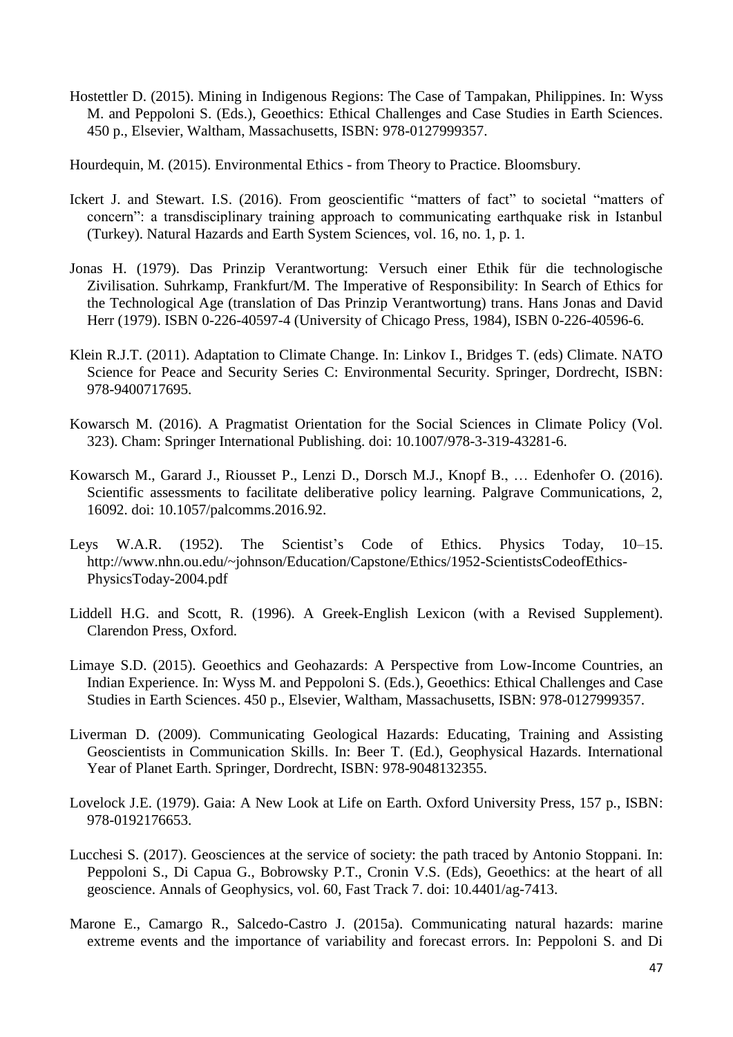Hostettler D. (2015). Mining in Indigenous Regions: The Case of Tampakan, Philippines. In: Wyss M. and Peppoloni S. (Eds.), Geoethics: Ethical Challenges and Case Studies in Earth Sciences. 450 p., Elsevier, Waltham, Massachusetts, ISBN: 978-0127999357.

Hourdequin, M. (2015). Environmental Ethics - from Theory to Practice. Bloomsbury.

Ickert J. and Stewart. I.S. (2016). From geoscientific "matters of fact" to societal "matters of concern": a transdisciplinary training approach to communicating earthquake risk in Istanbul (Turkey). Natural Hazards and Earth System Sciences, vol. 16, no. 1, p. 1.

Jonas H. (1979). Das Prinzip Verantwortung: Versuch einer Ethik für die technologische Zivilisation. Suhrkamp, Frankfurt/M. The Imperative of Responsibility: In Search of Ethics for the Technological Age (translation of Das Prinzip Verantwortung) trans. Hans Jonas and David Herr (1979). ISBN 0-226-40597-4 (University of Chicago Press, 1984), ISBN 0-226-40596-6.

Klein R.J.T. (2011). Adaptation to Climate Change. In: Linkov I., Bridges T. (eds) Climate. NATO Science for Peace and Security Series C: Environmental Security. Springer, Dordrecht, ISBN: 978-9400717695.

Kowarsch M. (2016). A Pragmatist Orientation for the Social Sciences in Climate Policy (Vol. 323). Cham: Springer International Publishing. doi: 10.1007/978-3-319-43281-6.

Kowarsch M., Garard J., Riousset P., Lenzi D., Dorsch M.J., Knopf B., … Edenhofer O. (2016). Scientific assessments to facilitate deliberative policy learning. Palgrave Communications, 2, 16092. doi: 10.1057/palcomms.2016.92.

Leys W.A.R. (1952). The Scientist's Code of Ethics. Physics Today, 10–15. http://www.nhn.ou.edu/~johnson/Education/Capstone/Ethics/1952-ScientistsCodeofEthics-PhysicsToday-2004.pdf

Liddell H.G. and Scott, R. (1996). A Greek-English Lexicon (with a Revised Supplement). Clarendon Press, Oxford.

Limaye S.D. (2015). Geoethics and Geohazards: A Perspective from Low-Income Countries, an Indian Experience. In: Wyss M. and Peppoloni S. (Eds.), Geoethics: Ethical Challenges and Case Studies in Earth Sciences. 450 p., Elsevier, Waltham, Massachusetts, ISBN: 978-0127999357.

Liverman D. (2009). Communicating Geological Hazards: Educating, Training and Assisting Geoscientists in Communication Skills. In: Beer T. (Ed.), Geophysical Hazards. International Year of Planet Earth. Springer, Dordrecht, ISBN: 978-9048132355.

Lovelock J.E. (1979). Gaia: A New Look at Life on Earth. Oxford University Press, 157 p., ISBN: 978-0192176653.

Lucchesi S. (2017). Geosciences at the service of society: the path traced by Antonio Stoppani. In: Peppoloni S., Di Capua G., Bobrowsky P.T., Cronin V.S. (Eds), Geoethics: at the heart of all geoscience. Annals of Geophysics, vol. 60, Fast Track 7. doi: 10.4401/ag-7413.

Marone E., Camargo R., Salcedo-Castro J. (2015a). Communicating natural hazards: marine extreme events and the importance of variability and forecast errors. In: Peppoloni S. and Di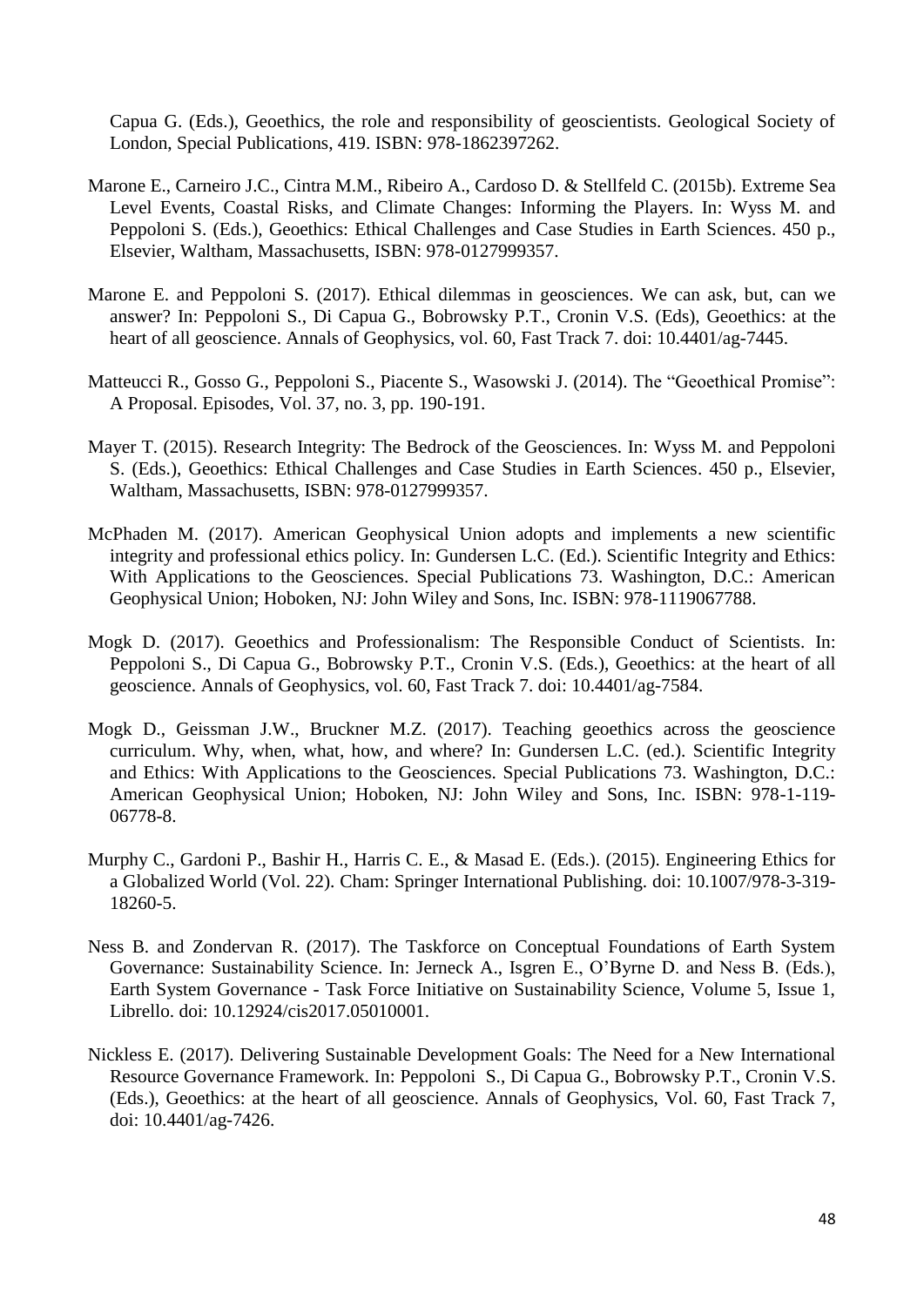Capua G. (Eds.), Geoethics, the role and responsibility of geoscientists. Geological Society of London, Special Publications, 419. ISBN: 978-1862397262.

Marone E., Carneiro J.C., Cintra M.M., Ribeiro A., Cardoso D. & Stellfeld C. (2015b). Extreme Sea Level Events, Coastal Risks, and Climate Changes: Informing the Players. In: Wyss M. and Peppoloni S. (Eds.), Geoethics: Ethical Challenges and Case Studies in Earth Sciences. 450 p., Elsevier, Waltham, Massachusetts, ISBN: 978-0127999357.

Marone E. and Peppoloni S. (2017). Ethical dilemmas in geosciences. We can ask, but, can we answer? In: Peppoloni S., Di Capua G., Bobrowsky P.T., Cronin V.S. (Eds), Geoethics: at the heart of all geoscience. Annals of Geophysics, vol. 60, Fast Track 7. doi: 10.4401/ag-7445.

Matteucci R., Gosso G., Peppoloni S., Piacente S., Wasowski J. (2014). The "Geoethical Promise": A Proposal. Episodes, Vol. 37, no. 3, pp. 190-191.

Mayer T. (2015). Research Integrity: The Bedrock of the Geosciences. In: Wyss M. and Peppoloni S. (Eds.), Geoethics: Ethical Challenges and Case Studies in Earth Sciences. 450 p., Elsevier, Waltham, Massachusetts, ISBN: 978-0127999357.

McPhaden M. (2017). American Geophysical Union adopts and implements a new scientific integrity and professional ethics policy. In: Gundersen L.C. (Ed.). Scientific Integrity and Ethics: With Applications to the Geosciences. Special Publications 73. Washington, D.C.: American Geophysical Union; Hoboken, NJ: John Wiley and Sons, Inc. ISBN: 978-1119067788.

Mogk D. (2017). Geoethics and Professionalism: The Responsible Conduct of Scientists. In: Peppoloni S., Di Capua G., Bobrowsky P.T., Cronin V.S. (Eds.), Geoethics: at the heart of all geoscience. Annals of Geophysics, vol. 60, Fast Track 7. doi: 10.4401/ag-7584.

Mogk D., Geissman J.W., Bruckner M.Z. (2017). Teaching geoethics across the geoscience curriculum. Why, when, what, how, and where? In: Gundersen L.C. (ed.). Scientific Integrity and Ethics: With Applications to the Geosciences. Special Publications 73. Washington, D.C.: American Geophysical Union; Hoboken, NJ: John Wiley and Sons, Inc. ISBN: 978-1-119-06778-8.

Murphy C., Gardoni P., Bashir H., Harris C. E., & Masad E. (Eds.). (2015). Engineering Ethics for a Globalized World (Vol. 22). Cham: Springer International Publishing. doi: 10.1007/978-3-319-18260-5.

Ness B. and Zondervan R. (2017). The Taskforce on Conceptual Foundations of Earth System Governance: Sustainability Science. In: Jerneck A., Isgren E., O'Byrne D. and Ness B. (Eds.), Earth System Governance - Task Force Initiative on Sustainability Science, Volume 5, Issue 1, Librello. doi: 10.12924/cis2017.05010001.

Nickless E. (2017). Delivering Sustainable Development Goals: The Need for a New International Resource Governance Framework. In: Peppoloni S., Di Capua G., Bobrowsky P.T., Cronin V.S. (Eds.), Geoethics: at the heart of all geoscience. Annals of Geophysics, Vol. 60, Fast Track 7, doi: 10.4401/ag-7426.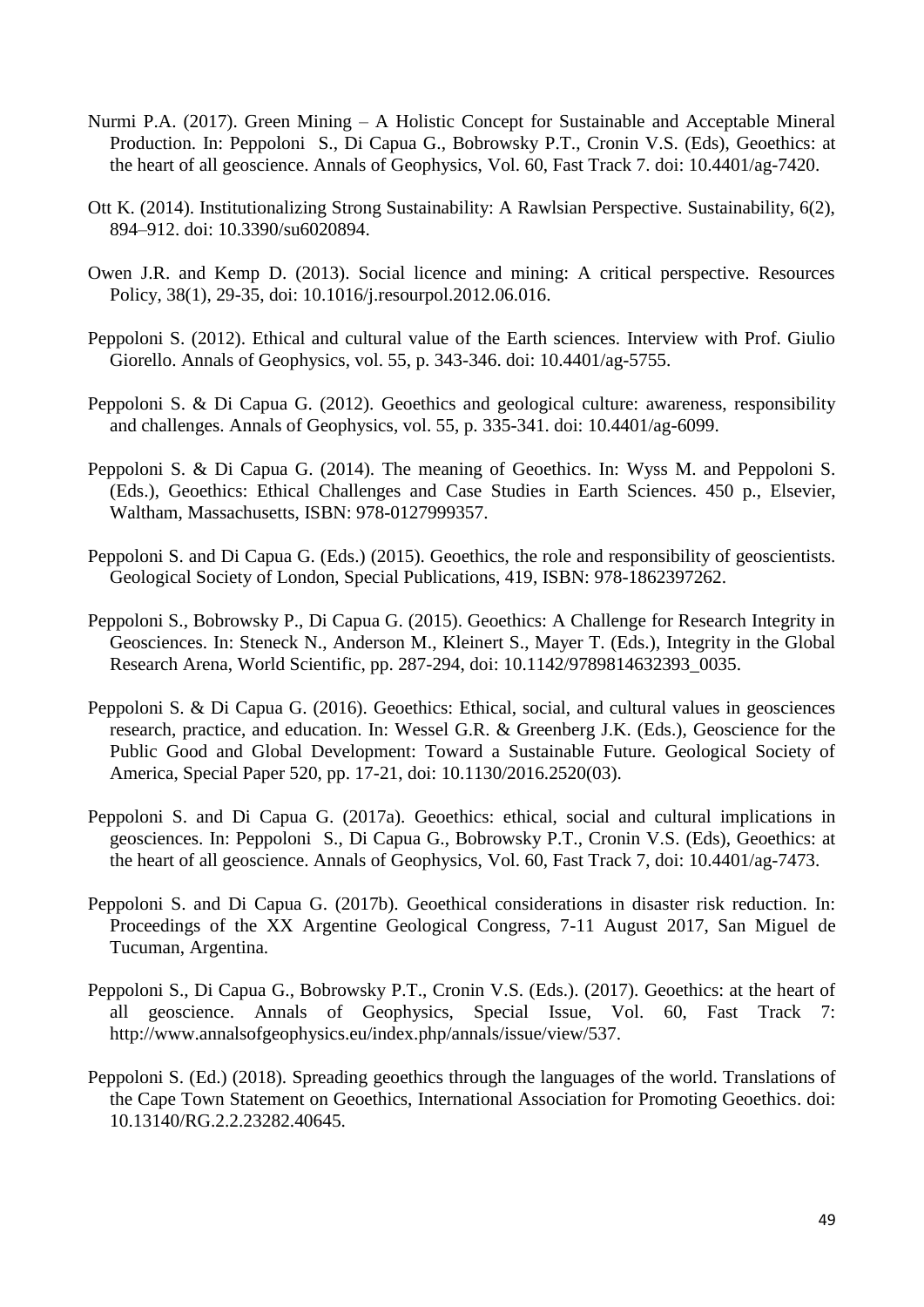Nurmi P.A. (2017). Green Mining – A Holistic Concept for Sustainable and Acceptable Mineral Production. In: Peppoloni S., Di Capua G., Bobrowsky P.T., Cronin V.S. (Eds), Geoethics: at the heart of all geoscience. Annals of Geophysics, Vol. 60, Fast Track 7. doi: 10.4401/ag-7420.

Ott K. (2014). Institutionalizing Strong Sustainability: A Rawlsian Perspective. Sustainability, 6(2), 894–912. doi: 10.3390/su6020894.

Owen J.R. and Kemp D. (2013). Social licence and mining: A critical perspective. Resources Policy, 38(1), 29-35, doi: 10.1016/j.resourpol.2012.06.016.

Peppoloni S. (2012). Ethical and cultural value of the Earth sciences. Interview with Prof. Giulio Giorello. Annals of Geophysics, vol. 55, p. 343-346. doi: 10.4401/ag-5755.

Peppoloni S. & Di Capua G. (2012). Geoethics and geological culture: awareness, responsibility and challenges. Annals of Geophysics, vol. 55, p. 335-341. doi: 10.4401/ag-6099.

Peppoloni S. & Di Capua G. (2014). The meaning of Geoethics. In: Wyss M. and Peppoloni S. (Eds.), Geoethics: Ethical Challenges and Case Studies in Earth Sciences. 450 p., Elsevier, Waltham, Massachusetts, ISBN: 978-0127999357.

Peppoloni S. and Di Capua G. (Eds.) (2015). Geoethics, the role and responsibility of geoscientists. Geological Society of London, Special Publications, 419, ISBN: 978-1862397262.

Peppoloni S., Bobrowsky P., Di Capua G. (2015). Geoethics: A Challenge for Research Integrity in Geosciences. In: Steneck N., Anderson M., Kleinert S., Mayer T. (Eds.), Integrity in the Global Research Arena, World Scientific, pp. 287-294, doi: 10.1142/9789814632393_0035.

Peppoloni S. & Di Capua G. (2016). Geoethics: Ethical, social, and cultural values in geosciences research, practice, and education. In: Wessel G.R. & Greenberg J.K. (Eds.), Geoscience for the Public Good and Global Development: Toward a Sustainable Future. Geological Society of America, Special Paper 520, pp. 17-21, doi: 10.1130/2016.2520(03).

Peppoloni S. and Di Capua G. (2017a). Geoethics: ethical, social and cultural implications in geosciences. In: Peppoloni S., Di Capua G., Bobrowsky P.T., Cronin V.S. (Eds), Geoethics: at the heart of all geoscience. Annals of Geophysics, Vol. 60, Fast Track 7, doi: 10.4401/ag-7473.

Peppoloni S. and Di Capua G. (2017b). Geoethical considerations in disaster risk reduction. In: Proceedings of the XX Argentine Geological Congress, 7-11 August 2017, San Miguel de Tucuman, Argentina.

Peppoloni S., Di Capua G., Bobrowsky P.T., Cronin V.S. (Eds.). (2017). Geoethics: at the heart of all geoscience. Annals of Geophysics, Special Issue, Vol. 60, Fast Track 7: http://www.annalsofgeophysics.eu/index.php/annals/issue/view/537.

Peppoloni S. (Ed.) (2018). Spreading geoethics through the languages of the world. Translations of the Cape Town Statement on Geoethics, International Association for Promoting Geoethics. doi: 10.13140/RG.2.2.23282.40645.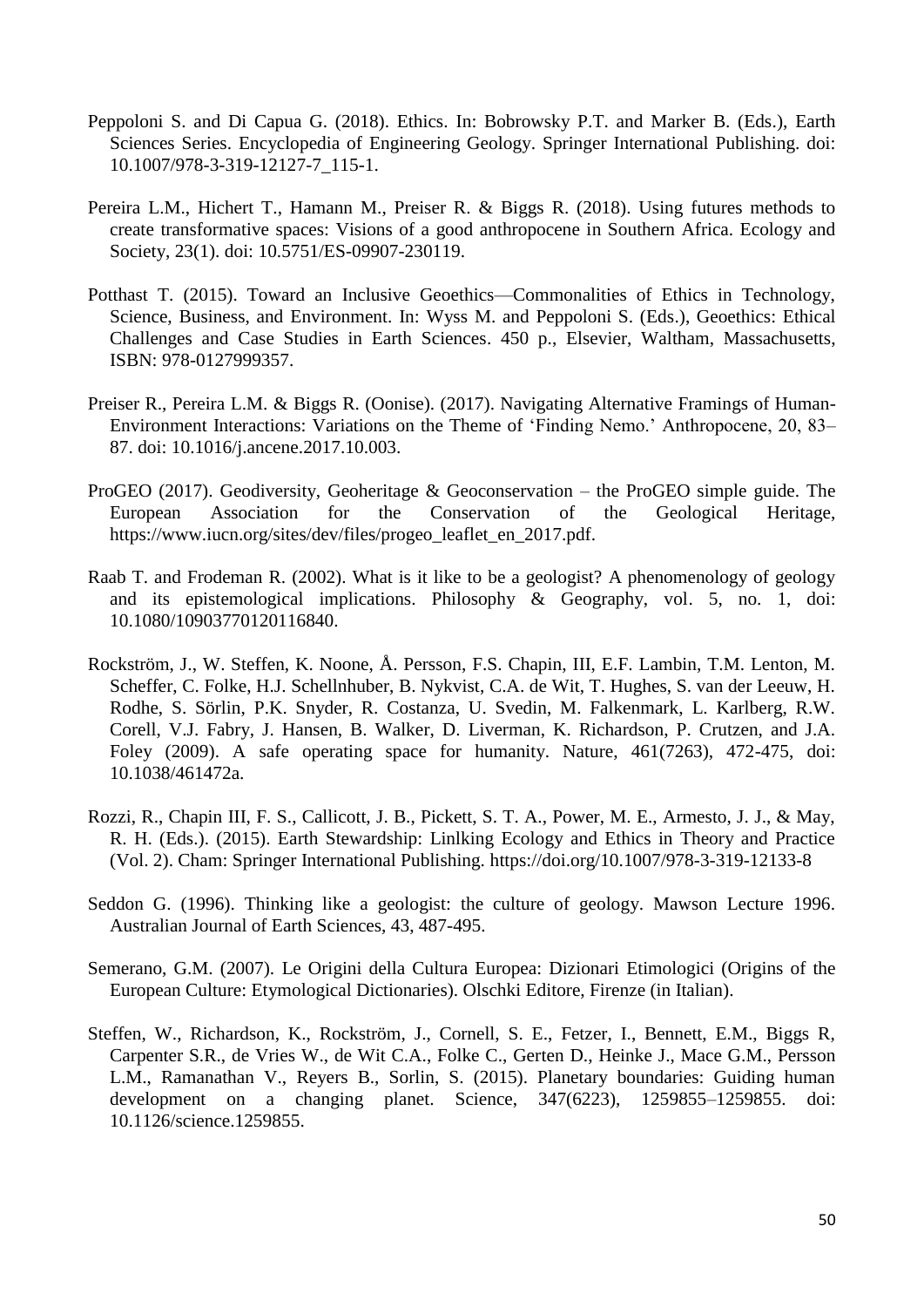Peppoloni S. and Di Capua G. (2018). Ethics. In: Bobrowsky P.T. and Marker B. (Eds.), Earth Sciences Series. Encyclopedia of Engineering Geology. Springer International Publishing. doi: 10.1007/978-3-319-12127-7_115-1.

Pereira L.M., Hichert T., Hamann M., Preiser R. & Biggs R. (2018). Using futures methods to create transformative spaces: Visions of a good anthropocene in Southern Africa. Ecology and Society, 23(1). doi: 10.5751/ES-09907-230119.

Potthast T. (2015). Toward an Inclusive Geoethics—Commonalities of Ethics in Technology, Science, Business, and Environment. In: Wyss M. and Peppoloni S. (Eds.), Geoethics: Ethical Challenges and Case Studies in Earth Sciences. 450 p., Elsevier, Waltham, Massachusetts, ISBN: 978-0127999357.

Preiser R., Pereira L.M. & Biggs R. (Oonise). (2017). Navigating Alternative Framings of Human-Environment Interactions: Variations on the Theme of 'Finding Nemo.' Anthropocene, 20, 83–87. doi: 10.1016/j.ancene.2017.10.003.

ProGEO (2017). Geodiversity, Geoheritage & Geoconservation – the ProGEO simple guide. The European Association for the Conservation of the Geological Heritage, https://www.iucn.org/sites/dev/files/progeo_leaflet_en_2017.pdf.

Raab T. and Frodeman R. (2002). What is it like to be a geologist? A phenomenology of geology and its epistemological implications. Philosophy & Geography, vol. 5, no. 1, doi: 10.1080/10903770120116840.

Rockström, J., W. Steffen, K. Noone, Å. Persson, F.S. Chapin, III, E.F. Lambin, T.M. Lenton, M. Scheffer, C. Folke, H.J. Schellnhuber, B. Nykvist, C.A. de Wit, T. Hughes, S. van der Leeuw, H. Rodhe, S. Sörlin, P.K. Snyder, R. Costanza, U. Svedin, M. Falkenmark, L. Karlberg, R.W. Corell, V.J. Fabry, J. Hansen, B. Walker, D. Liverman, K. Richardson, P. Crutzen, and J.A. Foley (2009). A safe operating space for humanity. Nature, 461(7263), 472-475, doi: 10.1038/461472a.

Rozzi, R., Chapin III, F. S., Callicott, J. B., Pickett, S. T. A., Power, M. E., Armesto, J. J., & May, R. H. (Eds.). (2015). Earth Stewardship: Linlking Ecology and Ethics in Theory and Practice (Vol. 2). Cham: Springer International Publishing. https://doi.org/10.1007/978-3-319-12133-8

Seddon G. (1996). Thinking like a geologist: the culture of geology. Mawson Lecture 1996. Australian Journal of Earth Sciences, 43, 487-495.

Semerano, G.M. (2007). Le Origini della Cultura Europea: Dizionari Etimologici (Origins of the European Culture: Etymological Dictionaries). Olschki Editore, Firenze (in Italian).

Steffen, W., Richardson, K., Rockström, J., Cornell, S. E., Fetzer, I., Bennett, E.M., Biggs R, Carpenter S.R., de Vries W., de Wit C.A., Folke C., Gerten D., Heinke J., Mace G.M., Persson L.M., Ramanathan V., Reyers B., Sorlin, S. (2015). Planetary boundaries: Guiding human development on a changing planet. Science, 347(6223), 1259855–1259855. doi: 10.1126/science.1259855.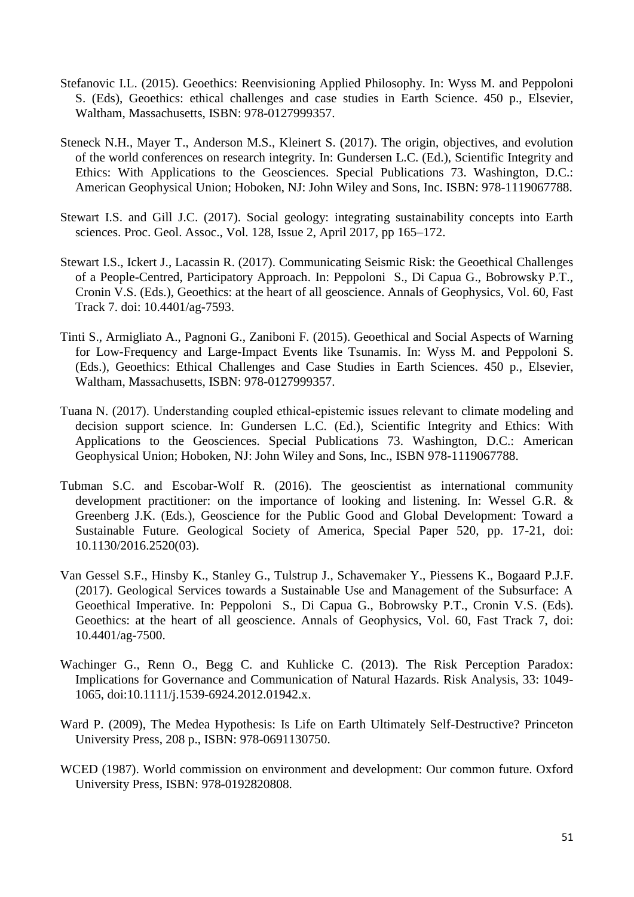Stefanovic I.L. (2015). Geoethics: Reenvisioning Applied Philosophy. In: Wyss M. and Peppoloni S. (Eds), Geoethics: ethical challenges and case studies in Earth Science. 450 p., Elsevier, Waltham, Massachusetts, ISBN: 978-0127999357.

Steneck N.H., Mayer T., Anderson M.S., Kleinert S. (2017). The origin, objectives, and evolution of the world conferences on research integrity. In: Gundersen L.C. (Ed.), Scientific Integrity and Ethics: With Applications to the Geosciences. Special Publications 73. Washington, D.C.: American Geophysical Union; Hoboken, NJ: John Wiley and Sons, Inc. ISBN: 978-1119067788.

Stewart I.S. and Gill J.C. (2017). Social geology: integrating sustainability concepts into Earth sciences. Proc. Geol. Assoc., Vol. 128, Issue 2, April 2017, pp 165–172.

Stewart I.S., Ickert J., Lacassin R. (2017). Communicating Seismic Risk: the Geoethical Challenges of a People-Centred, Participatory Approach. In: Peppoloni S., Di Capua G., Bobrowsky P.T., Cronin V.S. (Eds.), Geoethics: at the heart of all geoscience. Annals of Geophysics, Vol. 60, Fast Track 7. doi: 10.4401/ag-7593.

Tinti S., Armigliato A., Pagnoni G., Zaniboni F. (2015). Geoethical and Social Aspects of Warning for Low-Frequency and Large-Impact Events like Tsunamis. In: Wyss M. and Peppoloni S. (Eds.), Geoethics: Ethical Challenges and Case Studies in Earth Sciences. 450 p., Elsevier, Waltham, Massachusetts, ISBN: 978-0127999357.

Tuana N. (2017). Understanding coupled ethical-epistemic issues relevant to climate modeling and decision support science. In: Gundersen L.C. (Ed.), Scientific Integrity and Ethics: With Applications to the Geosciences. Special Publications 73. Washington, D.C.: American Geophysical Union; Hoboken, NJ: John Wiley and Sons, Inc., ISBN 978-1119067788.

Tubman S.C. and Escobar-Wolf R. (2016). The geoscientist as international community development practitioner: on the importance of looking and listening. In: Wessel G.R. & Greenberg J.K. (Eds.), Geoscience for the Public Good and Global Development: Toward a Sustainable Future. Geological Society of America, Special Paper 520, pp. 17-21, doi: 10.1130/2016.2520(03).

Van Gessel S.F., Hinsby K., Stanley G., Tulstrup J., Schavemaker Y., Piessens K., Bogaard P.J.F. (2017). Geological Services towards a Sustainable Use and Management of the Subsurface: A Geoethical Imperative. In: Peppoloni S., Di Capua G., Bobrowsky P.T., Cronin V.S. (Eds). Geoethics: at the heart of all geoscience. Annals of Geophysics, Vol. 60, Fast Track 7, doi: 10.4401/ag-7500.

Wachinger G., Renn O., Begg C. and Kuhlicke C. (2013). The Risk Perception Paradox: Implications for Governance and Communication of Natural Hazards. Risk Analysis, 33: 1049-1065, doi:10.1111/j.1539-6924.2012.01942.x.

Ward P. (2009), The Medea Hypothesis: Is Life on Earth Ultimately Self-Destructive? Princeton University Press, 208 p., ISBN: 978-0691130750.

WCED (1987). World commission on environment and development: Our common future. Oxford University Press, ISBN: 978-0192820808.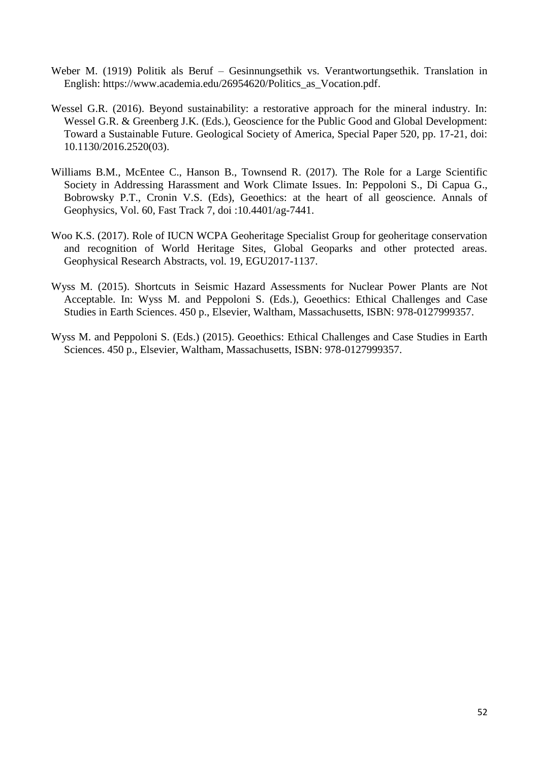Weber M. (1919) Politik als Beruf – Gesinnungsethik vs. Verantwortungsethik. Translation in English: https://www.academia.edu/26954620/Politics_as_Vocation.pdf.

Wessel G.R. (2016). Beyond sustainability: a restorative approach for the mineral industry. In: Wessel G.R. & Greenberg J.K. (Eds.), Geoscience for the Public Good and Global Development: Toward a Sustainable Future. Geological Society of America, Special Paper 520, pp. 17-21, doi: 10.1130/2016.2520(03).

Williams B.M., McEntee C., Hanson B., Townsend R. (2017). The Role for a Large Scientific Society in Addressing Harassment and Work Climate Issues. In: Peppoloni S., Di Capua G., Bobrowsky P.T., Cronin V.S. (Eds), Geoethics: at the heart of all geoscience. Annals of Geophysics, Vol. 60, Fast Track 7, doi :10.4401/ag-7441.

Woo K.S. (2017). Role of IUCN WCPA Geoheritage Specialist Group for geoheritage conservation and recognition of World Heritage Sites, Global Geoparks and other protected areas. Geophysical Research Abstracts, vol. 19, EGU2017-1137.

Wyss M. (2015). Shortcuts in Seismic Hazard Assessments for Nuclear Power Plants are Not Acceptable. In: Wyss M. and Peppoloni S. (Eds.), Geoethics: Ethical Challenges and Case Studies in Earth Sciences. 450 p., Elsevier, Waltham, Massachusetts, ISBN: 978-0127999357.

Wyss M. and Peppoloni S. (Eds.) (2015). Geoethics: Ethical Challenges and Case Studies in Earth Sciences. 450 p., Elsevier, Waltham, Massachusetts, ISBN: 978-0127999357.